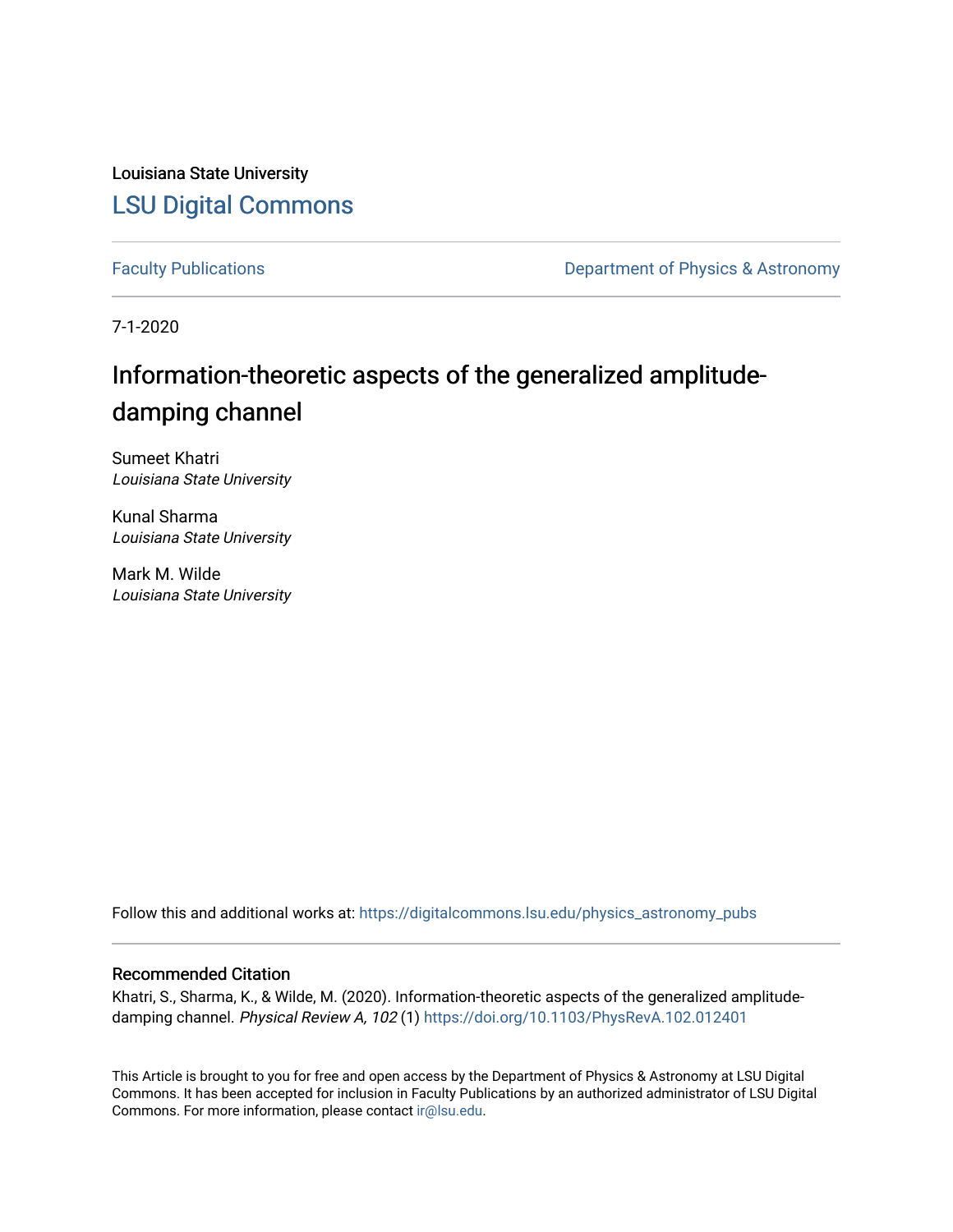Louisiana State University

[LSU Digital Commons](#)

Faculty Publications | Department of Physics & Astronomy

7-1-2020

# Information-theoretic aspects of the generalized amplitude-damping channel

Sumeet Khatri
*Louisiana State University*

Kunal Sharma
*Louisiana State University*

Mark M. Wilde
*Louisiana State University*

Follow this and additional works at: https://digitalcommons.lsu.edu/physics_astronomy_pubs

## Recommended Citation

Khatri, S., Sharma, K., & Wilde, M. (2020). Information-theoretic aspects of the generalized amplitude-damping channel. *Physical Review A, 102* (1) https://doi.org/10.1103/PhysRevA.102.012401

This Article is brought to you for free and open access by the Department of Physics & Astronomy at LSU Digital Commons. It has been accepted for inclusion in Faculty Publications by an authorized administrator of LSU Digital Commons. For more information, please contact ir@lsu.edu.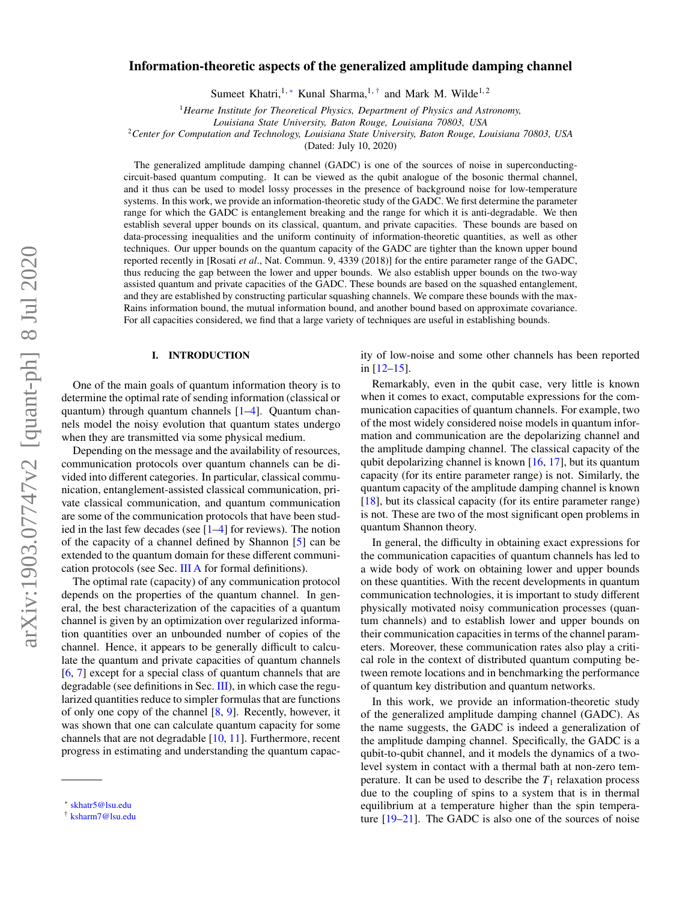# Information-theoretic aspects of the generalized amplitude damping channel

Sumeet Khatri,[1, *] Kunal Sharma,[1, †] and Mark M. Wilde[1, 2]

[1]*Hearne Institute for Theoretical Physics, Department of Physics and Astronomy, Louisiana State University, Baton Rouge, Louisiana 70803, USA*

[2]*Center for Computation and Technology, Louisiana State University, Baton Rouge, Louisiana 70803, USA*

(Dated: July 10, 2020)

The generalized amplitude damping channel (GADC) is one of the sources of noise in superconducting-circuit-based quantum computing. It can be viewed as the qubit analogue of the bosonic thermal channel, and it thus can be used to model lossy processes in the presence of background noise for low-temperature systems. In this work, we provide an information-theoretic study of the GADC. We first determine the parameter range for which the GADC is entanglement breaking and the range for which it is anti-degradable. We then establish several upper bounds on its classical, quantum, and private capacities. These bounds are based on data-processing inequalities and the uniform continuity of information-theoretic quantities, as well as other techniques. Our upper bounds on the quantum capacity of the GADC are tighter than the known upper bound reported recently in [Rosati *et al.*, Nat. Commun. 9, 4339 (2018)] for the entire parameter range of the GADC, thus reducing the gap between the lower and upper bounds. We also establish upper bounds on the two-way assisted quantum and private capacities of the GADC. These bounds are based on the squashed entanglement, and they are established by constructing particular squashing channels. We compare these bounds with the max-Rains information bound, the mutual information bound, and another bound based on approximate covariance. For all capacities considered, we find that a large variety of techniques are useful in establishing bounds.

## I. INTRODUCTION

One of the main goals of quantum information theory is to determine the optimal rate of sending information (classical or quantum) through quantum channels [1–4]. Quantum channels model the noisy evolution that quantum states undergo when they are transmitted via some physical medium.

Depending on the message and the availability of resources, communication protocols over quantum channels can be divided into different categories. In particular, classical communication, entanglement-assisted classical communication, private classical communication, and quantum communication are some of the communication protocols that have been studied in the last few decades (see [1–4] for reviews). The notion of the capacity of a channel defined by Shannon [5] can be extended to the quantum domain for these different communication protocols (see Sec. III A for formal definitions).

The optimal rate (capacity) of any communication protocol depends on the properties of the quantum channel. In general, the best characterization of the capacities of a quantum channel is given by an optimization over regularized information quantities over an unbounded number of copies of the channel. Hence, it appears to be generally difficult to calculate the quantum and private capacities of quantum channels [6, 7] except for a special class of quantum channels that are degradable (see definitions in Sec. III), in which case the regularized quantities reduce to simpler formulas that are functions of only one copy of the channel [8, 9]. Recently, however, it was shown that one can calculate quantum capacity for some channels that are not degradable [10, 11]. Furthermore, recent progress in estimating and understanding the quantum capacity of low-noise and some other channels has been reported in [12–15].

Remarkably, even in the qubit case, very little is known when it comes to exact, computable expressions for the communication capacities of quantum channels. For example, two of the most widely considered noise models in quantum information and communication are the depolarizing channel and the amplitude damping channel. The classical capacity of the qubit depolarizing channel is known [16, 17], but its quantum capacity (for its entire parameter range) is not. Similarly, the quantum capacity of the amplitude damping channel is known [18], but its classical capacity (for its entire parameter range) is not. These are two of the most significant open problems in quantum Shannon theory.

In general, the difficulty in obtaining exact expressions for the communication capacities of quantum channels has led to a wide body of work on obtaining lower and upper bounds on these quantities. With the recent developments in quantum communication technologies, it is important to study different physically motivated noisy communication processes (quantum channels) and to establish lower and upper bounds on their communication capacities in terms of the channel parameters. Moreover, these communication rates also play a critical role in the context of distributed quantum computing between remote locations and in benchmarking the performance of quantum key distribution and quantum networks.

In this work, we provide an information-theoretic study of the generalized amplitude damping channel (GADC). As the name suggests, the GADC is indeed a generalization of the amplitude damping channel. Specifically, the GADC is a qubit-to-qubit channel, and it models the dynamics of a two-level system in contact with a thermal bath at non-zero temperature. It can be used to describe the $T_1$ relaxation process due to the coupling of spins to a system that is in thermal equilibrium at a temperature higher than the spin temperature [19–21]. The GADC is also one of the sources of noise

---

[*] skhatr5@lsu.edu

[†] ksharm7@lsu.edu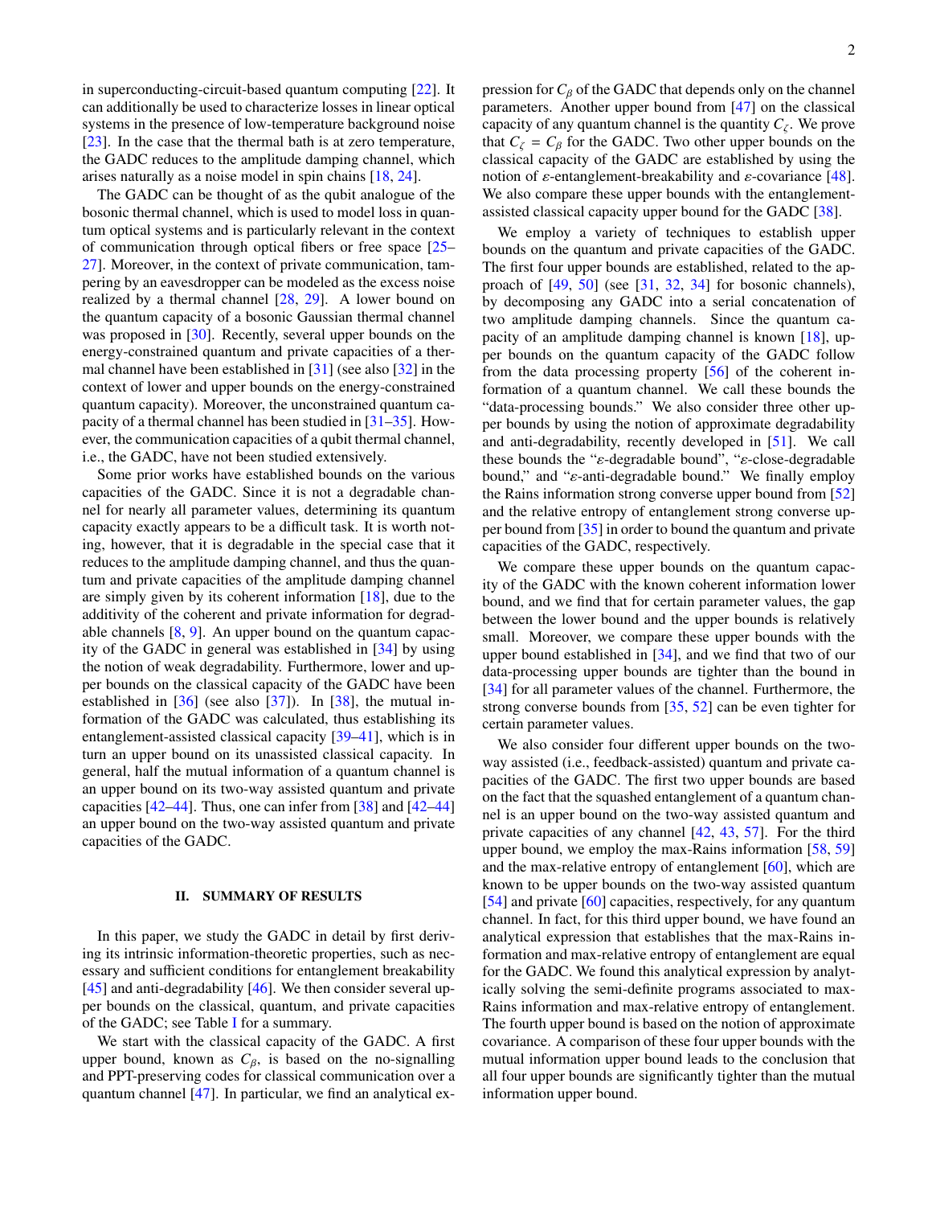in superconducting-circuit-based quantum computing [22]. It can additionally be used to characterize losses in linear optical systems in the presence of low-temperature background noise [23]. In the case that the thermal bath is at zero temperature, the GADC reduces to the amplitude damping channel, which arises naturally as a noise model in spin chains [18, 24].

The GADC can be thought of as the qubit analogue of the bosonic thermal channel, which is used to model loss in quantum optical systems and is particularly relevant in the context of communication through optical fibers or free space [25–27]. Moreover, in the context of private communication, tampering by an eavesdropper can be modeled as the excess noise realized by a thermal channel [28, 29]. A lower bound on the quantum capacity of a bosonic Gaussian thermal channel was proposed in [30]. Recently, several upper bounds on the energy-constrained quantum and private capacities of a thermal channel have been established in [31] (see also [32] in the context of lower and upper bounds on the energy-constrained quantum capacity). Moreover, the unconstrained quantum capacity of a thermal channel has been studied in [31–35]. However, the communication capacities of a qubit thermal channel, i.e., the GADC, have not been studied extensively.

Some prior works have established bounds on the various capacities of the GADC. Since it is not a degradable channel for nearly all parameter values, determining its quantum capacity exactly appears to be a difficult task. It is worth noting, however, that it is degradable in the special case that it reduces to the amplitude damping channel, and thus the quantum and private capacities of the amplitude damping channel are simply given by its coherent information [18], due to the additivity of the coherent and private information for degradable channels [8, 9]. An upper bound on the quantum capacity of the GADC in general was established in [34] by using the notion of weak degradability. Furthermore, lower and upper bounds on the classical capacity of the GADC have been established in [36] (see also [37]). In [38], the mutual information of the GADC was calculated, thus establishing its entanglement-assisted classical capacity [39–41], which is in turn an upper bound on its unassisted classical capacity. In general, half the mutual information of a quantum channel is an upper bound on its two-way assisted quantum and private capacities [42–44]. Thus, one can infer from [38] and [42–44] an upper bound on the two-way assisted quantum and private capacities of the GADC.

## II. SUMMARY OF RESULTS

In this paper, we study the GADC in detail by first deriving its intrinsic information-theoretic properties, such as necessary and sufficient conditions for entanglement breakability [45] and anti-degradability [46]. We then consider several upper bounds on the classical, quantum, and private capacities of the GADC; see Table I for a summary.

We start with the classical capacity of the GADC. A first upper bound, known as $C_\beta$, is based on the no-signalling and PPT-preserving codes for classical communication over a quantum channel [47]. In particular, we find an analytical expression for $C_\beta$ of the GADC that depends only on the channel parameters. Another upper bound from [47] on the classical capacity of any quantum channel is the quantity $C_\zeta$. We prove that $C_\zeta = C_\beta$ for the GADC. Two other upper bounds on the classical capacity of the GADC are established by using the notion of $\varepsilon$-entanglement-breakability and $\varepsilon$-covariance [48]. We also compare these upper bounds with the entanglement-assisted classical capacity upper bound for the GADC [38].

We employ a variety of techniques to establish upper bounds on the quantum and private capacities of the GADC. The first four upper bounds are established, related to the approach of [49, 50] (see [31, 32, 34] for bosonic channels), by decomposing any GADC into a serial concatenation of two amplitude damping channels. Since the quantum capacity of an amplitude damping channel is known [18], upper bounds on the quantum capacity of the GADC follow from the data processing property [56] of the coherent information of a quantum channel. We call these bounds the "data-processing bounds." We also consider three other upper bounds by using the notion of approximate degradability and anti-degradability, recently developed in [51]. We call these bounds the "$\varepsilon$-degradable bound", "$\varepsilon$-close-degradable bound," and "$\varepsilon$-anti-degradable bound." We finally employ the Rains information strong converse upper bound from [52] and the relative entropy of entanglement strong converse upper bound from [35] in order to bound the quantum and private capacities of the GADC, respectively.

We compare these upper bounds on the quantum capacity of the GADC with the known coherent information lower bound, and we find that for certain parameter values, the gap between the lower bound and the upper bounds is relatively small. Moreover, we compare these upper bounds with the upper bound established in [34], and we find that two of our data-processing upper bounds are tighter than the bound in [34] for all parameter values of the channel. Furthermore, the strong converse bounds from [35, 52] can be even tighter for certain parameter values.

We also consider four different upper bounds on the two-way assisted (i.e., feedback-assisted) quantum and private capacities of the GADC. The first two upper bounds are based on the fact that the squashed entanglement of a quantum channel is an upper bound on the two-way assisted quantum and private capacities of any channel [42, 43, 57]. For the third upper bound, we employ the max-Rains information [58, 59] and the max-relative entropy of entanglement [60], which are known to be upper bounds on the two-way assisted quantum [54] and private [60] capacities, respectively, for any quantum channel. In fact, for this third upper bound, we have found an analytical expression that establishes that the max-Rains information and max-relative entropy of entanglement are equal for the GADC. We found this analytical expression by analytically solving the semi-definite programs associated to max-Rains information and max-relative entropy of entanglement. The fourth upper bound is based on the notion of approximate covariance. A comparison of these four upper bounds with the mutual information upper bound leads to the conclusion that all four upper bounds are significantly tighter than the mutual information upper bound.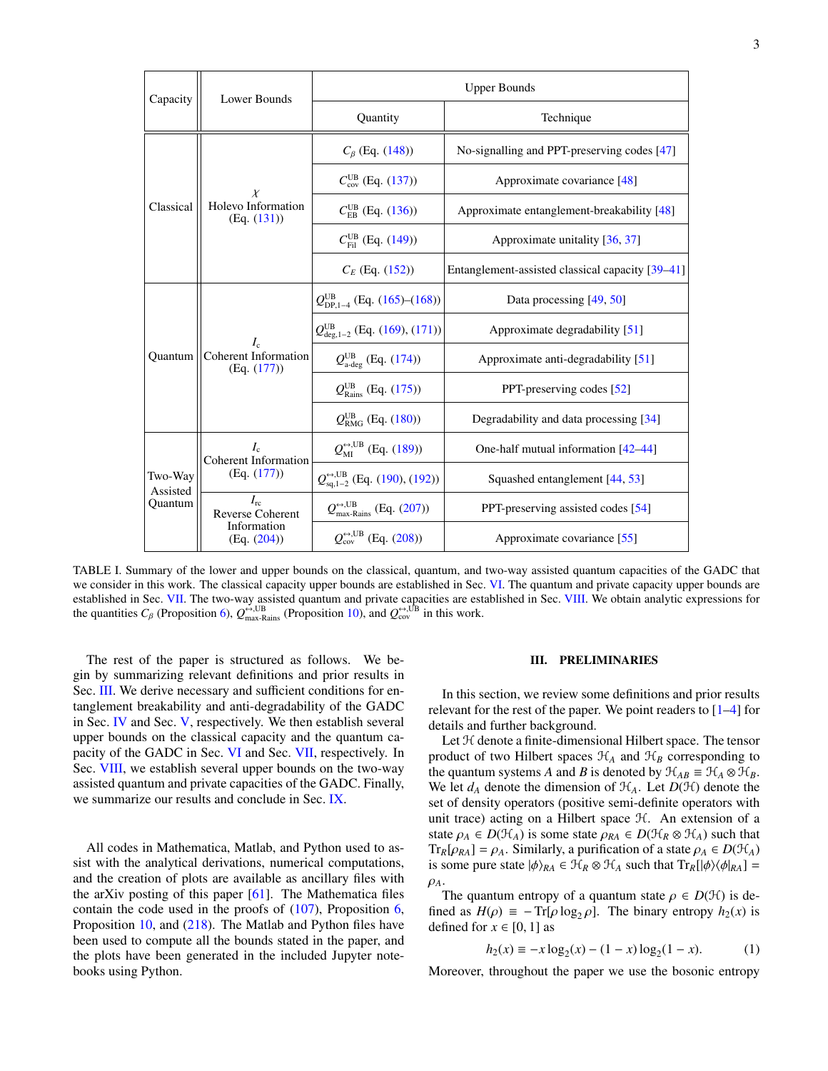| Capacity | Lower Bounds | Upper Bounds | |
|---|---|---|---|
| | | Quantity | Technique |
| Classical | $\chi$ Holevo Information (Eq. (131)) | $C_\beta$ (Eq. (148)) | No-signalling and PPT-preserving codes [47] |
| | | $C_{\text{cov}}^{\text{UB}}$ (Eq. (137)) | Approximate covariance [48] |
| | | $C_{\text{EB}}^{\text{UB}}$ (Eq. (136)) | Approximate entanglement-breakability [48] |
| | | $C_{\text{Fil}}^{\text{UB}}$ (Eq. (149)) | Approximate unitality [36, 37] |
| | | $C_E$ (Eq. (152)) | Entanglement-assisted classical capacity [39–41] |
| Quantum | $I_c$ Coherent Information (Eq. (177)) | $Q_{\text{DP},1-4}^{\text{UB}}$ (Eq. (165)–(168)) | Data processing [49, 50] |
| | | $Q_{\text{deg},1-2}^{\text{UB}}$ (Eq. (169), (171)) | Approximate degradability [51] |
| | | $Q_{\text{a-deg}}^{\text{UB}}$ (Eq. (174)) | Approximate anti-degradability [51] |
| | | $Q_{\text{Rains}}^{\text{UB}}$ (Eq. (175)) | PPT-preserving codes [52] |
| | | $Q_{\text{RMG}}^{\text{UB}}$ (Eq. (180)) | Degradability and data processing [34] |
| Two-Way Assisted Quantum | $I_c$ Coherent Information (Eq. (177)) | $Q_{\text{MI}}^{\leftrightarrow,\text{UB}}$ (Eq. (189)) | One-half mutual information [42–44] |
| | | $Q_{\text{sq},1-2}^{\leftrightarrow,\text{UB}}$ (Eq. (190), (192)) | Squashed entanglement [44, 53] |
| | $I_{\text{rc}}$ Reverse Coherent Information (Eq. (204)) | $Q_{\text{max-Rains}}^{\leftrightarrow,\text{UB}}$ (Eq. (207)) | PPT-preserving assisted codes [54] |
| | | $Q_{\text{cov}}^{\leftrightarrow,\text{UB}}$ (Eq. (208)) | Approximate covariance [55] |

TABLE I. Summary of the lower and upper bounds on the classical, quantum, and two-way assisted quantum capacities of the GADC that we consider in this work. The classical capacity upper bounds are established in Sec. VI. The quantum and private capacity upper bounds are established in Sec. VII. The two-way assisted quantum and private capacities are established in Sec. VIII. We obtain analytic expressions for the quantities $C_\beta$ (Proposition 6), $Q_{\text{max-Rains}}^{\leftrightarrow,\text{UB}}$ (Proposition 10), and $Q_{\text{cov}}^{\leftrightarrow,\text{UB}}$ in this work.

The rest of the paper is structured as follows. We begin by summarizing relevant definitions and prior results in Sec. III. We derive necessary and sufficient conditions for entanglement breakability and anti-degradability of the GADC in Sec. IV and Sec. V, respectively. We then establish several upper bounds on the classical capacity and the quantum capacity of the GADC in Sec. VI and Sec. VII, respectively. In Sec. VIII, we establish several upper bounds on the two-way assisted quantum and private capacities of the GADC. Finally, we summarize our results and conclude in Sec. IX.

All codes in Mathematica, Matlab, and Python used to assist with the analytical derivations, numerical computations, and the creation of plots are available as ancillary files with the arXiv posting of this paper [61]. The Mathematica files contain the code used in the proofs of (107), Proposition 6, Proposition 10, and (218). The Matlab and Python files have been used to compute all the bounds stated in the paper, and the plots have been generated in the included Jupyter notebooks using Python.

## III. PRELIMINARIES

In this section, we review some definitions and prior results relevant for the rest of the paper. We point readers to [1–4] for details and further background.

Let $\mathcal{H}$ denote a finite-dimensional Hilbert space. The tensor product of two Hilbert spaces $\mathcal{H}_A$ and $\mathcal{H}_B$ corresponding to the quantum systems $A$ and $B$ is denoted by $\mathcal{H}_{AB} \equiv \mathcal{H}_A \otimes \mathcal{H}_B$. We let $d_A$ denote the dimension of $\mathcal{H}_A$. Let $D(\mathcal{H})$ denote the set of density operators (positive semi-definite operators with unit trace) acting on a Hilbert space $\mathcal{H}$. An extension of a state $\rho_A \in D(\mathcal{H}_A)$ is some state $\rho_{RA} \in D(\mathcal{H}_R \otimes \mathcal{H}_A)$ such that $\text{Tr}_R[\rho_{RA}] = \rho_A$. Similarly, a purification of a state $\rho_A \in D(\mathcal{H}_A)$ is some pure state $|\phi\rangle_{RA} \in \mathcal{H}_R \otimes \mathcal{H}_A$ such that $\text{Tr}_R[|\phi\rangle\langle\phi|_{RA}] = \rho_A$.

The quantum entropy of a quantum state $\rho \in D(\mathcal{H})$ is defined as $H(\rho) \equiv -\text{Tr}[\rho \log_2 \rho]$. The binary entropy $h_2(x)$ is defined for $x \in [0, 1]$ as

$$h_2(x) \equiv -x \log_2(x) - (1 - x) \log_2(1 - x). \tag{1}$$

Moreover, throughout the paper we use the bosonic entropy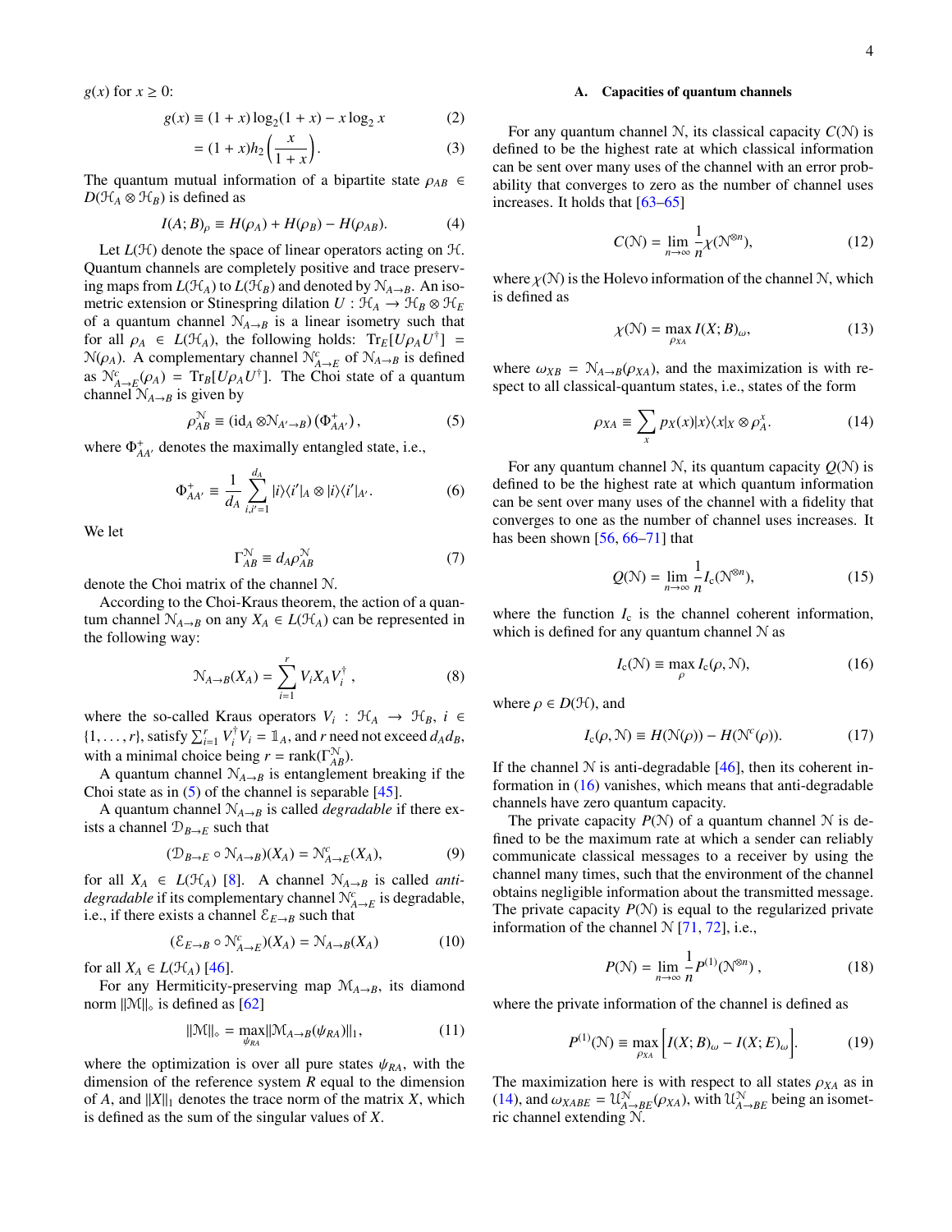$g(x)$ for $x \geq 0$:

$$g(x) \equiv (1+x)\log_2(1+x) - x\log_2 x \tag{2}$$

$$= (1+x)h_2\left(\frac{x}{1+x}\right). \tag{3}$$

The quantum mutual information of a bipartite state $\rho_{AB} \in D(\mathcal{H}_A \otimes \mathcal{H}_B)$ is defined as

$$I(A;B)_\rho \equiv H(\rho_A) + H(\rho_B) - H(\rho_{AB}). \tag{4}$$

Let $L(\mathcal{H})$ denote the space of linear operators acting on $\mathcal{H}$. Quantum channels are completely positive and trace preserving maps from $L(\mathcal{H}_A)$ to $L(\mathcal{H}_B)$ and denoted by $\mathcal{N}_{A\to B}$. An isometric extension or Stinespring dilation $U : \mathcal{H}_A \to \mathcal{H}_B \otimes \mathcal{H}_E$ of a quantum channel $\mathcal{N}_{A\to B}$ is a linear isometry such that for all $\rho_A \in L(\mathcal{H}_A)$, the following holds: $\mathrm{Tr}_E[U\rho_A U^\dagger] = \mathcal{N}(\rho_A)$. A complementary channel $\mathcal{N}^c_{A\to E}$ of $\mathcal{N}_{A\to B}$ is defined as $\mathcal{N}^c_{A\to E}(\rho_A) = \mathrm{Tr}_B[U\rho_A U^\dagger]$. The Choi state of a quantum channel $\mathcal{N}_{A\to B}$ is given by

$$\rho^{\mathcal{N}}_{AB} \equiv (\mathrm{id}_A \otimes \mathcal{N}_{A'\to B})\left(\Phi^+_{AA'}\right), \tag{5}$$

where $\Phi^+_{AA'}$ denotes the maximally entangled state, i.e.,

$$\Phi^+_{AA'} \equiv \frac{1}{d_A}\sum_{i,i'=1}^{d_A} |i\rangle\langle i'|_A \otimes |i\rangle\langle i'|_{A'}. \tag{6}$$

We let

$$\Gamma^{\mathcal{N}}_{AB} \equiv d_A \rho^{\mathcal{N}}_{AB} \tag{7}$$

denote the Choi matrix of the channel $\mathcal{N}$.

According to the Choi-Kraus theorem, the action of a quantum channel $\mathcal{N}_{A\to B}$ on any $X_A \in L(\mathcal{H}_A)$ can be represented in the following way:

$$\mathcal{N}_{A\to B}(X_A) = \sum_{i=1}^{r} V_i X_A V_i^\dagger\,, \tag{8}$$

where the so-called Kraus operators $V_i : \mathcal{H}_A \to \mathcal{H}_B$, $i \in \{1,\ldots,r\}$, satisfy $\sum_{i=1}^r V_i^\dagger V_i = \mathbb{1}_A$, and $r$ need not exceed $d_A d_B$, with a minimal choice being $r = \mathrm{rank}(\Gamma^{\mathcal{N}}_{AB})$.

A quantum channel $\mathcal{N}_{A\to B}$ is entanglement breaking if the Choi state as in (5) of the channel is separable [45].

A quantum channel $\mathcal{N}_{A\to B}$ is called *degradable* if there exists a channel $\mathcal{D}_{B\to E}$ such that

$$(\mathcal{D}_{B\to E} \circ \mathcal{N}_{A\to B})(X_A) = \mathcal{N}^c_{A\to E}(X_A), \tag{9}$$

for all $X_A \in L(\mathcal{H}_A)$ [8]. A channel $\mathcal{N}_{A\to B}$ is called *anti-degradable* if its complementary channel $\mathcal{N}^c_{A\to E}$ is degradable, i.e., if there exists a channel $\mathcal{E}_{E\to B}$ such that

$$(\mathcal{E}_{E\to B} \circ \mathcal{N}^c_{A\to E})(X_A) = \mathcal{N}_{A\to B}(X_A) \tag{10}$$

for all $X_A \in L(\mathcal{H}_A)$ [46].

For any Hermiticity-preserving map $\mathcal{M}_{A\to B}$, its diamond norm $\|\mathcal{M}\|_\diamond$ is defined as [62]

$$\|\mathcal{M}\|_\diamond = \max_{\psi_{RA}} \|\mathcal{M}_{A\to B}(\psi_{RA})\|_1, \tag{11}$$

where the optimization is over all pure states $\psi_{RA}$, with the dimension of the reference system $R$ equal to the dimension of $A$, and $\|X\|_1$ denotes the trace norm of the matrix $X$, which is defined as the sum of the singular values of $X$.

### A. Capacities of quantum channels

For any quantum channel $\mathcal{N}$, its classical capacity $C(\mathcal{N})$ is defined to be the highest rate at which classical information can be sent over many uses of the channel with an error probability that converges to zero as the number of channel uses increases. It holds that [63–65]

$$C(\mathcal{N}) = \lim_{n\to\infty} \frac{1}{n}\chi(\mathcal{N}^{\otimes n}), \tag{12}$$

where $\chi(\mathcal{N})$ is the Holevo information of the channel $\mathcal{N}$, which is defined as

$$\chi(\mathcal{N}) = \max_{\rho_{XA}} I(X;B)_\omega, \tag{13}$$

where $\omega_{XB} = \mathcal{N}_{A\to B}(\rho_{XA})$, and the maximization is with respect to all classical-quantum states, i.e., states of the form

$$\rho_{XA} \equiv \sum_x p_X(x)|x\rangle\langle x|_X \otimes \rho^x_A. \tag{14}$$

For any quantum channel $\mathcal{N}$, its quantum capacity $Q(\mathcal{N})$ is defined to be the highest rate at which quantum information can be sent over many uses of the channel with a fidelity that converges to one as the number of channel uses increases. It has been shown [56, 66–71] that

$$Q(\mathcal{N}) = \lim_{n\to\infty} \frac{1}{n} I_c(\mathcal{N}^{\otimes n}), \tag{15}$$

where the function $I_c$ is the channel coherent information, which is defined for any quantum channel $\mathcal{N}$ as

$$I_c(\mathcal{N}) \equiv \max_\rho I_c(\rho, \mathcal{N}), \tag{16}$$

where $\rho \in D(\mathcal{H})$, and

$$I_c(\rho,\mathcal{N}) \equiv H(\mathcal{N}(\rho)) - H(\mathcal{N}^c(\rho)). \tag{17}$$

If the channel $\mathcal{N}$ is anti-degradable [46], then its coherent information in (16) vanishes, which means that anti-degradable channels have zero quantum capacity.

The private capacity $P(\mathcal{N})$ of a quantum channel $\mathcal{N}$ is defined to be the maximum rate at which a sender can reliably communicate classical messages to a receiver by using the channel many times, such that the environment of the channel obtains negligible information about the transmitted message. The private capacity $P(\mathcal{N})$ is equal to the regularized private information of the channel $\mathcal{N}$ [71, 72], i.e.,

$$P(\mathcal{N}) = \lim_{n\to\infty} \frac{1}{n} P^{(1)}(\mathcal{N}^{\otimes n})\,, \tag{18}$$

where the private information of the channel is defined as

$$P^{(1)}(\mathcal{N}) \equiv \max_{\rho_{XA}} \Big[I(X;B)_\omega - I(X;E)_\omega\Big]. \tag{19}$$

The maximization here is with respect to all states $\rho_{XA}$ as in (14), and $\omega_{XABE} = \mathcal{U}^{\mathcal{N}}_{A\to BE}(\rho_{XA})$, with $\mathcal{U}^{\mathcal{N}}_{A\to BE}$ being an isometric channel extending $\mathcal{N}$.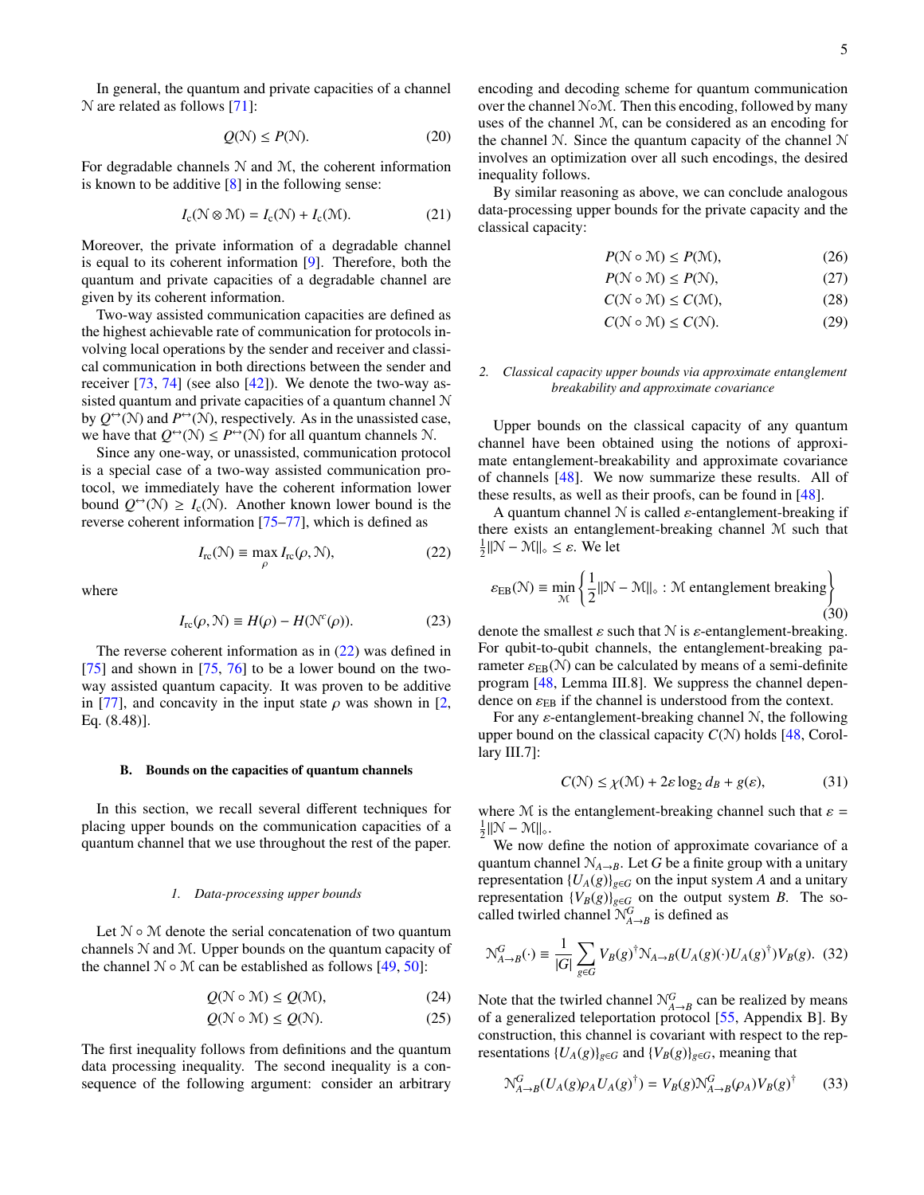In general, the quantum and private capacities of a channel $\mathcal{N}$ are related as follows [71]:

$$Q(\mathcal{N}) \leq P(\mathcal{N}). \tag{20}$$

For degradable channels $\mathcal{N}$ and $\mathcal{M}$, the coherent information is known to be additive [8] in the following sense:

$$I_c(\mathcal{N} \otimes \mathcal{M}) = I_c(\mathcal{N}) + I_c(\mathcal{M}). \tag{21}$$

Moreover, the private information of a degradable channel is equal to its coherent information [9]. Therefore, both the quantum and private capacities of a degradable channel are given by its coherent information.

Two-way assisted communication capacities are defined as the highest achievable rate of communication for protocols involving local operations by the sender and receiver and classical communication in both directions between the sender and receiver [73, 74] (see also [42]). We denote the two-way assisted quantum and private capacities of a quantum channel $\mathcal{N}$ by $Q^{\leftrightarrow}(\mathcal{N})$ and $P^{\leftrightarrow}(\mathcal{N})$, respectively. As in the unassisted case, we have that $Q^{\leftrightarrow}(\mathcal{N}) \leq P^{\leftrightarrow}(\mathcal{N})$ for all quantum channels $\mathcal{N}$.

Since any one-way, or unassisted, communication protocol is a special case of a two-way assisted communication protocol, we immediately have the coherent information lower bound $Q^{\leftrightarrow}(\mathcal{N}) \geq I_c(\mathcal{N})$. Another known lower bound is the reverse coherent information [75–77], which is defined as

$$I_{rc}(\mathcal{N}) \equiv \max_{\rho} I_{rc}(\rho, \mathcal{N}), \tag{22}$$

where

$$I_{rc}(\rho, \mathcal{N}) \equiv H(\rho) - H(\mathcal{N}^c(\rho)). \tag{23}$$

The reverse coherent information as in (22) was defined in [75] and shown in [75, 76] to be a lower bound on the two-way assisted quantum capacity. It was proven to be additive in [77], and concavity in the input state $\rho$ was shown in [2, Eq. (8.48)].

## B. Bounds on the capacities of quantum channels

In this section, we recall several different techniques for placing upper bounds on the communication capacities of a quantum channel that we use throughout the rest of the paper.

### 1. Data-processing upper bounds

Let $\mathcal{N} \circ \mathcal{M}$ denote the serial concatenation of two quantum channels $\mathcal{N}$ and $\mathcal{M}$. Upper bounds on the quantum capacity of the channel $\mathcal{N} \circ \mathcal{M}$ can be established as follows [49, 50]:

$$Q(\mathcal{N} \circ \mathcal{M}) \leq Q(\mathcal{M}), \tag{24}$$

$$Q(\mathcal{N} \circ \mathcal{M}) \leq Q(\mathcal{N}). \tag{25}$$

The first inequality follows from definitions and the quantum data processing inequality. The second inequality is a consequence of the following argument: consider an arbitrary encoding and decoding scheme for quantum communication over the channel $\mathcal{N} \circ \mathcal{M}$. Then this encoding, followed by many uses of the channel $\mathcal{M}$, can be considered as an encoding for the channel $\mathcal{N}$. Since the quantum capacity of the channel $\mathcal{N}$ involves an optimization over all such encodings, the desired inequality follows.

By similar reasoning as above, we can conclude analogous data-processing upper bounds for the private capacity and the classical capacity:

$$P(\mathcal{N} \circ \mathcal{M}) \leq P(\mathcal{M}), \tag{26}$$

$$P(\mathcal{N} \circ \mathcal{M}) \leq P(\mathcal{N}), \tag{27}$$

$$C(\mathcal{N} \circ \mathcal{M}) \leq C(\mathcal{M}), \tag{28}$$

$$C(\mathcal{N} \circ \mathcal{M}) \leq C(\mathcal{N}). \tag{29}$$

### 2. Classical capacity upper bounds via approximate entanglement breakability and approximate covariance

Upper bounds on the classical capacity of any quantum channel have been obtained using the notions of approximate entanglement-breakability and approximate covariance of channels [48]. We now summarize these results. All of these results, as well as their proofs, can be found in [48].

A quantum channel $\mathcal{N}$ is called $\varepsilon$-entanglement-breaking if there exists an entanglement-breaking channel $\mathcal{M}$ such that $\frac{1}{2}\|\mathcal{N} - \mathcal{M}\|_\diamond \leq \varepsilon$. We let

$$\varepsilon_{\text{EB}}(\mathcal{N}) \equiv \min_{\mathcal{M}} \left\{ \frac{1}{2}\|\mathcal{N} - \mathcal{M}\|_\diamond : \mathcal{M} \text{ entanglement breaking} \right\} \tag{30}$$

denote the smallest $\varepsilon$ such that $\mathcal{N}$ is $\varepsilon$-entanglement-breaking. For qubit-to-qubit channels, the entanglement-breaking parameter $\varepsilon_{\text{EB}}(\mathcal{N})$ can be calculated by means of a semi-definite program [48, Lemma III.8]. We suppress the channel dependence on $\varepsilon_{\text{EB}}$ if the channel is understood from the context.

For any $\varepsilon$-entanglement-breaking channel $\mathcal{N}$, the following upper bound on the classical capacity $C(\mathcal{N})$ holds [48, Corollary III.7]:

$$C(\mathcal{N}) \leq \chi(\mathcal{M}) + 2\varepsilon \log_2 d_B + g(\varepsilon), \tag{31}$$

where $\mathcal{M}$ is the entanglement-breaking channel such that $\varepsilon = \frac{1}{2}\|\mathcal{N} - \mathcal{M}\|_\diamond$.

We now define the notion of approximate covariance of a quantum channel $\mathcal{N}_{A\to B}$. Let $G$ be a finite group with a unitary representation $\{U_A(g)\}_{g\in G}$ on the input system $A$ and a unitary representation $\{V_B(g)\}_{g\in G}$ on the output system $B$. The so-called twirled channel $\mathcal{N}^G_{A\to B}$ is defined as

$$\mathcal{N}^G_{A\to B}(\cdot) \equiv \frac{1}{|G|} \sum_{g\in G} V_B(g)^\dagger \mathcal{N}_{A\to B}(U_A(g)(\cdot)U_A(g)^\dagger)V_B(g). \tag{32}$$

Note that the twirled channel $\mathcal{N}^G_{A\to B}$ can be realized by means of a generalized teleportation protocol [55, Appendix B]. By construction, this channel is covariant with respect to the representations $\{U_A(g)\}_{g\in G}$ and $\{V_B(g)\}_{g\in G}$, meaning that

$$\mathcal{N}^G_{A\to B}(U_A(g)\rho_A U_A(g)^\dagger) = V_B(g)\mathcal{N}^G_{A\to B}(\rho_A)V_B(g)^\dagger \tag{33}$$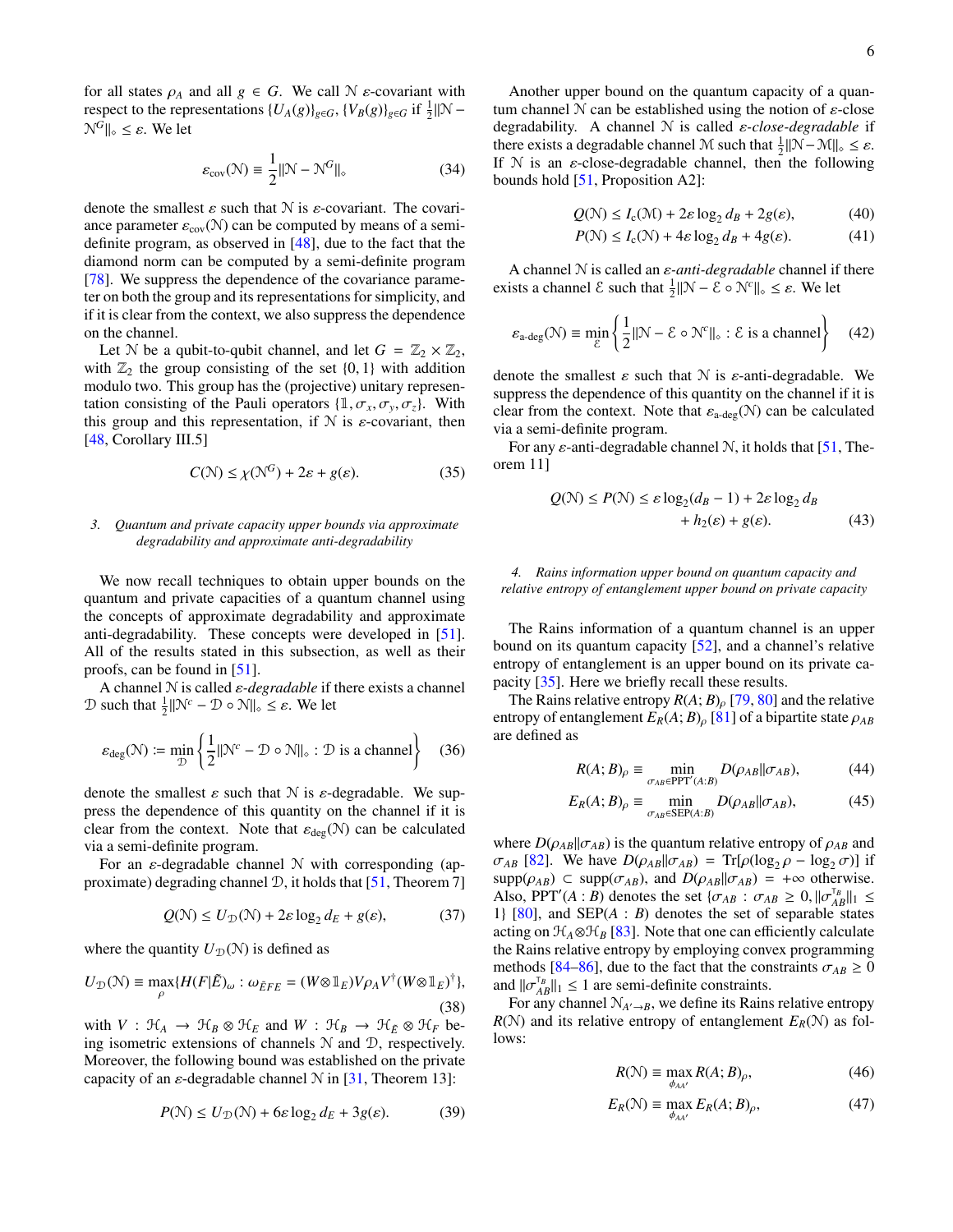for all states $\rho_A$ and all $g \in G$. We call $\mathcal{N}$ $\varepsilon$-covariant with respect to the representations $\{U_A(g)\}_{g\in G}$, $\{V_B(g)\}_{g\in G}$ if $\frac{1}{2}\|\mathcal{N} - \mathcal{N}^G\|_\diamond \leq \varepsilon$. We let

$$\varepsilon_{\text{cov}}(\mathcal{N}) \equiv \frac{1}{2}\|\mathcal{N} - \mathcal{N}^G\|_\diamond \tag{34}$$

denote the smallest $\varepsilon$ such that $\mathcal{N}$ is $\varepsilon$-covariant. The covariance parameter $\varepsilon_{\text{cov}}(\mathcal{N})$ can be computed by means of a semi-definite program, as observed in [48], due to the fact that the diamond norm can be computed by a semi-definite program [78]. We suppress the dependence of the covariance parameter on both the group and its representations for simplicity, and if it is clear from the context, we also suppress the dependence on the channel.

Let $\mathcal{N}$ be a qubit-to-qubit channel, and let $G = \mathbb{Z}_2 \times \mathbb{Z}_2$, with $\mathbb{Z}_2$ the group consisting of the set $\{0, 1\}$ with addition modulo two. This group has the (projective) unitary representation consisting of the Pauli operators $\{\mathbb{1}, \sigma_x, \sigma_y, \sigma_z\}$. With this group and this representation, if $\mathcal{N}$ is $\varepsilon$-covariant, then [48, Corollary III.5]

$$C(\mathcal{N}) \leq \chi(\mathcal{N}^G) + 2\varepsilon + g(\varepsilon). \tag{35}$$

### 3. Quantum and private capacity upper bounds via approximate degradability and approximate anti-degradability

We now recall techniques to obtain upper bounds on the quantum and private capacities of a quantum channel using the concepts of approximate degradability and approximate anti-degradability. These concepts were developed in [51]. All of the results stated in this subsection, as well as their proofs, can be found in [51].

A channel $\mathcal{N}$ is called *$\varepsilon$-degradable* if there exists a channel $\mathcal{D}$ such that $\frac{1}{2}\|\mathcal{N}^c - \mathcal{D}\circ\mathcal{N}\|_\diamond \leq \varepsilon$. We let

$$\varepsilon_{\text{deg}}(\mathcal{N}) := \min_{\mathcal{D}}\left\{\frac{1}{2}\|\mathcal{N}^c - \mathcal{D}\circ\mathcal{N}\|_\diamond : \mathcal{D} \text{ is a channel}\right\} \tag{36}$$

denote the smallest $\varepsilon$ such that $\mathcal{N}$ is $\varepsilon$-degradable. We suppress the dependence of this quantity on the channel if it is clear from the context. Note that $\varepsilon_{\text{deg}}(\mathcal{N})$ can be calculated via a semi-definite program.

For an $\varepsilon$-degradable channel $\mathcal{N}$ with corresponding (approximate) degrading channel $\mathcal{D}$, it holds that [51, Theorem 7]

$$Q(\mathcal{N}) \leq U_{\mathcal{D}}(\mathcal{N}) + 2\varepsilon\log_2 d_E + g(\varepsilon), \tag{37}$$

where the quantity $U_{\mathcal{D}}(\mathcal{N})$ is defined as

$$U_{\mathcal{D}}(\mathcal{N}) \equiv \max_\rho\{H(F|\tilde{E})_\omega : \omega_{\tilde{E}FE} = (W\otimes\mathbb{1}_E)V\rho_A V^\dagger(W\otimes\mathbb{1}_E)^\dagger\}, \tag{38}$$

with $V : \mathcal{H}_A \to \mathcal{H}_B \otimes \mathcal{H}_E$ and $W : \mathcal{H}_B \to \mathcal{H}_{\tilde{E}} \otimes \mathcal{H}_F$ being isometric extensions of channels $\mathcal{N}$ and $\mathcal{D}$, respectively. Moreover, the following bound was established on the private capacity of an $\varepsilon$-degradable channel $\mathcal{N}$ in [31, Theorem 13]:

$$P(\mathcal{N}) \leq U_{\mathcal{D}}(\mathcal{N}) + 6\varepsilon\log_2 d_E + 3g(\varepsilon). \tag{39}$$

Another upper bound on the quantum capacity of a quantum channel $\mathcal{N}$ can be established using the notion of $\varepsilon$-close degradability. A channel $\mathcal{N}$ is called *$\varepsilon$-close-degradable* if there exists a degradable channel $\mathcal{M}$ such that $\frac{1}{2}\|\mathcal{N}-\mathcal{M}\|_\diamond \leq \varepsilon$. If $\mathcal{N}$ is an $\varepsilon$-close-degradable channel, then the following bounds hold [51, Proposition A2]:

$$Q(\mathcal{N}) \leq I_c(\mathcal{M}) + 2\varepsilon\log_2 d_B + 2g(\varepsilon), \tag{40}$$

$$P(\mathcal{N}) \leq I_c(\mathcal{N}) + 4\varepsilon\log_2 d_B + 4g(\varepsilon). \tag{41}$$

A channel $\mathcal{N}$ is called an *$\varepsilon$-anti-degradable* channel if there exists a channel $\mathcal{E}$ such that $\frac{1}{2}\|\mathcal{N} - \mathcal{E}\circ\mathcal{N}^c\|_\diamond \leq \varepsilon$. We let

$$\varepsilon_{\text{a-deg}}(\mathcal{N}) \equiv \min_{\mathcal{E}}\left\{\frac{1}{2}\|\mathcal{N} - \mathcal{E}\circ\mathcal{N}^c\|_\diamond : \mathcal{E} \text{ is a channel}\right\} \tag{42}$$

denote the smallest $\varepsilon$ such that $\mathcal{N}$ is $\varepsilon$-anti-degradable. We suppress the dependence of this quantity on the channel if it is clear from the context. Note that $\varepsilon_{\text{a-deg}}(\mathcal{N})$ can be calculated via a semi-definite program.

For any $\varepsilon$-anti-degradable channel $\mathcal{N}$, it holds that [51, Theorem 11]

$$Q(\mathcal{N}) \leq P(\mathcal{N}) \leq \varepsilon\log_2(d_B - 1) + 2\varepsilon\log_2 d_B + h_2(\varepsilon) + g(\varepsilon). \tag{43}$$

### 4. Rains information upper bound on quantum capacity and relative entropy of entanglement upper bound on private capacity

The Rains information of a quantum channel is an upper bound on its quantum capacity [52], and a channel's relative entropy of entanglement is an upper bound on its private capacity [35]. Here we briefly recall these results.

The Rains relative entropy $R(A;B)_\rho$ [79, 80] and the relative entropy of entanglement $E_R(A;B)_\rho$ [81] of a bipartite state $\rho_{AB}$ are defined as

$$R(A;B)_\rho \equiv \min_{\sigma_{AB}\in\text{PPT}'(A:B)} D(\rho_{AB}\|\sigma_{AB}), \tag{44}$$

$$E_R(A;B)_\rho \equiv \min_{\sigma_{AB}\in\text{SEP}(A:B)} D(\rho_{AB}\|\sigma_{AB}), \tag{45}$$

where $D(\rho_{AB}\|\sigma_{AB})$ is the quantum relative entropy of $\rho_{AB}$ and $\sigma_{AB}$ [82]. We have $D(\rho_{AB}\|\sigma_{AB}) = \text{Tr}[\rho(\log_2\rho - \log_2\sigma)]$ if $\text{supp}(\rho_{AB}) \subset \text{supp}(\sigma_{AB})$, and $D(\rho_{AB}\|\sigma_{AB}) = +\infty$ otherwise. Also, $\text{PPT}'(A:B)$ denotes the set $\{\sigma_{AB} : \sigma_{AB} \geq 0, \|\sigma_{AB}^{T_B}\|_1 \leq 1\}$ [80], and $\text{SEP}(A:B)$ denotes the set of separable states acting on $\mathcal{H}_A\otimes\mathcal{H}_B$ [83]. Note that one can efficiently calculate the Rains relative entropy by employing convex programming methods [84–86], due to the fact that the constraints $\sigma_{AB} \geq 0$ and $\|\sigma_{AB}^{T_B}\|_1 \leq 1$ are semi-definite constraints.

For any channel $\mathcal{N}_{A'\to B}$, we define its Rains relative entropy $R(\mathcal{N})$ and its relative entropy of entanglement $E_R(\mathcal{N})$ as follows:

$$R(\mathcal{N}) \equiv \max_{\phi_{AA'}} R(A;B)_\rho, \tag{46}$$

$$E_R(\mathcal{N}) \equiv \max_{\phi_{AA'}} E_R(A;B)_\rho, \tag{47}$$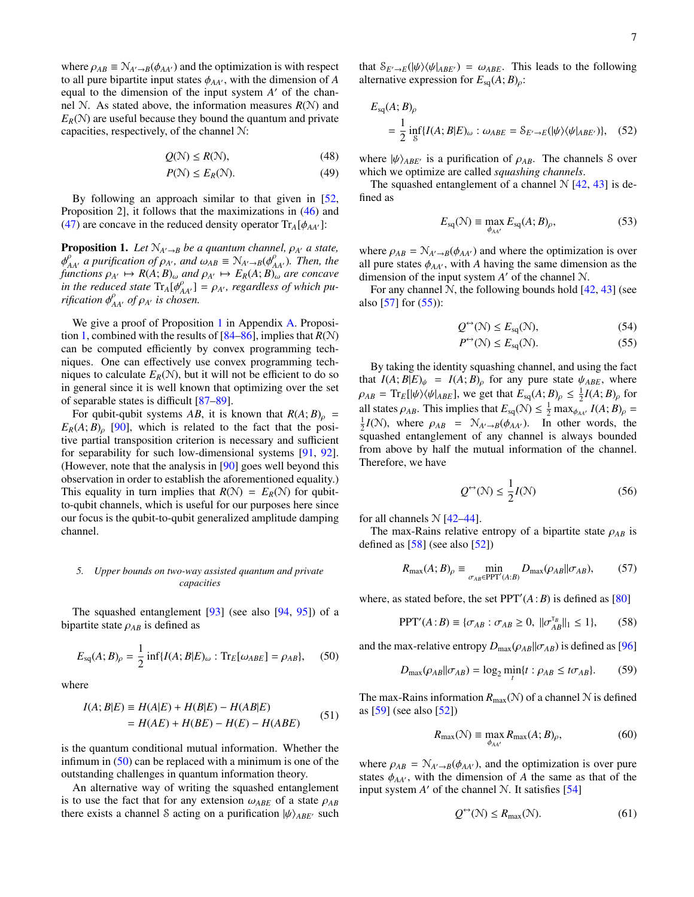where $\rho_{AB} \equiv \mathcal{N}_{A'\to B}(\phi_{AA'})$ and the optimization is with respect to all pure bipartite input states $\phi_{AA'}$, with the dimension of $A$ equal to the dimension of the input system $A'$ of the channel $\mathcal{N}$. As stated above, the information measures $R(\mathcal{N})$ and $E_R(\mathcal{N})$ are useful because they bound the quantum and private capacities, respectively, of the channel $\mathcal{N}$:

$$Q(\mathcal{N}) \le R(\mathcal{N}), \tag{48}$$

$$P(\mathcal{N}) \le E_R(\mathcal{N}). \tag{49}$$

By following an approach similar to that given in [52, Proposition 2], it follows that the maximizations in (46) and (47) are concave in the reduced density operator $\mathrm{Tr}_A[\phi_{AA'}]$:

**Proposition 1.** *Let $\mathcal{N}_{A'\to B}$ be a quantum channel, $\rho_{A'}$ a state, $\phi^{\rho}_{AA'}$ a purification of $\rho_{A'}$, and $\omega_{AB} \equiv \mathcal{N}_{A'\to B}(\phi^{\rho}_{AA'})$. Then, the functions $\rho_{A'} \mapsto R(A;B)_\omega$ and $\rho_{A'} \mapsto E_R(A;B)_\omega$ are concave in the reduced state $\mathrm{Tr}_A[\phi^{\rho}_{AA'}] = \rho_{A'}$, regardless of which purification $\phi^{\rho}_{AA'}$ of $\rho_{A'}$ is chosen.*

We give a proof of Proposition 1 in Appendix A. Proposition 1, combined with the results of [84–86], implies that $R(\mathcal{N})$ can be computed efficiently by convex programming techniques. One can effectively use convex programming techniques to calculate $E_R(\mathcal{N})$, but it will not be efficient to do so in general since it is well known that optimizing over the set of separable states is difficult [87–89].

For qubit-qubit systems $AB$, it is known that $R(A;B)_\rho = E_R(A;B)_\rho$ [90], which is related to the fact that the positive partial transposition criterion is necessary and sufficient for separability for such low-dimensional systems [91, 92]. (However, note that the analysis in [90] goes well beyond this observation in order to establish the aforementioned equality.) This equality in turn implies that $R(\mathcal{N}) = E_R(\mathcal{N})$ for qubit-to-qubit channels, which is useful for our purposes here since our focus is the qubit-to-qubit generalized amplitude damping channel.

### 5. Upper bounds on two-way assisted quantum and private capacities

The squashed entanglement [93] (see also [94, 95]) of a bipartite state $\rho_{AB}$ is defined as

$$E_{\mathrm{sq}}(A;B)_\rho = \frac{1}{2}\inf\{I(A;B|E)_\omega : \mathrm{Tr}_E[\omega_{ABE}] = \rho_{AB}\}, \tag{50}$$

where

$$\begin{aligned} I(A;B|E) &\equiv H(A|E) + H(B|E) - H(AB|E) \\ &= H(AE) + H(BE) - H(E) - H(ABE) \end{aligned} \tag{51}$$

is the quantum conditional mutual information. Whether the infimum in (50) can be replaced with a minimum is one of the outstanding challenges in quantum information theory.

An alternative way of writing the squashed entanglement is to use the fact that for any extension $\omega_{ABE}$ of a state $\rho_{AB}$ there exists a channel $\mathcal{S}$ acting on a purification $|\psi\rangle_{ABE'}$ such that $\mathcal{S}_{E'\to E}(|\psi\rangle\langle\psi|_{ABE'}) = \omega_{ABE}$. This leads to the following alternative expression for $E_{\mathrm{sq}}(A;B)_\rho$:

$$\begin{aligned} &E_{\mathrm{sq}}(A;B)_\rho \\ &\quad = \frac{1}{2}\inf_{\mathcal{S}}\{I(A;B|E)_\omega : \omega_{ABE} = \mathcal{S}_{E'\to E}(|\psi\rangle\langle\psi|_{ABE'})\}, \end{aligned} \tag{52}$$

where $|\psi\rangle_{ABE'}$ is a purification of $\rho_{AB}$. The channels $\mathcal{S}$ over which we optimize are called *squashing channels*.

The squashed entanglement of a channel $\mathcal{N}$ [42, 43] is defined as

$$E_{\mathrm{sq}}(\mathcal{N}) \equiv \max_{\phi_{AA'}} E_{\mathrm{sq}}(A;B)_\rho, \tag{53}$$

where $\rho_{AB} = \mathcal{N}_{A'\to B}(\phi_{AA'})$ and where the optimization is over all pure states $\phi_{AA'}$, with $A$ having the same dimension as the dimension of the input system $A'$ of the channel $\mathcal{N}$.

For any channel $\mathcal{N}$, the following bounds hold [42, 43] (see also [57] for (55)):

$$Q^{\leftrightarrow}(\mathcal{N}) \le E_{\mathrm{sq}}(\mathcal{N}), \tag{54}$$

$$P^{\leftrightarrow}(\mathcal{N}) \le E_{\mathrm{sq}}(\mathcal{N}). \tag{55}$$

By taking the identity squashing channel, and using the fact that $I(A;B|E)_\psi = I(A;B)_\rho$ for any pure state $\psi_{ABE}$, where $\rho_{AB} = \mathrm{Tr}_E[|\psi\rangle\langle\psi|_{ABE}]$, we get that $E_{\mathrm{sq}}(A;B)_\rho \le \frac{1}{2}I(A;B)_\rho$ for all states $\rho_{AB}$. This implies that $E_{\mathrm{sq}}(\mathcal{N}) \le \frac{1}{2}\max_{\phi_{AA'}} I(A;B)_\rho = \frac{1}{2}I(\mathcal{N})$, where $\rho_{AB} = \mathcal{N}_{A'\to B}(\phi_{AA'})$. In other words, the squashed entanglement of any channel is always bounded from above by half the mutual information of the channel. Therefore, we have

$$Q^{\leftrightarrow}(\mathcal{N}) \le \frac{1}{2}I(\mathcal{N}) \tag{56}$$

for all channels $\mathcal{N}$ [42–44].

The max-Rains relative entropy of a bipartite state $\rho_{AB}$ is defined as [58] (see also [52])

$$R_{\max}(A;B)_\rho \equiv \min_{\sigma_{AB}\in \mathrm{PPT}'(A:B)} D_{\max}(\rho_{AB}\|\sigma_{AB}), \tag{57}$$

where, as stated before, the set $\mathrm{PPT}'(A\!:\!B)$ is defined as [80]

$$\mathrm{PPT}'(A\!:\!B) \equiv \{\sigma_{AB} : \sigma_{AB} \ge 0,\ \|\sigma_{AB}^{\mathsf{T}_B}\|_1 \le 1\}, \tag{58}$$

and the max-relative entropy $D_{\max}(\rho_{AB}\|\sigma_{AB})$ is defined as [96]

$$D_{\max}(\rho_{AB}\|\sigma_{AB}) = \log_2 \min_t\{t : \rho_{AB} \le t\sigma_{AB}\}. \tag{59}$$

The max-Rains information $R_{\max}(\mathcal{N})$ of a channel $\mathcal{N}$ is defined as [59] (see also [52])

$$R_{\max}(\mathcal{N}) \equiv \max_{\phi_{AA'}} R_{\max}(A;B)_\rho, \tag{60}$$

where $\rho_{AB} = \mathcal{N}_{A'\to B}(\phi_{AA'})$, and the optimization is over pure states $\phi_{AA'}$, with the dimension of $A$ the same as that of the input system $A'$ of the channel $\mathcal{N}$. It satisfies [54]

$$Q^{\leftrightarrow}(\mathcal{N}) \le R_{\max}(\mathcal{N}). \tag{61}$$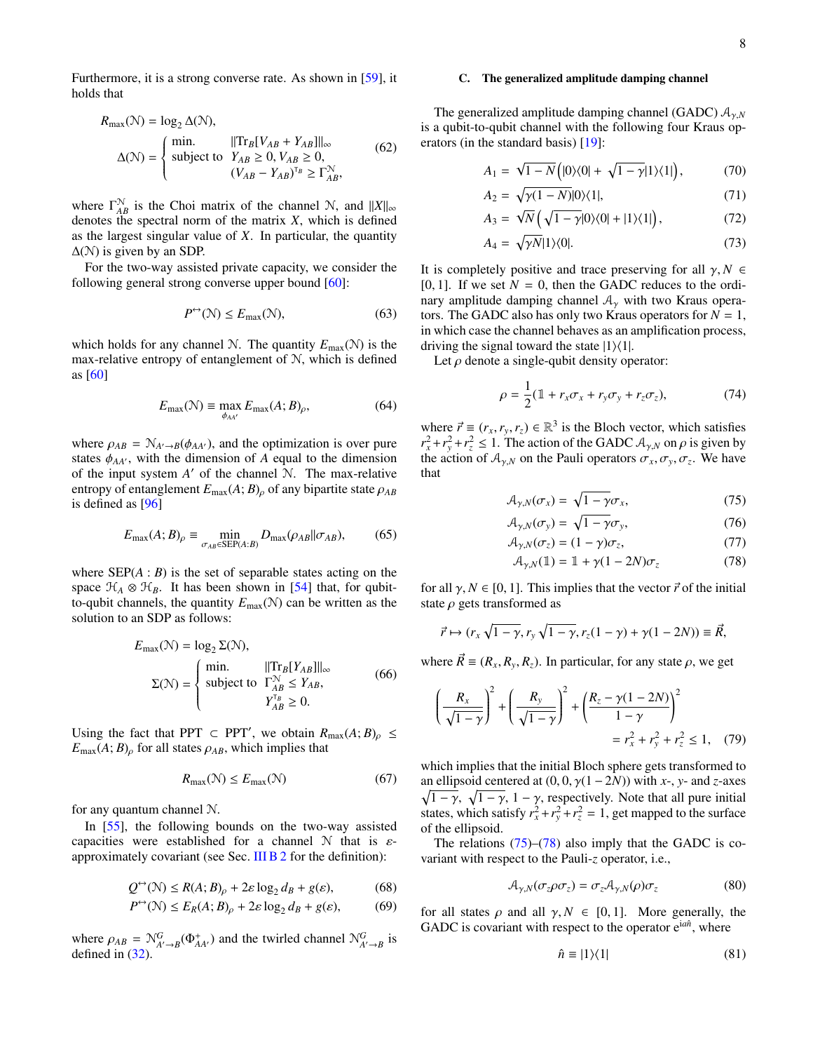Furthermore, it is a strong converse rate. As shown in [59], it holds that

$$
R_{\max}(\mathcal{N}) = \log_2 \Delta(\mathcal{N}),
$$

$$
\Delta(\mathcal{N}) = \begin{cases} \text{min.} & \|\text{Tr}_B[V_{AB} + Y_{AB}]\|_\infty \\ \text{subject to} & Y_{AB} \geq 0, V_{AB} \geq 0, \\ & (V_{AB} - Y_{AB})^{\text{T}_B} \geq \Gamma^{\mathcal{N}}_{AB}, \end{cases} \tag{62}
$$

where $\Gamma^{\mathcal{N}}_{AB}$ is the Choi matrix of the channel $\mathcal{N}$, and $\|X\|_\infty$ denotes the spectral norm of the matrix $X$, which is defined as the largest singular value of $X$. In particular, the quantity $\Delta(\mathcal{N})$ is given by an SDP.

For the two-way assisted private capacity, we consider the following general strong converse upper bound [60]:

$$
P^{\leftrightarrow}(\mathcal{N}) \leq E_{\max}(\mathcal{N}), \tag{63}
$$

which holds for any channel $\mathcal{N}$. The quantity $E_{\max}(\mathcal{N})$ is the max-relative entropy of entanglement of $\mathcal{N}$, which is defined as [60]

$$
E_{\max}(\mathcal{N}) \equiv \max_{\phi_{AA'}} E_{\max}(A;B)_\rho, \tag{64}
$$

where $\rho_{AB} = \mathcal{N}_{A'\to B}(\phi_{AA'})$, and the optimization is over pure states $\phi_{AA'}$, with the dimension of $A$ equal to the dimension of the input system $A'$ of the channel $\mathcal{N}$. The max-relative entropy of entanglement $E_{\max}(A;B)_\rho$ of any bipartite state $\rho_{AB}$ is defined as [96]

$$
E_{\max}(A;B)_\rho \equiv \min_{\sigma_{AB}\in \text{SEP}(A:B)} D_{\max}(\rho_{AB}\|\sigma_{AB}), \tag{65}
$$

where $\text{SEP}(A:B)$ is the set of separable states acting on the space $\mathcal{H}_A \otimes \mathcal{H}_B$. It has been shown in [54] that, for qubit-to-qubit channels, the quantity $E_{\max}(\mathcal{N})$ can be written as the solution to an SDP as follows:

$$
E_{\max}(\mathcal{N}) = \log_2 \Sigma(\mathcal{N}),
$$

$$
\Sigma(\mathcal{N}) = \begin{cases} \text{min.} & \|\text{Tr}_B[Y_{AB}]\|_\infty \\ \text{subject to} & \Gamma^{\mathcal{N}}_{AB} \leq Y_{AB}, \\ & Y_{AB}^{\text{T}_B} \geq 0. \end{cases} \tag{66}
$$

Using the fact that $\text{PPT} \subset \text{PPT}'$, we obtain $R_{\max}(A;B)_\rho \leq E_{\max}(A;B)_\rho$ for all states $\rho_{AB}$, which implies that

$$
R_{\max}(\mathcal{N}) \leq E_{\max}(\mathcal{N}) \tag{67}
$$

for any quantum channel $\mathcal{N}$.

In [55], the following bounds on the two-way assisted capacities were established for a channel $\mathcal{N}$ that is $\varepsilon$-approximately covariant (see Sec. III B 2 for the definition):

$$
Q^{\leftrightarrow}(\mathcal{N}) \leq R(A;B)_\rho + 2\varepsilon \log_2 d_B + g(\varepsilon), \tag{68}
$$

$$
P^{\leftrightarrow}(\mathcal{N}) \leq E_R(A;B)_\rho + 2\varepsilon \log_2 d_B + g(\varepsilon), \tag{69}
$$

where $\rho_{AB} = \mathcal{N}^G_{A'\to B}(\Phi^+_{AA'})$ and the twirled channel $\mathcal{N}^G_{A'\to B}$ is defined in (32).

### C. The generalized amplitude damping channel

The generalized amplitude damping channel (GADC) $\mathcal{A}_{\gamma,N}$ is a qubit-to-qubit channel with the following four Kraus operators (in the standard basis) [19]:

$$
A_1 = \sqrt{1-N}\left(|0\rangle\langle 0| + \sqrt{1-\gamma}|1\rangle\langle 1|\right), \tag{70}
$$

$$
A_2 = \sqrt{\gamma(1-N)}|0\rangle\langle 1|, \tag{71}
$$

$$
A_3 = \sqrt{N}\left(\sqrt{1-\gamma}|0\rangle\langle 0| + |1\rangle\langle 1|\right), \tag{72}
$$

$$
A_4 = \sqrt{\gamma N}|1\rangle\langle 0|. \tag{73}
$$

It is completely positive and trace preserving for all $\gamma, N \in [0,1]$. If we set $N = 0$, then the GADC reduces to the ordinary amplitude damping channel $\mathcal{A}_\gamma$ with two Kraus operators. The GADC also has only two Kraus operators for $N = 1$, in which case the channel behaves as an amplification process, driving the signal toward the state $|1\rangle\langle 1|$.

Let $\rho$ denote a single-qubit density operator:

$$
\rho = \frac{1}{2}(\mathbb{1} + r_x\sigma_x + r_y\sigma_y + r_z\sigma_z), \tag{74}
$$

where $\vec{r} \equiv (r_x, r_y, r_z) \in \mathbb{R}^3$ is the Bloch vector, which satisfies $r_x^2 + r_y^2 + r_z^2 \leq 1$. The action of the GADC $\mathcal{A}_{\gamma,N}$ on $\rho$ is given by the action of $\mathcal{A}_{\gamma,N}$ on the Pauli operators $\sigma_x, \sigma_y, \sigma_z$. We have that

$$
\mathcal{A}_{\gamma,N}(\sigma_x) = \sqrt{1-\gamma}\sigma_x, \tag{75}
$$

$$
\mathcal{A}_{\gamma,N}(\sigma_y) = \sqrt{1-\gamma}\sigma_y, \tag{76}
$$

$$
\mathcal{A}_{\gamma,N}(\sigma_z) = (1-\gamma)\sigma_z, \tag{77}
$$

$$
\mathcal{A}_{\gamma,N}(\mathbb{1}) = \mathbb{1} + \gamma(1-2N)\sigma_z \tag{78}
$$

for all $\gamma, N \in [0,1]$. This implies that the vector $\vec{r}$ of the initial state $\rho$ gets transformed as

$$
\vec{r} \mapsto (r_x\sqrt{1-\gamma}, r_y\sqrt{1-\gamma}, r_z(1-\gamma) + \gamma(1-2N)) \equiv \vec{R},
$$

where $\vec{R} \equiv (R_x, R_y, R_z)$. In particular, for any state $\rho$, we get

$$
\left(\frac{R_x}{\sqrt{1-\gamma}}\right)^2 + \left(\frac{R_y}{\sqrt{1-\gamma}}\right)^2 + \left(\frac{R_z - \gamma(1-2N)}{1-\gamma}\right)^2 = r_x^2 + r_y^2 + r_z^2 \leq 1, \tag{79}
$$

which implies that the initial Bloch sphere gets transformed to an ellipsoid centered at $(0,0,\gamma(1-2N))$ with $x$-, $y$- and $z$-axes $\sqrt{1-\gamma}$, $\sqrt{1-\gamma}$, $1-\gamma$, respectively. Note that all pure initial states, which satisfy $r_x^2 + r_y^2 + r_z^2 = 1$, get mapped to the surface of the ellipsoid.

The relations (75)–(78) also imply that the GADC is covariant with respect to the Pauli-$z$ operator, i.e.,

$$
\mathcal{A}_{\gamma,N}(\sigma_z\rho\sigma_z) = \sigma_z\mathcal{A}_{\gamma,N}(\rho)\sigma_z \tag{80}
$$

for all states $\rho$ and all $\gamma, N \in [0,1]$. More generally, the GADC is covariant with respect to the operator $\mathrm{e}^{\mathrm{i}\alpha\hat{n}}$, where

$$
\hat{n} \equiv |1\rangle\langle 1| \tag{81}
$$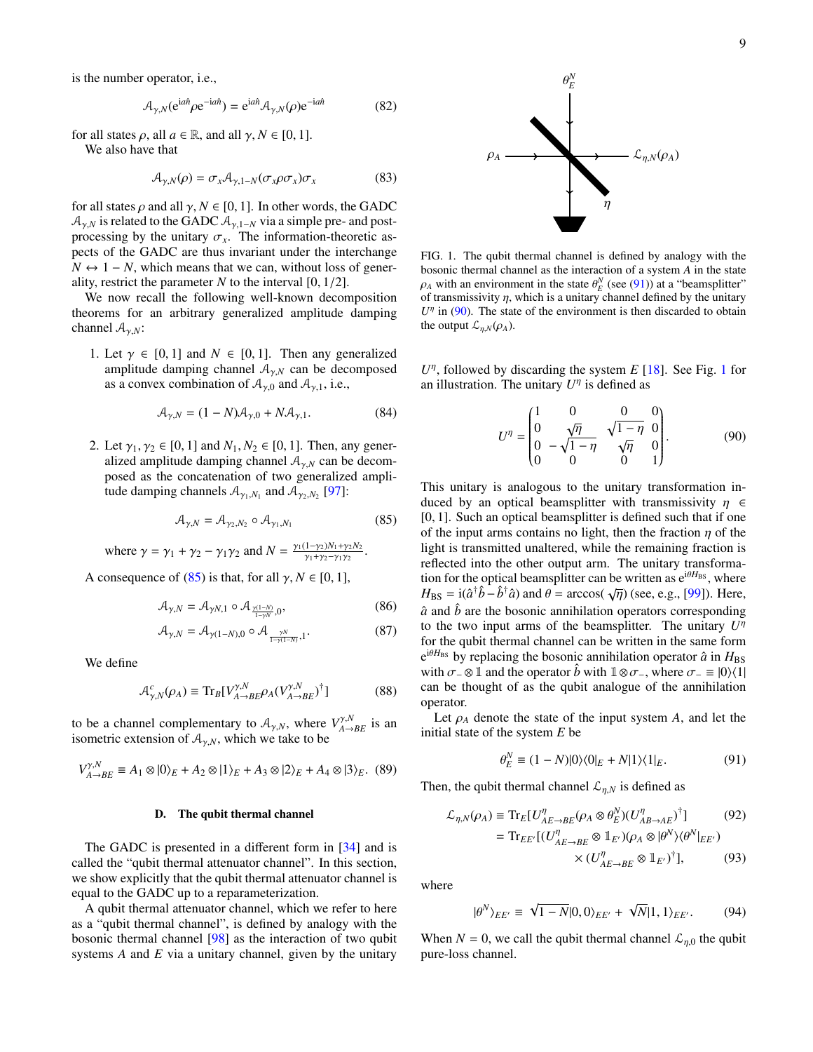is the number operator, i.e.,

$$\mathcal{A}_{\gamma,N}(\mathrm{e}^{\mathrm{i}a\hat{n}}\rho\mathrm{e}^{-\mathrm{i}a\hat{n}}) = \mathrm{e}^{\mathrm{i}a\hat{n}}\mathcal{A}_{\gamma,N}(\rho)\mathrm{e}^{-\mathrm{i}a\hat{n}} \tag{82}$$

for all states $\rho$, all $a \in \mathbb{R}$, and all $\gamma, N \in [0,1]$.

We also have that

$$\mathcal{A}_{\gamma,N}(\rho) = \sigma_x \mathcal{A}_{\gamma,1-N}(\sigma_x \rho \sigma_x)\sigma_x \tag{83}$$

for all states $\rho$ and all $\gamma, N \in [0,1]$. In other words, the GADC $\mathcal{A}_{\gamma,N}$ is related to the GADC $\mathcal{A}_{\gamma,1-N}$ via a simple pre- and post-processing by the unitary $\sigma_x$. The information-theoretic aspects of the GADC are thus invariant under the interchange $N \leftrightarrow 1-N$, which means that we can, without loss of generality, restrict the parameter $N$ to the interval $[0, 1/2]$.

We now recall the following well-known decomposition theorems for an arbitrary generalized amplitude damping channel $\mathcal{A}_{\gamma,N}$:

1. Let $\gamma \in [0,1]$ and $N \in [0,1]$. Then any generalized amplitude damping channel $\mathcal{A}_{\gamma,N}$ can be decomposed as a convex combination of $\mathcal{A}_{\gamma,0}$ and $\mathcal{A}_{\gamma,1}$, i.e.,

$$\mathcal{A}_{\gamma,N} = (1-N)\mathcal{A}_{\gamma,0} + N\mathcal{A}_{\gamma,1}. \tag{84}$$

2. Let $\gamma_1, \gamma_2 \in [0,1]$ and $N_1, N_2 \in [0,1]$. Then, any generalized amplitude damping channel $\mathcal{A}_{\gamma,N}$ can be decomposed as the concatenation of two generalized amplitude damping channels $\mathcal{A}_{\gamma_1,N_1}$ and $\mathcal{A}_{\gamma_2,N_2}$ [97]:

$$\mathcal{A}_{\gamma,N} = \mathcal{A}_{\gamma_2,N_2} \circ \mathcal{A}_{\gamma_1,N_1} \tag{85}$$

where $\gamma = \gamma_1 + \gamma_2 - \gamma_1\gamma_2$ and $N = \frac{\gamma_1(1-\gamma_2)N_1 + \gamma_2 N_2}{\gamma_1 + \gamma_2 - \gamma_1\gamma_2}$.

A consequence of (85) is that, for all $\gamma, N \in [0,1]$,

$$\mathcal{A}_{\gamma,N} = \mathcal{A}_{\gamma N,1} \circ \mathcal{A}_{\frac{\gamma(1-N)}{1-\gamma N},0}, \tag{86}$$

$$\mathcal{A}_{\gamma,N} = \mathcal{A}_{\gamma(1-N),0} \circ \mathcal{A}_{\frac{\gamma N}{1-\gamma(1-N)},1}. \tag{87}$$

We define

$$\mathcal{A}^c_{\gamma,N}(\rho_A) \equiv \mathrm{Tr}_B[V^{\gamma,N}_{A\to BE}\rho_A (V^{\gamma,N}_{A\to BE})^\dagger] \tag{88}$$

to be a channel complementary to $\mathcal{A}_{\gamma,N}$, where $V^{\gamma,N}_{A\to BE}$ is an isometric extension of $\mathcal{A}_{\gamma,N}$, which we take to be

$$V^{\gamma,N}_{A\to BE} \equiv A_1 \otimes |0\rangle_E + A_2 \otimes |1\rangle_E + A_3 \otimes |2\rangle_E + A_4 \otimes |3\rangle_E. \tag{89}$$

### D. The qubit thermal channel

The GADC is presented in a different form in [34] and is called the "qubit thermal attenuator channel". In this section, we show explicitly that the qubit thermal attenuator channel is equal to the GADC up to a reparameterization.

A qubit thermal attenuator channel, which we refer to here as a "qubit thermal channel", is defined by analogy with the bosonic thermal channel [98] as the interaction of two qubit systems $A$ and $E$ via a unitary channel, given by the unitary $U^\eta$, followed by discarding the system $E$ [18]. See Fig. 1 for an illustration. The unitary $U^\eta$ is defined as

FIG. 1. The qubit thermal channel is defined by analogy with the bosonic thermal channel as the interaction of a system $A$ in the state $\rho_A$ with an environment in the state $\theta^N_E$ (see (91)) at a "beamsplitter" of transmissivity $\eta$, which is a unitary channel defined by the unitary $U^\eta$ in (90). The state of the environment is then discarded to obtain the output $\mathcal{L}_{\eta,N}(\rho_A)$.

$$U^\eta = \begin{pmatrix} 1 & 0 & 0 & 0 \\ 0 & \sqrt{\eta} & \sqrt{1-\eta} & 0 \\ 0 & -\sqrt{1-\eta} & \sqrt{\eta} & 0 \\ 0 & 0 & 0 & 1 \end{pmatrix}. \tag{90}$$

This unitary is analogous to the unitary transformation induced by an optical beamsplitter with transmissivity $\eta \in [0,1]$. Such an optical beamsplitter is defined such that if one of the input arms contains no light, then the fraction $\eta$ of the light is transmitted unaltered, while the remaining fraction is reflected into the other output arm. The unitary transformation for the optical beamsplitter can be written as $\mathrm{e}^{\mathrm{i}\theta H_{\mathrm{BS}}}$, where $H_{\mathrm{BS}} = \mathrm{i}(\hat{a}^\dagger\hat{b} - \hat{b}^\dagger\hat{a})$ and $\theta = \arccos(\sqrt{\eta})$ (see, e.g., [99]). Here, $\hat{a}$ and $\hat{b}$ are the bosonic annihilation operators corresponding to the two input arms of the beamsplitter. The unitary $U^\eta$ for the qubit thermal channel can be written in the same form $\mathrm{e}^{\mathrm{i}\theta H_{\mathrm{BS}}}$ by replacing the bosonic annihilation operator $\hat{a}$ in $H_{\mathrm{BS}}$ with $\sigma_- \otimes \mathbb{1}$ and the operator $\hat{b}$ with $\mathbb{1} \otimes \sigma_-$, where $\sigma_- \equiv |0\rangle\langle 1|$ can be thought of as the qubit analogue of the annihilation operator.

Let $\rho_A$ denote the state of the input system $A$, and let the initial state of the system $E$ be

$$\theta^N_E \equiv (1-N)|0\rangle\langle 0|_E + N|1\rangle\langle 1|_E. \tag{91}$$

Then, the qubit thermal channel $\mathcal{L}_{\eta,N}$ is defined as

$$\begin{aligned}\mathcal{L}_{\eta,N}(\rho_A) &\equiv \mathrm{Tr}_E[U^\eta_{AE\to BE}(\rho_A \otimes \theta^N_E)(U^\eta_{AB\to AE})^\dagger] \quad &(92)\\ &= \mathrm{Tr}_{EE'}[(U^\eta_{AE\to BE}\otimes \mathbb{1}_{E'})(\rho_A \otimes |\theta^N\rangle\langle\theta^N|_{EE'}) \\ &\qquad \times (U^\eta_{AE\to BE}\otimes \mathbb{1}_{E'})^\dagger], &(93)\end{aligned}$$

where

$$|\theta^N\rangle_{EE'} \equiv \sqrt{1-N}|0,0\rangle_{EE'} + \sqrt{N}|1,1\rangle_{EE'}. \tag{94}$$

When $N = 0$, we call the qubit thermal channel $\mathcal{L}_{\eta,0}$ the qubit pure-loss channel.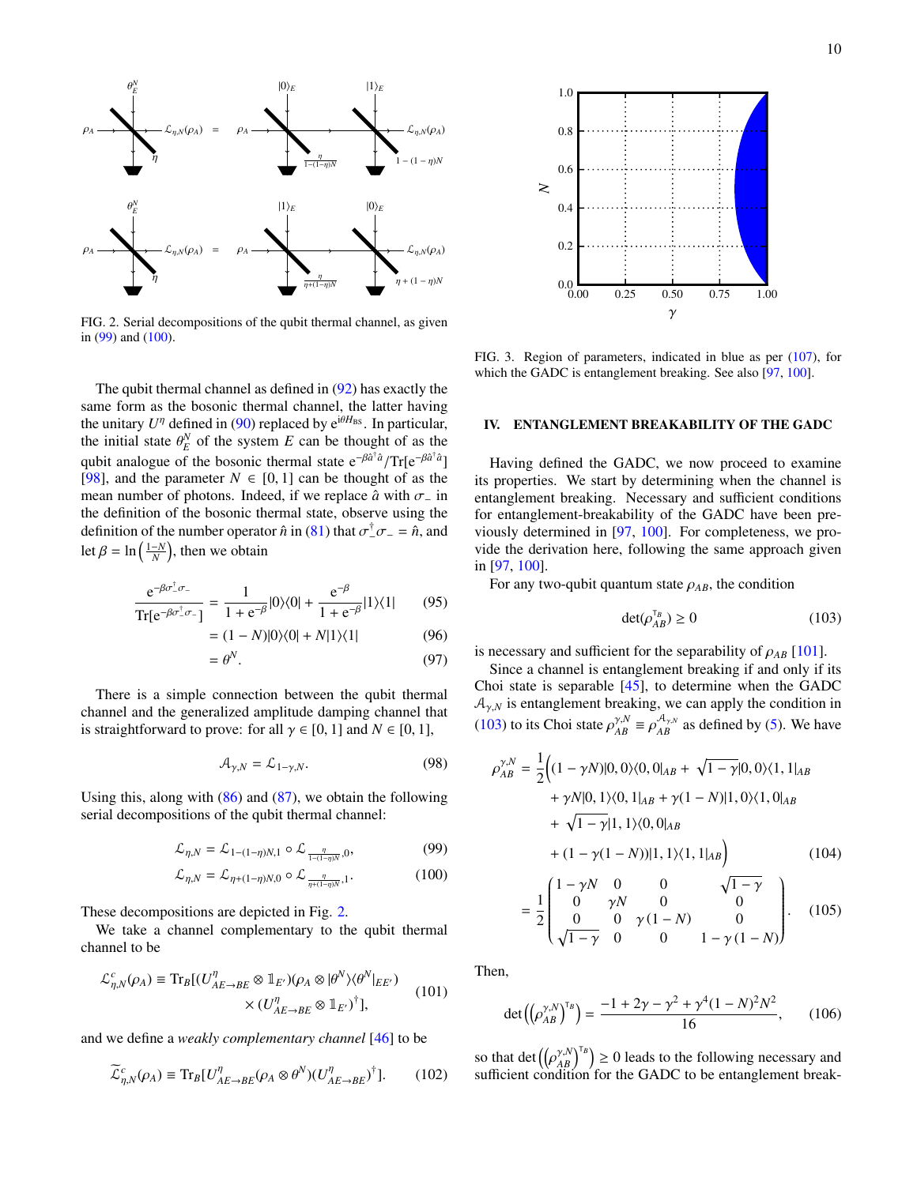FIG. 2. Serial decompositions of the qubit thermal channel, as given in (99) and (100).

The qubit thermal channel as defined in (92) has exactly the same form as the bosonic thermal channel, the latter having the unitary $U^\eta$ defined in (90) replaced by $e^{i\theta H_{BS}}$. In particular, the initial state $\theta_E^N$ of the system $E$ can be thought of as the qubit analogue of the bosonic thermal state $e^{-\beta\hat{a}^\dagger\hat{a}}/\text{Tr}[e^{-\beta\hat{a}^\dagger\hat{a}}]$ [98], and the parameter $N \in [0,1]$ can be thought of as the mean number of photons. Indeed, if we replace $\hat{a}$ with $\sigma_-$ in the definition of the bosonic thermal state, observe using the definition of the number operator $\hat{n}$ in (81) that $\sigma_-^\dagger\sigma_- = \hat{n}$, and let $\beta = \ln\left(\frac{1-N}{N}\right)$, then we obtain

$$
\frac{e^{-\beta\sigma_-^\dagger\sigma_-}}{\text{Tr}[e^{-\beta\sigma_-^\dagger\sigma_-}]} = \frac{1}{1+e^{-\beta}}|0\rangle\langle 0| + \frac{e^{-\beta}}{1+e^{-\beta}}|1\rangle\langle 1| \tag{95}
$$

$$
= (1-N)|0\rangle\langle 0| + N|1\rangle\langle 1| \tag{96}
$$

$$
= \theta^N. \tag{97}
$$

There is a simple connection between the qubit thermal channel and the generalized amplitude damping channel that is straightforward to prove: for all $\gamma \in [0,1]$ and $N \in [0,1]$,

$$
\mathcal{A}_{\gamma,N} = \mathcal{L}_{1-\gamma,N}. \tag{98}
$$

Using this, along with (86) and (87), we obtain the following serial decompositions of the qubit thermal channel:

$$
\mathcal{L}_{\eta,N} = \mathcal{L}_{1-(1-\eta)N,1} \circ \mathcal{L}_{\frac{\eta}{1-(1-\eta)N},0}, \tag{99}
$$

$$
\mathcal{L}_{\eta,N} = \mathcal{L}_{\eta+(1-\eta)N,0} \circ \mathcal{L}_{\frac{\eta}{\eta+(1-\eta)N},1}. \tag{100}
$$

These decompositions are depicted in Fig. 2.

We take a channel complementary to the qubit thermal channel to be

$$
\mathcal{L}^c_{\eta,N}(\rho_A) \equiv \text{Tr}_B[(U^\eta_{AE\to BE} \otimes \mathbb{1}_{E'})(\rho_A \otimes |\theta^N\rangle\langle\theta^N|_{EE'}) \times (U^\eta_{AE\to BE} \otimes \mathbb{1}_{E'})^\dagger], \tag{101}
$$

and we define a *weakly complementary channel* [46] to be

$$
\widetilde{\mathcal{L}}^c_{\eta,N}(\rho_A) \equiv \text{Tr}_B[U^\eta_{AE\to BE}(\rho_A \otimes \theta^N)(U^\eta_{AE\to BE})^\dagger]. \tag{102}
$$

FIG. 3. Region of parameters, indicated in blue as per (107), for which the GADC is entanglement breaking. See also [97, 100].

## IV. ENTANGLEMENT BREAKABILITY OF THE GADC

Having defined the GADC, we now proceed to examine its properties. We start by determining when the channel is entanglement breaking. Necessary and sufficient conditions for entanglement-breakability of the GADC have been previously determined in [97, 100]. For completeness, we provide the derivation here, following the same approach given in [97, 100].

For any two-qubit quantum state $\rho_{AB}$, the condition

$$
\det(\rho_{AB}^{\mathsf{T}_B}) \geq 0 \tag{103}
$$

is necessary and sufficient for the separability of $\rho_{AB}$ [101].

Since a channel is entanglement breaking if and only if its Choi state is separable [45], to determine when the GADC $\mathcal{A}_{\gamma,N}$ is entanglement breaking, we can apply the condition in (103) to its Choi state $\rho_{AB}^{\gamma,N} \equiv \rho_{AB}^{\mathcal{A}_{\gamma,N}}$ as defined by (5). We have

$$
\begin{aligned}
\rho_{AB}^{\gamma,N} = \frac{1}{2}\Big(&(1-\gamma N)|0,0\rangle\langle 0,0|_{AB} + \sqrt{1-\gamma}|0,0\rangle\langle 1,1|_{AB} \\
&+ \gamma N|0,1\rangle\langle 0,1|_{AB} + \gamma(1-N)|1,0\rangle\langle 1,0|_{AB} \\
&+ \sqrt{1-\gamma}|1,1\rangle\langle 0,0|_{AB} \\
&+ (1-\gamma(1-N))|1,1\rangle\langle 1,1|_{AB}\Big)
\end{aligned} \tag{104}
$$

$$
= \frac{1}{2}\begin{pmatrix} 1-\gamma N & 0 & 0 & \sqrt{1-\gamma} \\ 0 & \gamma N & 0 & 0 \\ 0 & 0 & \gamma(1-N) & 0 \\ \sqrt{1-\gamma} & 0 & 0 & 1-\gamma(1-N) \end{pmatrix}. \tag{105}
$$

Then,

$$
\det\left(\left(\rho_{AB}^{\gamma,N}\right)^{\mathsf{T}_B}\right) = \frac{-1+2\gamma-\gamma^2+\gamma^4(1-N)^2N^2}{16}, \tag{106}
$$

so that $\det\left(\left(\rho_{AB}^{\gamma,N}\right)^{\mathsf{T}_B}\right) \geq 0$ leads to the following necessary and sufficient condition for the GADC to be entanglement break-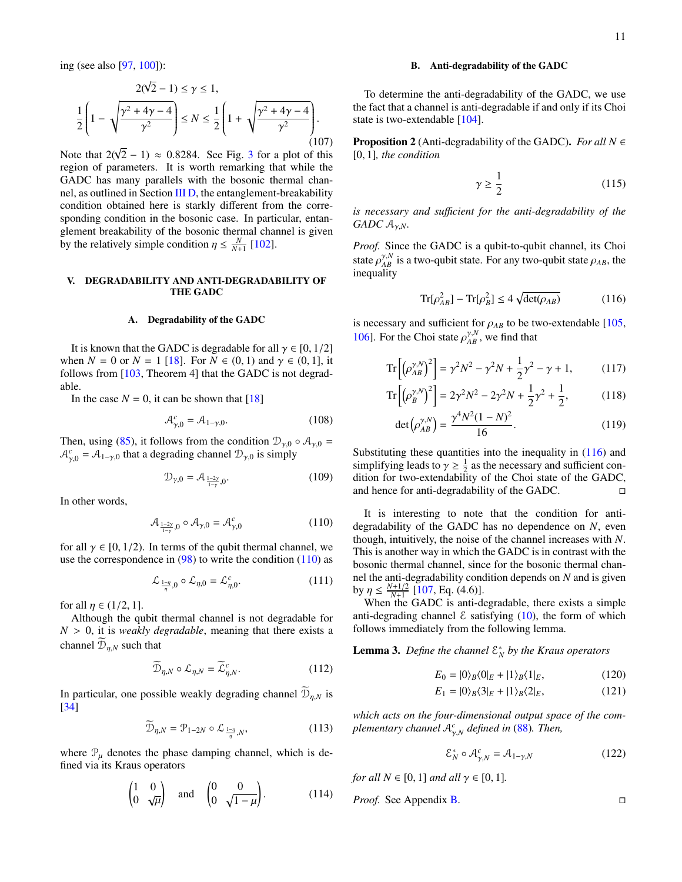ing (see also [97, 100]):

$$2(\sqrt{2}-1) \leq \gamma \leq 1,$$
$$\frac{1}{2}\left(1-\sqrt{\frac{\gamma^2+4\gamma-4}{\gamma^2}}\right) \leq N \leq \frac{1}{2}\left(1+\sqrt{\frac{\gamma^2+4\gamma-4}{\gamma^2}}\right). \tag{107}$$

Note that $2(\sqrt{2}-1) \approx 0.8284$. See Fig. 3 for a plot of this region of parameters. It is worth remarking that while the GADC has many parallels with the bosonic thermal channel, as outlined in Section III D, the entanglement-breakability condition obtained here is starkly different from the corresponding condition in the bosonic case. In particular, entanglement breakability of the bosonic thermal channel is given by the relatively simple condition $\eta \leq \frac{N}{N+1}$ [102].

## V. DEGRADABILITY AND ANTI-DEGRADABILITY OF THE GADC

### A. Degradability of the GADC

It is known that the GADC is degradable for all $\gamma \in [0, 1/2]$ when $N = 0$ or $N = 1$ [18]. For $N \in (0, 1)$ and $\gamma \in (0, 1]$, it follows from [103, Theorem 4] that the GADC is not degradable.

In the case $N = 0$, it can be shown that [18]

$$\mathcal{A}^c_{\gamma,0} = \mathcal{A}_{1-\gamma,0}. \tag{108}$$

Then, using (85), it follows from the condition $\mathcal{D}_{\gamma,0} \circ \mathcal{A}_{\gamma,0} = \mathcal{A}^c_{\gamma,0} = \mathcal{A}_{1-\gamma,0}$ that a degrading channel $\mathcal{D}_{\gamma,0}$ is simply

$$\mathcal{D}_{\gamma,0} = \mathcal{A}_{\frac{1-2\gamma}{1-\gamma},0}. \tag{109}$$

In other words,

$$\mathcal{A}_{\frac{1-2\gamma}{1-\gamma},0} \circ \mathcal{A}_{\gamma,0} = \mathcal{A}^c_{\gamma,0} \tag{110}$$

for all $\gamma \in [0, 1/2)$. In terms of the qubit thermal channel, we use the correspondence in (98) to write the condition (110) as

$$\mathcal{L}_{\frac{1-\eta}{\eta},0} \circ \mathcal{L}_{\eta,0} = \mathcal{L}^c_{\eta,0}. \tag{111}$$

for all $\eta \in (1/2, 1]$.

Although the qubit thermal channel is not degradable for $N > 0$, it is *weakly degradable*, meaning that there exists a channel $\widetilde{\mathcal{D}}_{\eta,N}$ such that

$$\widetilde{\mathcal{D}}_{\eta,N} \circ \mathcal{L}_{\eta,N} = \widetilde{\mathcal{L}}^c_{\eta,N}. \tag{112}$$

In particular, one possible weakly degrading channel $\widetilde{\mathcal{D}}_{\eta,N}$ is [34]

$$\widetilde{\mathcal{D}}_{\eta,N} = \mathcal{P}_{1-2N} \circ \mathcal{L}_{\frac{1-\eta}{\eta},N}, \tag{113}$$

where $\mathcal{P}_\mu$ denotes the phase damping channel, which is defined via its Kraus operators

$$\begin{pmatrix} 1 & 0 \\ 0 & \sqrt{\mu} \end{pmatrix} \quad \text{and} \quad \begin{pmatrix} 0 & 0 \\ 0 & \sqrt{1-\mu} \end{pmatrix}. \tag{114}$$

### B. Anti-degradability of the GADC

To determine the anti-degradability of the GADC, we use the fact that a channel is anti-degradable if and only if its Choi state is two-extendable [104].

**Proposition 2** (Anti-degradability of the GADC). *For all $N \in [0, 1]$, the condition*

$$\gamma \geq \frac{1}{2} \tag{115}$$

*is necessary and sufficient for the anti-degradability of the GADC $\mathcal{A}_{\gamma,N}$.*

*Proof.* Since the GADC is a qubit-to-qubit channel, its Choi state $\rho^{\gamma,N}_{AB}$ is a two-qubit state. For any two-qubit state $\rho_{AB}$, the inequality

$$\text{Tr}[\rho^2_{AB}] - \text{Tr}[\rho^2_B] \leq 4\sqrt{\det(\rho_{AB})} \tag{116}$$

is necessary and sufficient for $\rho_{AB}$ to be two-extendable [105, 106]. For the Choi state $\rho^{\gamma,N}_{AB}$, we find that

$$\text{Tr}\left[\left(\rho^{\gamma,N}_{AB}\right)^2\right] = \gamma^2N^2 - \gamma^2N + \frac{1}{2}\gamma^2 - \gamma + 1, \tag{117}$$

$$\text{Tr}\left[\left(\rho^{\gamma,N}_{B}\right)^2\right] = 2\gamma^2N^2 - 2\gamma^2N + \frac{1}{2}\gamma^2 + \frac{1}{2}, \tag{118}$$

$$\det\left(\rho^{\gamma,N}_{AB}\right) = \frac{\gamma^4N^2(1-N)^2}{16}. \tag{119}$$

Substituting these quantities into the inequality in (116) and simplifying leads to $\gamma \geq \frac{1}{2}$ as the necessary and sufficient condition for two-extendability of the Choi state of the GADC, and hence for anti-degradability of the GADC. □

It is interesting to note that the condition for anti-degradability of the GADC has no dependence on $N$, even though, intuitively, the noise of the channel increases with $N$. This is another way in which the GADC is in contrast with the bosonic thermal channel, since for the bosonic thermal channel the anti-degradability condition depends on $N$ and is given by $\eta \leq \frac{N+1/2}{N+1}$ [107, Eq. (4.6)].

When the GADC is anti-degradable, there exists a simple anti-degrading channel $\mathcal{E}$ satisfying (10), the form of which follows immediately from the following lemma.

**Lemma 3.** *Define the channel $\mathcal{E}^*_N$ by the Kraus operators*

$$E_0 = |0\rangle_B\langle 0|_E + |1\rangle_B\langle 1|_E, \tag{120}$$

$$E_1 = |0\rangle_B\langle 3|_E + |1\rangle_B\langle 2|_E, \tag{121}$$

*which acts on the four-dimensional output space of the complementary channel $\mathcal{A}^c_{\gamma,N}$ defined in (88). Then,*

$$\mathcal{E}^*_N \circ \mathcal{A}^c_{\gamma,N} = \mathcal{A}_{1-\gamma,N} \tag{122}$$

*for all $N \in [0, 1]$ and all $\gamma \in [0, 1]$.*

*Proof.* See Appendix B. □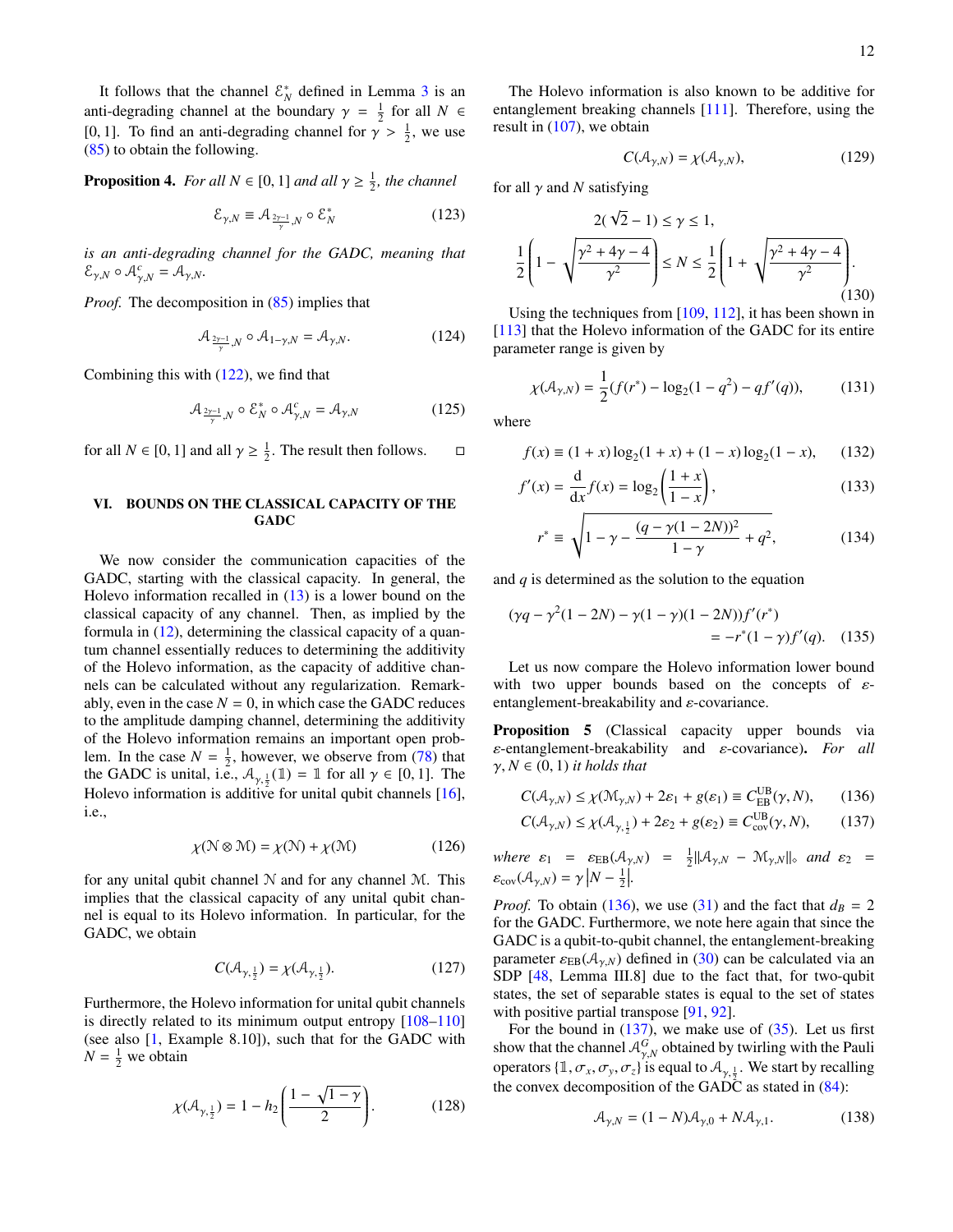It follows that the channel $\mathcal{E}_N^*$ defined in Lemma 3 is an anti-degrading channel at the boundary $\gamma = \frac{1}{2}$ for all $N \in [0,1]$. To find an anti-degrading channel for $\gamma > \frac{1}{2}$, we use (85) to obtain the following.

**Proposition 4.** *For all $N \in [0,1]$ and all $\gamma \geq \frac{1}{2}$, the channel*

$$\mathcal{E}_{\gamma,N} \equiv \mathcal{A}_{\frac{2\gamma-1}{\gamma},N} \circ \mathcal{E}_N^* \tag{123}$$

*is an anti-degrading channel for the GADC, meaning that $\mathcal{E}_{\gamma,N} \circ \mathcal{A}_{\gamma,N}^c = \mathcal{A}_{\gamma,N}$.*

*Proof.* The decomposition in (85) implies that

$$\mathcal{A}_{\frac{2\gamma-1}{\gamma},N} \circ \mathcal{A}_{1-\gamma,N} = \mathcal{A}_{\gamma,N}. \tag{124}$$

Combining this with (122), we find that

$$\mathcal{A}_{\frac{2\gamma-1}{\gamma},N} \circ \mathcal{E}_N^* \circ \mathcal{A}_{\gamma,N}^c = \mathcal{A}_{\gamma,N} \tag{125}$$

for all $N \in [0,1]$ and all $\gamma \geq \frac{1}{2}$. The result then follows. $\square$

## VI. BOUNDS ON THE CLASSICAL CAPACITY OF THE GADC

We now consider the communication capacities of the GADC, starting with the classical capacity. In general, the Holevo information recalled in (13) is a lower bound on the classical capacity of any channel. Then, as implied by the formula in (12), determining the classical capacity of a quantum channel essentially reduces to determining the additivity of the Holevo information, as the capacity of additive channels can be calculated without any regularization. Remarkably, even in the case $N = 0$, in which case the GADC reduces to the amplitude damping channel, determining the additivity of the Holevo information remains an important open problem. In the case $N = \frac{1}{2}$, however, we observe from (78) that the GADC is unital, i.e., $\mathcal{A}_{\gamma,\frac{1}{2}}(\mathbb{1}) = \mathbb{1}$ for all $\gamma \in [0,1]$. The Holevo information is additive for unital qubit channels [16], i.e.,

$$\chi(\mathcal{N} \otimes \mathcal{M}) = \chi(\mathcal{N}) + \chi(\mathcal{M}) \tag{126}$$

for any unital qubit channel $\mathcal{N}$ and for any channel $\mathcal{M}$. This implies that the classical capacity of any unital qubit channel is equal to its Holevo information. In particular, for the GADC, we obtain

$$C(\mathcal{A}_{\gamma,\frac{1}{2}}) = \chi(\mathcal{A}_{\gamma,\frac{1}{2}}). \tag{127}$$

Furthermore, the Holevo information for unital qubit channels is directly related to its minimum output entropy [108–110] (see also [1, Example 8.10]), such that for the GADC with $N = \frac{1}{2}$ we obtain

$$\chi(\mathcal{A}_{\gamma,\frac{1}{2}}) = 1 - h_2\left(\frac{1-\sqrt{1-\gamma}}{2}\right). \tag{128}$$

The Holevo information is also known to be additive for entanglement breaking channels [111]. Therefore, using the result in (107), we obtain

$$C(\mathcal{A}_{\gamma,N}) = \chi(\mathcal{A}_{\gamma,N}), \tag{129}$$

for all $\gamma$ and $N$ satisfying

$$2(\sqrt{2}-1) \leq \gamma \leq 1,$$
$$\frac{1}{2}\left(1 - \sqrt{\frac{\gamma^2+4\gamma-4}{\gamma^2}}\right) \leq N \leq \frac{1}{2}\left(1 + \sqrt{\frac{\gamma^2+4\gamma-4}{\gamma^2}}\right). \tag{130}$$

Using the techniques from [109, 112], it has been shown in [113] that the Holevo information of the GADC for its entire parameter range is given by

$$\chi(\mathcal{A}_{\gamma,N}) = \frac{1}{2}(f(r^*) - \log_2(1-q^2) - qf'(q)), \tag{131}$$

where

$$f(x) \equiv (1+x)\log_2(1+x) + (1-x)\log_2(1-x), \tag{132}$$

$$f'(x) = \frac{\mathrm{d}}{\mathrm{d}x}f(x) = \log_2\left(\frac{1+x}{1-x}\right), \tag{133}$$

$$r^* \equiv \sqrt{1 - \gamma - \frac{(q-\gamma(1-2N))^2}{1-\gamma} + q^2}, \tag{134}$$

and $q$ is determined as the solution to the equation

$$(\gamma q - \gamma^2(1-2N) - \gamma(1-\gamma)(1-2N))f'(r^*) = -r^*(1-\gamma)f'(q). \tag{135}$$

Let us now compare the Holevo information lower bound with two upper bounds based on the concepts of $\varepsilon$-entanglement-breakability and $\varepsilon$-covariance.

**Proposition 5** (Classical capacity upper bounds via $\varepsilon$-entanglement-breakability and $\varepsilon$-covariance)**.** *For all $\gamma, N \in (0,1)$ it holds that*

$$C(\mathcal{A}_{\gamma,N}) \leq \chi(\mathcal{M}_{\gamma,N}) + 2\varepsilon_1 + g(\varepsilon_1) \equiv C_{\text{EB}}^{\text{UB}}(\gamma,N), \tag{136}$$

$$C(\mathcal{A}_{\gamma,N}) \leq \chi(\mathcal{A}_{\gamma,\frac{1}{2}}) + 2\varepsilon_2 + g(\varepsilon_2) \equiv C_{\text{cov}}^{\text{UB}}(\gamma,N), \tag{137}$$

*where $\varepsilon_1 = \varepsilon_{\text{EB}}(\mathcal{A}_{\gamma,N}) = \frac{1}{2}\|\mathcal{A}_{\gamma,N} - \mathcal{M}_{\gamma,N}\|_\diamond$ and $\varepsilon_2 = \varepsilon_{\text{cov}}(\mathcal{A}_{\gamma,N}) = \gamma\left|N - \frac{1}{2}\right|$.*

*Proof.* To obtain (136), we use (31) and the fact that $d_B = 2$ for the GADC. Furthermore, we note here again that since the GADC is a qubit-to-qubit channel, the entanglement-breaking parameter $\varepsilon_{\text{EB}}(\mathcal{A}_{\gamma,N})$ defined in (30) can be calculated via an SDP [48, Lemma III.8] due to the fact that, for two-qubit states, the set of separable states is equal to the set of states with positive partial transpose [91, 92].

For the bound in (137), we make use of (35). Let us first show that the channel $\mathcal{A}_{\gamma,N}^G$ obtained by twirling with the Pauli operators $\{\mathbb{1}, \sigma_x, \sigma_y, \sigma_z\}$ is equal to $\mathcal{A}_{\gamma,\frac{1}{2}}$. We start by recalling the convex decomposition of the GADC as stated in (84):

$$\mathcal{A}_{\gamma,N} = (1-N)\mathcal{A}_{\gamma,0} + N\mathcal{A}_{\gamma,1}. \tag{138}$$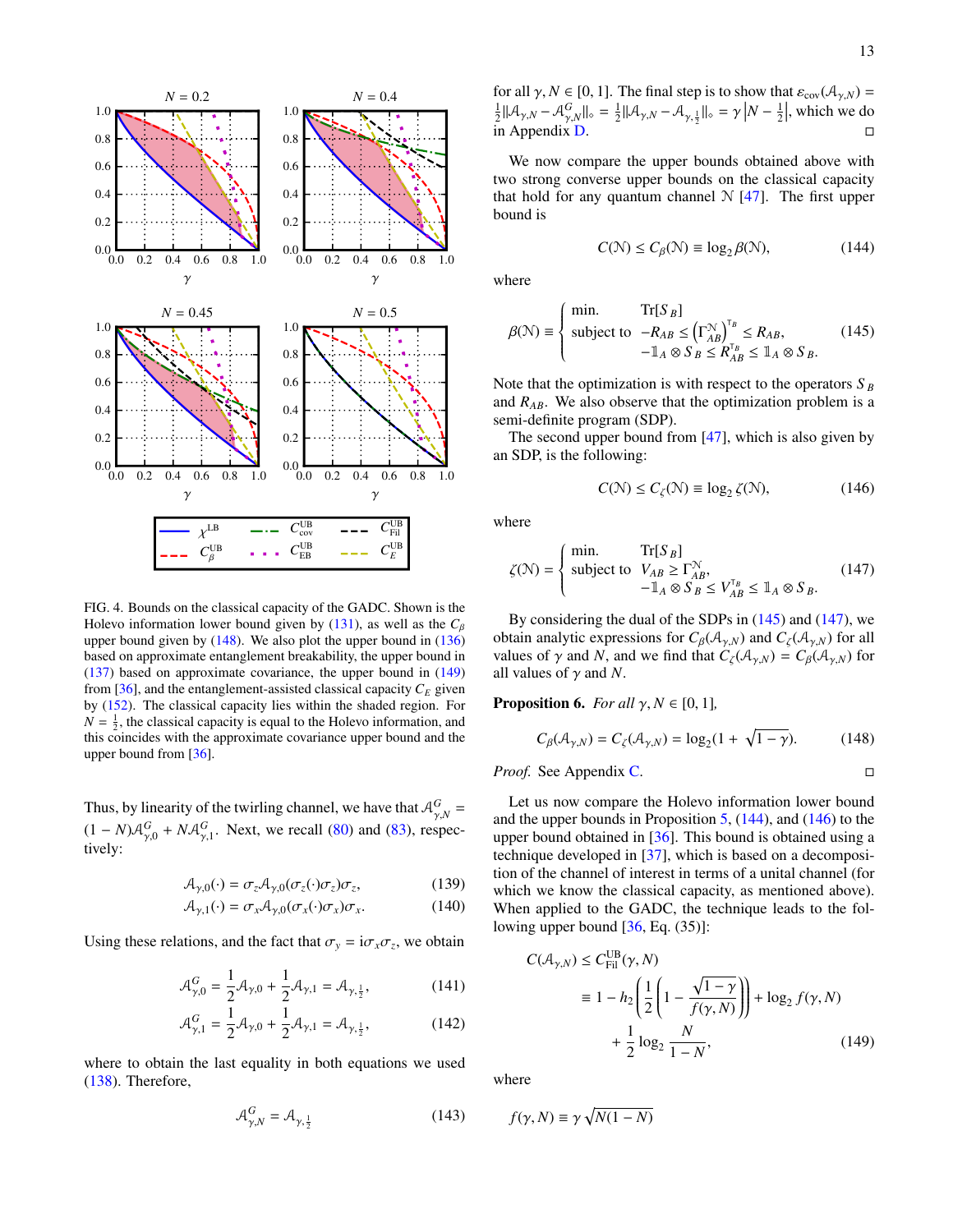FIG. 4. Bounds on the classical capacity of the GADC. Shown is the Holevo information lower bound given by (131), as well as the $C_\beta$ upper bound given by (148). We also plot the upper bound in (136) based on approximate entanglement breakability, the upper bound in (137) based on approximate covariance, the upper bound in (149) from [36], and the entanglement-assisted classical capacity $C_E$ given by (152). The classical capacity lies within the shaded region. For $N = \frac{1}{2}$, the classical capacity is equal to the Holevo information, and this coincides with the approximate covariance upper bound and the upper bound from [36].

Thus, by linearity of the twirling channel, we have that $\mathcal{A}^G_{\gamma,N} = (1-N)\mathcal{A}^G_{\gamma,0} + N\mathcal{A}^G_{\gamma,1}$. Next, we recall (80) and (83), respectively:

$$\mathcal{A}_{\gamma,0}(\cdot) = \sigma_z \mathcal{A}_{\gamma,0}(\sigma_z(\cdot)\sigma_z)\sigma_z, \tag{139}$$

$$\mathcal{A}_{\gamma,1}(\cdot) = \sigma_x \mathcal{A}_{\gamma,0}(\sigma_x(\cdot)\sigma_x)\sigma_x. \tag{140}$$

Using these relations, and the fact that $\sigma_y = \mathrm{i}\sigma_x\sigma_z$, we obtain

$$\mathcal{A}^G_{\gamma,0} = \frac{1}{2}\mathcal{A}_{\gamma,0} + \frac{1}{2}\mathcal{A}_{\gamma,1} = \mathcal{A}_{\gamma,\frac{1}{2}}, \tag{141}$$

$$\mathcal{A}^G_{\gamma,1} = \frac{1}{2}\mathcal{A}_{\gamma,0} + \frac{1}{2}\mathcal{A}_{\gamma,1} = \mathcal{A}_{\gamma,\frac{1}{2}}, \tag{142}$$

where to obtain the last equality in both equations we used (138). Therefore,

$$\mathcal{A}^G_{\gamma,N} = \mathcal{A}_{\gamma,\frac{1}{2}} \tag{143}$$

for all $\gamma, N \in [0,1]$. The final step is to show that $\varepsilon_{\text{cov}}(\mathcal{A}_{\gamma,N}) = \frac{1}{2}\|\mathcal{A}_{\gamma,N} - \mathcal{A}^G_{\gamma,N}\|_\diamond = \frac{1}{2}\|\mathcal{A}_{\gamma,N} - \mathcal{A}_{\gamma,\frac{1}{2}}\|_\diamond = \gamma\left|N - \frac{1}{2}\right|$, which we do in Appendix D. $\square$

We now compare the upper bounds obtained above with two strong converse upper bounds on the classical capacity that hold for any quantum channel $\mathcal{N}$ [47]. The first upper bound is

$$C(\mathcal{N}) \leq C_\beta(\mathcal{N}) \equiv \log_2 \beta(\mathcal{N}), \tag{144}$$

where

$$\beta(\mathcal{N}) \equiv \left\{ \begin{array}{ll} \text{min.} & \text{Tr}[S_B] \\ \text{subject to} & -R_{AB} \leq \left(\Gamma^{\mathcal{N}}_{AB}\right)^{\mathsf{T}_B} \leq R_{AB}, \\ & -\mathbb{1}_A \otimes S_B \leq R^{\mathsf{T}_B}_{AB} \leq \mathbb{1}_A \otimes S_B. \end{array} \right. \tag{145}$$

Note that the optimization is with respect to the operators $S_B$ and $R_{AB}$. We also observe that the optimization problem is a semi-definite program (SDP).

The second upper bound from [47], which is also given by an SDP, is the following:

$$C(\mathcal{N}) \leq C_\zeta(\mathcal{N}) \equiv \log_2 \zeta(\mathcal{N}), \tag{146}$$

where

$$\zeta(\mathcal{N}) = \left\{ \begin{array}{ll} \text{min.} & \text{Tr}[S_B] \\ \text{subject to} & V_{AB} \geq \Gamma^{\mathcal{N}}_{AB}, \\ & -\mathbb{1}_A \otimes S_B \leq V^{\mathsf{T}_B}_{AB} \leq \mathbb{1}_A \otimes S_B. \end{array} \right. \tag{147}$$

By considering the dual of the SDPs in (145) and (147), we obtain analytic expressions for $C_\beta(\mathcal{A}_{\gamma,N})$ and $C_\zeta(\mathcal{A}_{\gamma,N})$ for all values of $\gamma$ and $N$, and we find that $C_\zeta(\mathcal{A}_{\gamma,N}) = C_\beta(\mathcal{A}_{\gamma,N})$ for all values of $\gamma$ and $N$.

**Proposition 6.** *For all* $\gamma, N \in [0,1]$,

$$C_\beta(\mathcal{A}_{\gamma,N}) = C_\zeta(\mathcal{A}_{\gamma,N}) = \log_2(1 + \sqrt{1-\gamma}). \tag{148}$$

*Proof.* See Appendix C. $\square$

Let us now compare the Holevo information lower bound and the upper bounds in Proposition 5, (144), and (146) to the upper bound obtained in [36]. This bound is obtained using a technique developed in [37], which is based on a decomposition of the channel of interest in terms of a unital channel (for which we know the classical capacity, as mentioned above). When applied to the GADC, the technique leads to the following upper bound [36, Eq. (35)]:

$$\begin{aligned} C(\mathcal{A}_{\gamma,N}) &\leq C^{\text{UB}}_{\text{Fil}}(\gamma, N) \\ &\equiv 1 - h_2\left(\frac{1}{2}\left(1 - \frac{\sqrt{1-\gamma}}{f(\gamma,N)}\right)\right) + \log_2 f(\gamma,N) \\ &\quad + \frac{1}{2}\log_2 \frac{N}{1-N}, \end{aligned} \tag{149}$$

where

$$f(\gamma, N) \equiv \gamma\sqrt{N(1-N)}$$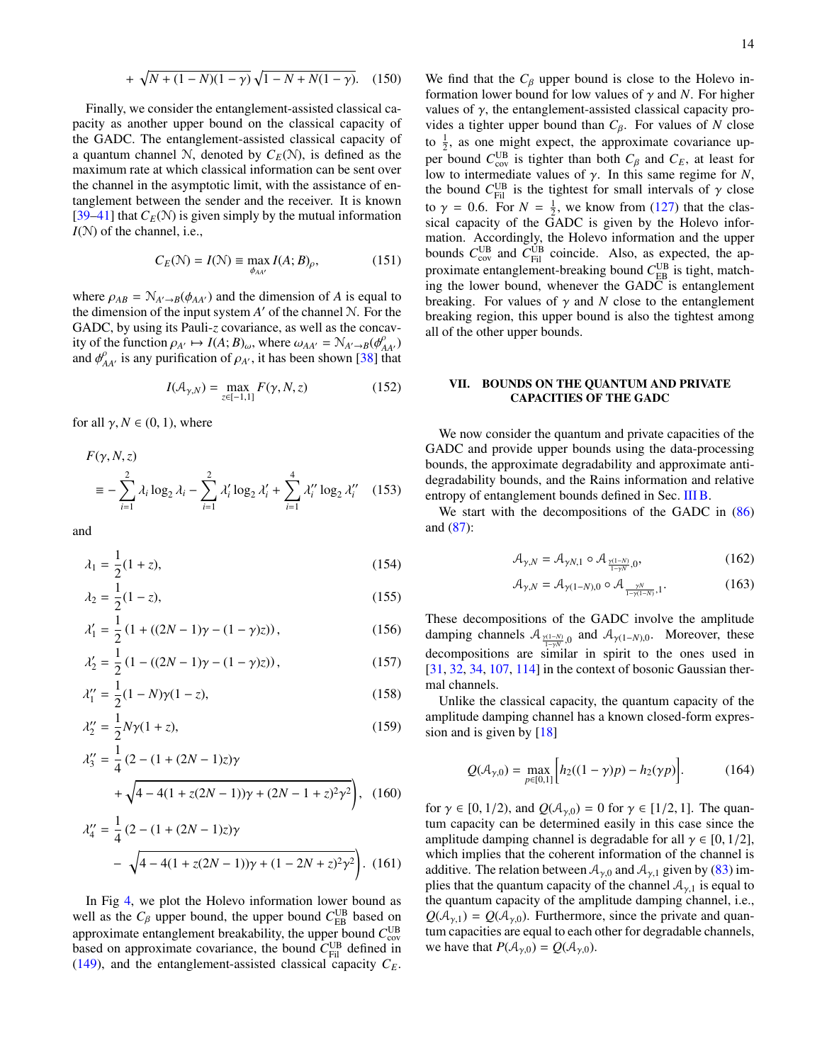$$+\sqrt{N+(1-N)(1-\gamma)}\sqrt{1-N+N(1-\gamma)}. \quad (150)$$

Finally, we consider the entanglement-assisted classical capacity as another upper bound on the classical capacity of the GADC. The entanglement-assisted classical capacity of a quantum channel $\mathcal{N}$, denoted by $C_E(\mathcal{N})$, is defined as the maximum rate at which classical information can be sent over the channel in the asymptotic limit, with the assistance of entanglement between the sender and the receiver. It is known [39–41] that $C_E(\mathcal{N})$ is given simply by the mutual information $I(\mathcal{N})$ of the channel, i.e.,

$$C_E(\mathcal{N}) = I(\mathcal{N}) \equiv \max_{\phi_{AA'}} I(A;B)_\rho, \quad (151)$$

where $\rho_{AB} = \mathcal{N}_{A'\to B}(\phi_{AA'})$ and the dimension of $A$ is equal to the dimension of the input system $A'$ of the channel $\mathcal{N}$. For the GADC, by using its Pauli-$z$ covariance, as well as the concavity of the function $\rho_{A'} \mapsto I(A;B)_\omega$, where $\omega_{AA'} = \mathcal{N}_{A'\to B}(\phi^\rho_{AA'})$ and $\phi^\rho_{AA'}$ is any purification of $\rho_{A'}$, it has been shown [38] that

$$I(\mathcal{A}_{\gamma,N}) = \max_{z\in[-1,1]} F(\gamma, N, z) \quad (152)$$

for all $\gamma, N \in (0,1)$, where

$$F(\gamma,N,z) \equiv -\sum_{i=1}^{2}\lambda_i \log_2 \lambda_i - \sum_{i=1}^{2}\lambda_i' \log_2 \lambda_i' + \sum_{i=1}^{4}\lambda_i'' \log_2 \lambda_i'' \quad (153)$$

and

$$\lambda_1 = \frac{1}{2}(1+z), \quad (154)$$

$$\lambda_2 = \frac{1}{2}(1-z), \quad (155)$$

$$\lambda_1' = \frac{1}{2}\left(1+((2N-1)\gamma-(1-\gamma)z)\right), \quad (156)$$

$$\lambda_2' = \frac{1}{2}\left(1-((2N-1)\gamma-(1-\gamma)z)\right), \quad (157)$$

$$\lambda_1'' = \frac{1}{2}(1-N)\gamma(1-z), \quad (158)$$

$$\lambda_2'' = \frac{1}{2}N\gamma(1+z), \quad (159)$$

$$\lambda_3'' = \frac{1}{4}\Big(2-(1+(2N-1)z)\gamma + \sqrt{4-4(1+z(2N-1))\gamma+(2N-1+z)^2\gamma^2}\Big), \quad (160)$$

$$\lambda_4'' = \frac{1}{4}\Big(2-(1+(2N-1)z)\gamma - \sqrt{4-4(1+z(2N-1))\gamma+(1-2N+z)^2\gamma^2}\Big). \quad (161)$$

In Fig 4, we plot the Holevo information lower bound as well as the $C_\beta$ upper bound, the upper bound $C_{\text{EB}}^{\text{UB}}$ based on approximate entanglement breakability, the upper bound $C_{\text{cov}}^{\text{UB}}$ based on approximate covariance, the bound $C_{\text{Fil}}^{\text{UB}}$ defined in (149), and the entanglement-assisted classical capacity $C_E$. We find that the $C_\beta$ upper bound is close to the Holevo information lower bound for low values of $\gamma$ and $N$. For higher values of $\gamma$, the entanglement-assisted classical capacity provides a tighter upper bound than $C_\beta$. For values of $N$ close to $\frac{1}{2}$, as one might expect, the approximate covariance upper bound $C_{\text{cov}}^{\text{UB}}$ is tighter than both $C_\beta$ and $C_E$, at least for low to intermediate values of $\gamma$. In this same regime for $N$, the bound $C_{\text{Fil}}^{\text{UB}}$ is the tightest for small intervals of $\gamma$ close to $\gamma = 0.6$. For $N = \frac{1}{2}$, we know from (127) that the classical capacity of the GADC is given by the Holevo information. Accordingly, the Holevo information and the upper bounds $C_{\text{cov}}^{\text{UB}}$ and $C_{\text{Fil}}^{\text{UB}}$ coincide. Also, as expected, the approximate entanglement-breaking bound $C_{\text{EB}}^{\text{UB}}$ is tight, matching the lower bound, whenever the GADC is entanglement breaking. For values of $\gamma$ and $N$ close to the entanglement breaking region, this upper bound is also the tightest among all of the other upper bounds.

## VII. BOUNDS ON THE QUANTUM AND PRIVATE CAPACITIES OF THE GADC

We now consider the quantum and private capacities of the GADC and provide upper bounds using the data-processing bounds, the approximate degradability and approximate anti-degradability bounds, and the Rains information and relative entropy of entanglement bounds defined in Sec. III B.

We start with the decompositions of the GADC in (86) and (87):

$$\mathcal{A}_{\gamma,N} = \mathcal{A}_{\gamma N,1} \circ \mathcal{A}_{\frac{\gamma(1-N)}{1-\gamma N},0}, \quad (162)$$

$$\mathcal{A}_{\gamma,N} = \mathcal{A}_{\gamma(1-N),0} \circ \mathcal{A}_{\frac{\gamma N}{1-\gamma(1-N)},1}. \quad (163)$$

These decompositions of the GADC involve the amplitude damping channels $\mathcal{A}_{\frac{\gamma(1-N)}{1-\gamma N},0}$ and $\mathcal{A}_{\gamma(1-N),0}$. Moreover, these decompositions are similar in spirit to the ones used in [31, 32, 34, 107, 114] in the context of bosonic Gaussian thermal channels.

Unlike the classical capacity, the quantum capacity of the amplitude damping channel has a known closed-form expression and is given by [18]

$$Q(\mathcal{A}_{\gamma,0}) = \max_{p\in[0,1]}\Big[h_2((1-\gamma)p) - h_2(\gamma p)\Big]. \quad (164)$$

for $\gamma \in [0,1/2)$, and $Q(\mathcal{A}_{\gamma,0}) = 0$ for $\gamma \in [1/2,1]$. The quantum capacity can be determined easily in this case since the amplitude damping channel is degradable for all $\gamma \in [0,1/2]$, which implies that the coherent information of the channel is additive. The relation between $\mathcal{A}_{\gamma,0}$ and $\mathcal{A}_{\gamma,1}$ given by (83) implies that the quantum capacity of the channel $\mathcal{A}_{\gamma,1}$ is equal to the quantum capacity of the amplitude damping channel, i.e., $Q(\mathcal{A}_{\gamma,1}) = Q(\mathcal{A}_{\gamma,0})$. Furthermore, since the private and quantum capacities are equal to each other for degradable channels, we have that $P(\mathcal{A}_{\gamma,0}) = Q(\mathcal{A}_{\gamma,0})$.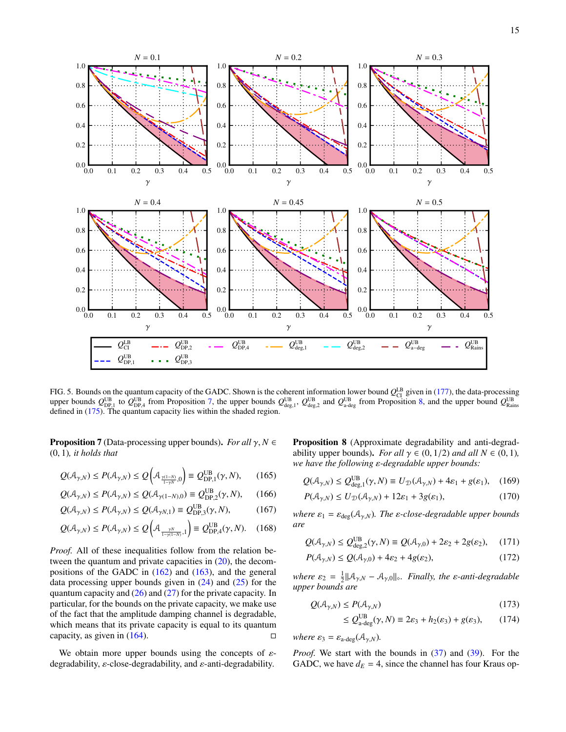FIG. 5. Bounds on the quantum capacity of the GADC. Shown is the coherent information lower bound $Q_{\text{CI}}^{\text{LB}}$ given in (177), the data-processing upper bounds $Q_{\text{DP},1}^{\text{UB}}$ to $Q_{\text{DP},4}^{\text{UB}}$ from Proposition 7, the upper bounds $Q_{\text{deg},1}^{\text{UB}}$, $Q_{\text{deg},2}^{\text{UB}}$ and $Q_{\text{a-deg}}^{\text{UB}}$ from Proposition 8, and the upper bound $Q_{\text{Rains}}^{\text{UB}}$ defined in (175). The quantum capacity lies within the shaded region.

**Proposition 7** (Data-processing upper bounds). *For all $\gamma, N \in (0,1)$, it holds that*

$$Q(\mathcal{A}_{\gamma,N}) \leq P(\mathcal{A}_{\gamma,N}) \leq Q\left(\mathcal{A}_{\frac{\gamma(1-N)}{1-\gamma N},0}\right) \equiv Q_{\text{DP},1}^{\text{UB}}(\gamma, N), \tag{165}$$

$$Q(\mathcal{A}_{\gamma,N}) \leq P(\mathcal{A}_{\gamma,N}) \leq Q(\mathcal{A}_{\gamma(1-N),0}) \equiv Q_{\text{DP},2}^{\text{UB}}(\gamma, N), \tag{166}$$

$$Q(\mathcal{A}_{\gamma,N}) \leq P(\mathcal{A}_{\gamma,N}) \leq Q(\mathcal{A}_{\gamma N,1}) \equiv Q_{\text{DP},3}^{\text{UB}}(\gamma, N), \tag{167}$$

$$Q(\mathcal{A}_{\gamma,N}) \leq P(\mathcal{A}_{\gamma,N}) \leq Q\left(\mathcal{A}_{\frac{\gamma N}{1-\gamma(1-N)},1}\right) \equiv Q_{\text{DP},4}^{\text{UB}}(\gamma, N). \tag{168}$$

*Proof.* All of these inequalities follow from the relation between the quantum and private capacities in (20), the decompositions of the GADC in (162) and (163), and the general data processing upper bounds given in (24) and (25) for the quantum capacity and (26) and (27) for the private capacity. In particular, for the bounds on the private capacity, we make use of the fact that the amplitude damping channel is degradable, which means that its private capacity is equal to its quantum capacity, as given in (164). $\square$

We obtain more upper bounds using the concepts of $\varepsilon$-degradability, $\varepsilon$-close-degradability, and $\varepsilon$-anti-degradability.

**Proposition 8** (Approximate degradability and anti-degradability upper bounds). *For all $\gamma \in (0, 1/2)$ and all $N \in (0,1)$, we have the following $\varepsilon$-degradable upper bounds:*

$$Q(\mathcal{A}_{\gamma,N}) \leq Q_{\text{deg},1}^{\text{UB}}(\gamma, N) \equiv U_{\mathfrak{D}}(\mathcal{A}_{\gamma,N}) + 4\varepsilon_1 + g(\varepsilon_1), \tag{169}$$

$$P(\mathcal{A}_{\gamma,N}) \leq U_{\mathfrak{D}}(\mathcal{A}_{\gamma,N}) + 12\varepsilon_1 + 3g(\varepsilon_1), \tag{170}$$

*where $\varepsilon_1 = \varepsilon_{\text{deg}}(\mathcal{A}_{\gamma,N})$. The $\varepsilon$-close-degradable upper bounds are*

$$Q(\mathcal{A}_{\gamma,N}) \leq Q_{\text{deg},2}^{\text{UB}}(\gamma, N) \equiv Q(\mathcal{A}_{\gamma,0}) + 2\varepsilon_2 + 2g(\varepsilon_2), \tag{171}$$

$$P(\mathcal{A}_{\gamma,N}) \leq Q(\mathcal{A}_{\gamma,0}) + 4\varepsilon_2 + 4g(\varepsilon_2), \tag{172}$$

*where $\varepsilon_2 = \frac{1}{2}\|\mathcal{A}_{\gamma,N} - \mathcal{A}_{\gamma,0}\|_\diamond$. Finally, the $\varepsilon$-anti-degradable upper bounds are*

$$Q(\mathcal{A}_{\gamma,N}) \leq P(\mathcal{A}_{\gamma,N}) \tag{173}$$

$$\leq Q_{\text{a-deg}}^{\text{UB}}(\gamma, N) \equiv 2\varepsilon_3 + h_2(\varepsilon_3) + g(\varepsilon_3), \tag{174}$$

*where $\varepsilon_3 = \varepsilon_{\text{a-deg}}(\mathcal{A}_{\gamma,N})$.*

*Proof.* We start with the bounds in (37) and (39). For the GADC, we have $d_E = 4$, since the channel has four Kraus op-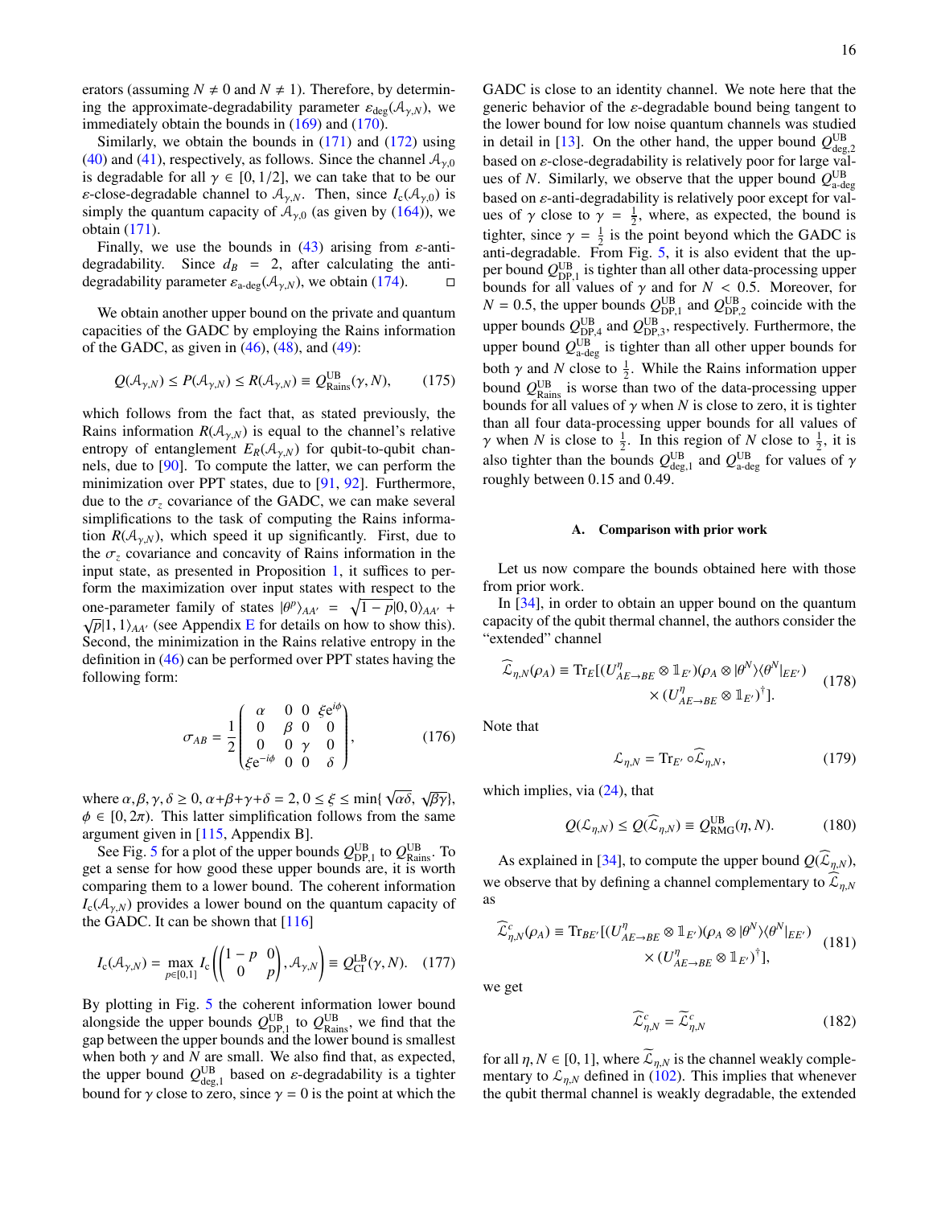erators (assuming $N \neq 0$ and $N \neq 1$). Therefore, by determining the approximate-degradability parameter $\varepsilon_{\text{deg}}(\mathcal{A}_{\gamma,N})$, we immediately obtain the bounds in (169) and (170).

Similarly, we obtain the bounds in (171) and (172) using (40) and (41), respectively, as follows. Since the channel $\mathcal{A}_{\gamma,0}$ is degradable for all $\gamma \in [0, 1/2]$, we can take that to be our $\varepsilon$-close-degradable channel to $\mathcal{A}_{\gamma,N}$. Then, since $I_c(\mathcal{A}_{\gamma,0})$ is simply the quantum capacity of $\mathcal{A}_{\gamma,0}$ (as given by (164)), we obtain (171).

Finally, we use the bounds in (43) arising from $\varepsilon$-anti-degradability. Since $d_B = 2$, after calculating the anti-degradability parameter $\varepsilon_{\text{a-deg}}(\mathcal{A}_{\gamma,N})$, we obtain (174). ◻

We obtain another upper bound on the private and quantum capacities of the GADC by employing the Rains information of the GADC, as given in (46), (48), and (49):

$$Q(\mathcal{A}_{\gamma,N}) \leq P(\mathcal{A}_{\gamma,N}) \leq R(\mathcal{A}_{\gamma,N}) \equiv Q^{\text{UB}}_{\text{Rains}}(\gamma, N), \tag{175}$$

which follows from the fact that, as stated previously, the Rains information $R(\mathcal{A}_{\gamma,N})$ is equal to the channel's relative entropy of entanglement $E_R(\mathcal{A}_{\gamma,N})$ for qubit-to-qubit channels, due to [90]. To compute the latter, we can perform the minimization over PPT states, due to [91, 92]. Furthermore, due to the $\sigma_z$ covariance of the GADC, we can make several simplifications to the task of computing the Rains information $R(\mathcal{A}_{\gamma,N})$, which speed it up significantly. First, due to the $\sigma_z$ covariance and concavity of Rains information in the input state, as presented in Proposition 1, it suffices to perform the maximization over input states with respect to the one-parameter family of states $|\theta^p\rangle_{AA'} = \sqrt{1-p}|0,0\rangle_{AA'} + \sqrt{p}|1,1\rangle_{AA'}$ (see Appendix E for details on how to show this). Second, the minimization in the Rains relative entropy in the definition in (46) can be performed over PPT states having the following form:

$$\sigma_{AB} = \frac{1}{2}\begin{pmatrix} \alpha & 0 & 0 & \xi e^{i\phi} \\ 0 & \beta & 0 & 0 \\ 0 & 0 & \gamma & 0 \\ \xi e^{-i\phi} & 0 & 0 & \delta \end{pmatrix}, \tag{176}$$

where $\alpha, \beta, \gamma, \delta \geq 0$, $\alpha+\beta+\gamma+\delta = 2$, $0 \leq \xi \leq \min\{\sqrt{\alpha\delta}, \sqrt{\beta\gamma}\}$, $\phi \in [0, 2\pi)$. This latter simplification follows from the same argument given in [115, Appendix B].

See Fig. 5 for a plot of the upper bounds $Q^{\text{UB}}_{\text{DP},1}$ to $Q^{\text{UB}}_{\text{Rains}}$. To get a sense for how good these upper bounds are, it is worth comparing them to a lower bound. The coherent information $I_c(\mathcal{A}_{\gamma,N})$ provides a lower bound on the quantum capacity of the GADC. It can be shown that [116]

$$I_c(\mathcal{A}_{\gamma,N}) = \max_{p\in[0,1]} I_c\left(\begin{pmatrix} 1-p & 0 \\ 0 & p \end{pmatrix}, \mathcal{A}_{\gamma,N}\right) \equiv Q^{\text{LB}}_{\text{CI}}(\gamma, N). \tag{177}$$

By plotting in Fig. 5 the coherent information lower bound alongside the upper bounds $Q^{\text{UB}}_{\text{DP},1}$ to $Q^{\text{UB}}_{\text{Rains}}$, we find that the gap between the upper bounds and the lower bound is smallest when both $\gamma$ and $N$ are small. We also find that, as expected, the upper bound $Q^{\text{UB}}_{\text{deg},1}$ based on $\varepsilon$-degradability is a tighter bound for $\gamma$ close to zero, since $\gamma = 0$ is the point at which the GADC is close to an identity channel. We note here that the generic behavior of the $\varepsilon$-degradable bound being tangent to the lower bound for low noise quantum channels was studied in detail in [13]. On the other hand, the upper bound $Q^{\text{UB}}_{\text{deg},2}$ based on $\varepsilon$-close-degradability is relatively poor for large values of $N$. Similarly, we observe that the upper bound $Q^{\text{UB}}_{\text{a-deg}}$ based on $\varepsilon$-anti-degradability is relatively poor except for values of $\gamma$ close to $\gamma = \frac{1}{2}$, where, as expected, the bound is tighter, since $\gamma = \frac{1}{2}$ is the point beyond which the GADC is anti-degradable. From Fig. 5, it is also evident that the upper bound $Q^{\text{UB}}_{\text{DP},1}$ is tighter than all other data-processing upper bounds for all values of $\gamma$ and for $N < 0.5$. Moreover, for $N = 0.5$, the upper bounds $Q^{\text{UB}}_{\text{DP},1}$ and $Q^{\text{UB}}_{\text{DP},2}$ coincide with the upper bounds $Q^{\text{UB}}_{\text{DP},4}$ and $Q^{\text{UB}}_{\text{DP},3}$, respectively. Furthermore, the upper bound $Q^{\text{UB}}_{\text{a-deg}}$ is tighter than all other upper bounds for both $\gamma$ and $N$ close to $\frac{1}{2}$. While the Rains information upper bound $Q^{\text{UB}}_{\text{Rains}}$ is worse than two of the data-processing upper bounds for all values of $\gamma$ when $N$ is close to zero, it is tighter than all four data-processing upper bounds for all values of $\gamma$ when $N$ is close to $\frac{1}{2}$. In this region of $N$ close to $\frac{1}{2}$, it is also tighter than the bounds $Q^{\text{UB}}_{\text{deg},1}$ and $Q^{\text{UB}}_{\text{a-deg}}$ for values of $\gamma$ roughly between 0.15 and 0.49.

### A. Comparison with prior work

Let us now compare the bounds obtained here with those from prior work.

In [34], in order to obtain an upper bound on the quantum capacity of the qubit thermal channel, the authors consider the "extended" channel

$$\widehat{\mathcal{L}}_{\eta,N}(\rho_A) \equiv \text{Tr}_E[(U^\eta_{AE\to BE} \otimes \mathbb{1}_{E'})(\rho_A \otimes |\theta^N\rangle\langle\theta^N|_{EE'}) \times (U^\eta_{AE\to BE} \otimes \mathbb{1}_{E'})^\dagger]. \tag{178}$$

Note that

$$\mathcal{L}_{\eta,N} = \text{Tr}_{E'} \circ \widehat{\mathcal{L}}_{\eta,N}, \tag{179}$$

which implies, via (24), that

$$Q(\mathcal{L}_{\eta,N}) \leq Q(\widehat{\mathcal{L}}_{\eta,N}) \equiv Q^{\text{UB}}_{\text{RMG}}(\eta, N). \tag{180}$$

As explained in [34], to compute the upper bound $Q(\widehat{\mathcal{L}}_{\eta,N})$, we observe that by defining a channel complementary to $\widehat{\mathcal{L}}_{\eta,N}$ as

$$\widehat{\mathcal{L}}^c_{\eta,N}(\rho_A) \equiv \text{Tr}_{BE'}[(U^\eta_{AE\to BE} \otimes \mathbb{1}_{E'})(\rho_A \otimes |\theta^N\rangle\langle\theta^N|_{EE'}) \times (U^\eta_{AE\to BE} \otimes \mathbb{1}_{E'})^\dagger], \tag{181}$$

we get

$$\widehat{\mathcal{L}}^c_{\eta,N} = \widetilde{\mathcal{L}}^c_{\eta,N} \tag{182}$$

for all $\eta, N \in [0, 1]$, where $\widetilde{\mathcal{L}}_{\eta,N}$ is the channel weakly complementary to $\mathcal{L}_{\eta,N}$ defined in (102). This implies that whenever the qubit thermal channel is weakly degradable, the extended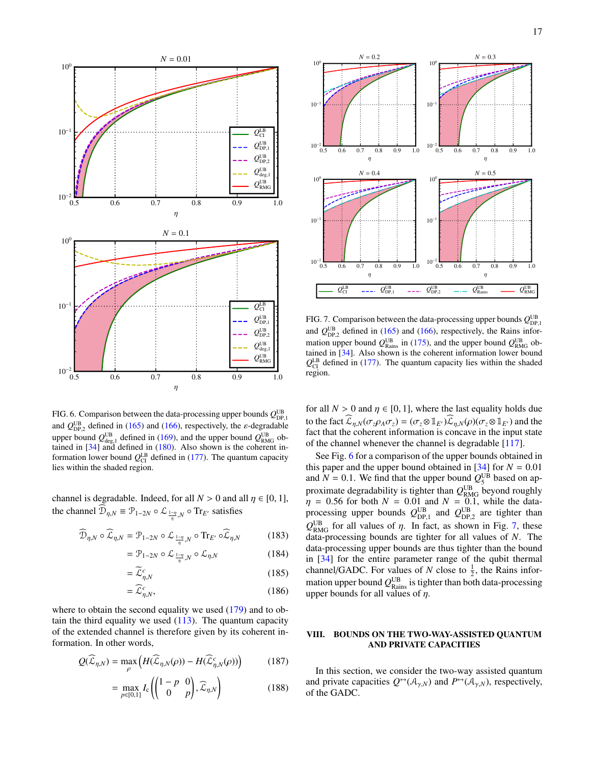FIG. 6. Comparison between the data-processing upper bounds $Q^{\text{UB}}_{\text{DP},1}$ and $Q^{\text{UB}}_{\text{DP},2}$ defined in (165) and (166), respectively, the $\varepsilon$-degradable upper bound $Q^{\text{UB}}_{\text{deg},1}$ defined in (169), and the upper bound $Q^{\text{UB}}_{\text{RMG}}$ obtained in [34] and defined in (180). Also shown is the coherent information lower bound $Q^{\text{LB}}_{\text{CI}}$ defined in (177). The quantum capacity lies within the shaded region.

channel is degradable. Indeed, for all $N > 0$ and all $\eta \in [0, 1]$, the channel $\widehat{\mathcal{D}}_{\eta,N} \equiv \mathcal{P}_{1-2N} \circ \mathcal{L}_{\frac{1-\eta}{\eta},N} \circ \text{Tr}_{E'}$ satisfies

$$\widehat{\mathcal{D}}_{\eta,N} \circ \widehat{\mathcal{L}}_{\eta,N} = \mathcal{P}_{1-2N} \circ \mathcal{L}_{\frac{1-\eta}{\eta},N} \circ \text{Tr}_{E'} \circ \widehat{\mathcal{L}}_{\eta,N} \tag{183}$$

$$= \mathcal{P}_{1-2N} \circ \mathcal{L}_{\frac{1-\eta}{\eta},N} \circ \mathcal{L}_{\eta,N} \tag{184}$$

$$= \widetilde{\mathcal{L}}^c_{\eta,N} \tag{185}$$

$$= \widehat{\mathcal{L}}^c_{\eta,N}, \tag{186}$$

where to obtain the second equality we used (179) and to obtain the third equality we used (113). The quantum capacity of the extended channel is therefore given by its coherent information. In other words,

$$Q(\widehat{\mathcal{L}}_{\eta,N}) = \max_{\rho} \left( H(\widehat{\mathcal{L}}_{\eta,N}(\rho)) - H(\widehat{\mathcal{L}}^c_{\eta,N}(\rho)) \right) \tag{187}$$

$$= \max_{p \in [0,1]} I_c \left( \begin{pmatrix} 1-p & 0 \\ 0 & p \end{pmatrix}, \widehat{\mathcal{L}}_{\eta,N} \right) \tag{188}$$

FIG. 7. Comparison between the data-processing upper bounds $Q^{\text{UB}}_{\text{DP},1}$ and $Q^{\text{UB}}_{\text{DP},2}$ defined in (165) and (166), respectively, the Rains information upper bound $Q^{\text{UB}}_{\text{Rains}}$ in (175), and the upper bound $Q^{\text{UB}}_{\text{RMG}}$ obtained in [34]. Also shown is the coherent information lower bound $Q^{\text{LB}}_{\text{CI}}$ defined in (177). The quantum capacity lies within the shaded region.

for all $N > 0$ and $\eta \in [0, 1]$, where the last equality holds due to the fact $\widehat{\mathcal{L}}_{\eta,N}(\sigma_z \rho_A \sigma_z) = (\sigma_z \otimes \mathbb{1}_{E'})\widehat{\mathcal{L}}_{\eta,N}(\rho)(\sigma_z \otimes \mathbb{1}_{E'})$ and the fact that the coherent information is concave in the input state of the channel whenever the channel is degradable [117].

See Fig. 6 for a comparison of the upper bounds obtained in this paper and the upper bound obtained in [34] for $N = 0.01$ and $N = 0.1$. We find that the upper bound $Q^{\text{UB}}_5$ based on approximate degradability is tighter than $Q^{\text{UB}}_{\text{RMG}}$ beyond roughly $\eta = 0.56$ for both $N = 0.01$ and $N = 0.1$, while the data-processing upper bounds $Q^{\text{UB}}_{\text{DP},1}$ and $Q^{\text{UB}}_{\text{DP},2}$ are tighter than $Q^{\text{UB}}_{\text{RMG}}$ for all values of $\eta$. In fact, as shown in Fig. 7, these data-processing bounds are tighter for all values of $N$. The data-processing upper bounds are thus tighter than the bound in [34] for the entire parameter range of the qubit thermal channel/GADC. For values of $N$ close to $\frac{1}{2}$, the Rains information upper bound $Q^{\text{UB}}_{\text{Rains}}$ is tighter than both data-processing upper bounds for all values of $\eta$.

## VIII. BOUNDS ON THE TWO-WAY-ASSISTED QUANTUM AND PRIVATE CAPACITIES

In this section, we consider the two-way assisted quantum and private capacities $Q^{\leftrightarrow}(\mathcal{A}_{\gamma,N})$ and $P^{\leftrightarrow}(\mathcal{A}_{\gamma,N})$, respectively, of the GADC.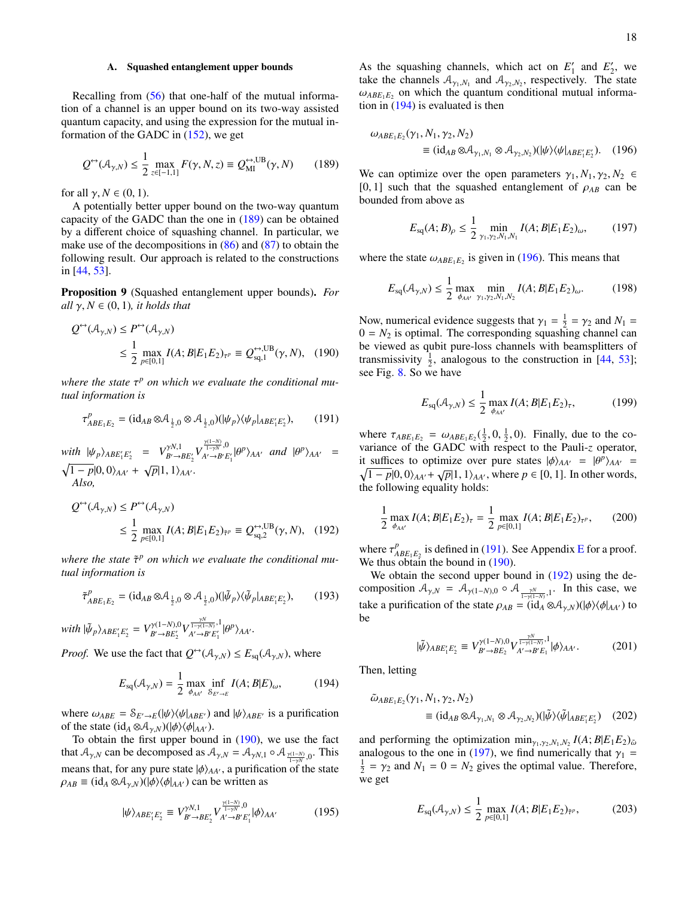### A. Squashed entanglement upper bounds

Recalling from (56) that one-half of the mutual information of a channel is an upper bound on its two-way assisted quantum capacity, and using the expression for the mutual information of the GADC in (152), we get

$$Q^{\leftrightarrow}(\mathcal{A}_{\gamma,N}) \leq \frac{1}{2}\max_{z\in[-1,1]} F(\gamma,N,z) \equiv Q_{\text{MI}}^{\leftrightarrow,\text{UB}}(\gamma,N) \tag{189}$$

for all $\gamma, N \in (0,1)$.

A potentially better upper bound on the two-way quantum capacity of the GADC than the one in (189) can be obtained by a different choice of squashing channel. In particular, we make use of the decompositions in (86) and (87) to obtain the following result. Our approach is related to the constructions in [44, 53].

**Proposition 9** (Squashed entanglement upper bounds)**.** *For all $\gamma, N \in (0,1)$, it holds that*

$$\begin{aligned}Q^{\leftrightarrow}(\mathcal{A}_{\gamma,N}) &\leq P^{\leftrightarrow}(\mathcal{A}_{\gamma,N})\\ &\leq \frac{1}{2}\max_{p\in[0,1]} I(A;B|E_1E_2)_{\tau^p} \equiv Q_{\text{sq},1}^{\leftrightarrow,\text{UB}}(\gamma,N),\end{aligned} \tag{190}$$

*where the state $\tau^p$ on which we evaluate the conditional mutual information is*

$$\tau^p_{ABE_1E_2} = (\text{id}_{AB}\otimes\mathcal{A}_{\frac{1}{2},0}\otimes\mathcal{A}_{\frac{1}{2},0})(|\psi_p\rangle\langle\psi_p|_{ABE_1'E_2'}), \tag{191}$$

*with* $|\psi_p\rangle_{ABE_1'E_2'} = V^{\gamma N,1}_{B'\to BE_2'}V^{\frac{\gamma(1-N)}{1-\gamma N},0}_{A'\to B'E_1'}|\theta^p\rangle_{AA'}$ *and* $|\theta^p\rangle_{AA'} = \sqrt{1-p}|0,0\rangle_{AA'} + \sqrt{p}|1,1\rangle_{AA'}$.
*Also,*

$$\begin{aligned}Q^{\leftrightarrow}(\mathcal{A}_{\gamma,N}) &\leq P^{\leftrightarrow}(\mathcal{A}_{\gamma,N})\\ &\leq \frac{1}{2}\max_{p\in[0,1]} I(A;B|E_1E_2)_{\tilde{\tau}^p} \equiv Q_{\text{sq},2}^{\leftrightarrow,\text{UB}}(\gamma,N),\end{aligned} \tag{192}$$

*where the state $\tilde{\tau}^p$ on which we evaluate the conditional mutual information is*

$$\tilde{\tau}^p_{ABE_1E_2} = (\text{id}_{AB}\otimes\mathcal{A}_{\frac{1}{2},0}\otimes\mathcal{A}_{\frac{1}{2},0})(|\tilde{\psi}_p\rangle\langle\tilde{\psi}_p|_{ABE_1'E_2'}), \tag{193}$$

*with* $|\tilde{\psi}_p\rangle_{ABE_1'E_2'} = V^{\gamma(1-N),0}_{B'\to BE_2'}V^{\frac{\gamma N}{1-\gamma(1-N)},1}_{A'\to B'E_1'}|\theta^p\rangle_{AA'}$.

*Proof.* We use the fact that $Q^{\leftrightarrow}(\mathcal{A}_{\gamma,N}) \leq E_{\text{sq}}(\mathcal{A}_{\gamma,N})$, where

$$E_{\text{sq}}(\mathcal{A}_{\gamma,N}) = \frac{1}{2}\max_{\phi_{AA'}}\inf_{\mathcal{S}_{E'\to E}} I(A;B|E)_\omega, \tag{194}$$

where $\omega_{ABE} = \mathcal{S}_{E'\to E}(|\psi\rangle\langle\psi|_{ABE'})$ and $|\psi\rangle_{ABE'}$ is a purification of the state $(\text{id}_A\otimes\mathcal{A}_{\gamma,N})(|\phi\rangle\langle\phi|_{AA'})$.

To obtain the first upper bound in (190), we use the fact that $\mathcal{A}_{\gamma,N}$ can be decomposed as $\mathcal{A}_{\gamma,N} = \mathcal{A}_{\gamma N,1}\circ\mathcal{A}_{\frac{\gamma(1-N)}{1-\gamma N},0}$. This means that, for any pure state $|\phi\rangle_{AA'}$, a purification of the state $\rho_{AB} \equiv (\text{id}_A\otimes\mathcal{A}_{\gamma,N})(|\phi\rangle\langle\phi|_{AA'})$ can be written as

$$|\psi\rangle_{ABE_1'E_2'} \equiv V^{\gamma N,1}_{B'\to BE_2'}V^{\frac{\gamma(1-N)}{1-\gamma N},0}_{A'\to B'E_1'}|\phi\rangle_{AA'} \tag{195}$$

As the squashing channels, which act on $E_1'$ and $E_2'$, we take the channels $\mathcal{A}_{\gamma_1,N_1}$ and $\mathcal{A}_{\gamma_2,N_2}$, respectively. The state $\omega_{ABE_1E_2}$ on which the quantum conditional mutual information in (194) is evaluated is then

$$\begin{aligned}&\omega_{ABE_1E_2}(\gamma_1,N_1,\gamma_2,N_2)\\ &\qquad\equiv(\text{id}_{AB}\otimes\mathcal{A}_{\gamma_1,N_1}\otimes\mathcal{A}_{\gamma_2,N_2})(|\psi\rangle\langle\psi|_{ABE_1'E_2'}).\end{aligned} \tag{196}$$

We can optimize over the open parameters $\gamma_1,N_1,\gamma_2,N_2 \in [0,1]$ such that the squashed entanglement of $\rho_{AB}$ can be bounded from above as

$$E_{\text{sq}}(A;B)_\rho \leq \frac{1}{2}\min_{\gamma_1,\gamma_2,N_1,N_1} I(A;B|E_1E_2)_\omega, \tag{197}$$

where the state $\omega_{ABE_1E_2}$ is given in (196). This means that

$$E_{\text{sq}}(\mathcal{A}_{\gamma,N}) \leq \frac{1}{2}\max_{\phi_{AA'}}\min_{\gamma_1,\gamma_2,N_1,N_2} I(A;B|E_1E_2)_\omega. \tag{198}$$

Now, numerical evidence suggests that $\gamma_1 = \frac{1}{2} = \gamma_2$ and $N_1 = 0 = N_2$ is optimal. The corresponding squashing channel can be viewed as qubit pure-loss channels with beamsplitters of transmissivity $\frac{1}{2}$, analogous to the construction in [44, 53]; see Fig. 8. So we have

$$E_{\text{sq}}(\mathcal{A}_{\gamma,N}) \leq \frac{1}{2}\max_{\phi_{AA'}} I(A;B|E_1E_2)_\tau, \tag{199}$$

where $\tau_{ABE_1E_2} = \omega_{ABE_1E_2}(\frac{1}{2},0,\frac{1}{2},0)$. Finally, due to the covariance of the GADC with respect to the Pauli-$z$ operator, it suffices to optimize over pure states $|\phi\rangle_{AA'} = |\theta^p\rangle_{AA'} = \sqrt{1-p}|0,0\rangle_{AA'} + \sqrt{p}|1,1\rangle_{AA'}$, where $p\in[0,1]$. In other words, the following equality holds:

$$\frac{1}{2}\max_{\phi_{AA'}} I(A;B|E_1E_2)_\tau = \frac{1}{2}\max_{p\in[0,1]} I(A;B|E_1E_2)_{\tau^p}, \tag{200}$$

where $\tau^p_{ABE_1E_2}$ is defined in (191). See Appendix E for a proof. We thus obtain the bound in (190).

We obtain the second upper bound in (192) using the decomposition $\mathcal{A}_{\gamma,N} = \mathcal{A}_{\gamma(1-N),0}\circ\mathcal{A}_{\frac{\gamma N}{1-\gamma(1-N)},1}$. In this case, we take a purification of the state $\rho_{AB} = (\text{id}_A\otimes\mathcal{A}_{\gamma,N})(|\phi\rangle\langle\phi|_{AA'})$ to be

$$|\tilde{\psi}\rangle_{ABE_1'E_2'} \equiv V^{\gamma(1-N),0}_{B'\to BE_2}V^{\frac{\gamma N}{1-\gamma(1-N)},1}_{A'\to B'E_1}|\phi\rangle_{AA'}. \tag{201}$$

Then, letting

$$\begin{aligned}&\tilde{\omega}_{ABE_1E_2}(\gamma_1,N_1,\gamma_2,N_2)\\ &\qquad\equiv(\text{id}_{AB}\otimes\mathcal{A}_{\gamma_1,N_1}\otimes\mathcal{A}_{\gamma_2,N_2})(|\tilde{\psi}\rangle\langle\tilde{\psi}|_{ABE_1'E_2'})\end{aligned} \tag{202}$$

and performing the optimization $\min_{\gamma_1,\gamma_2,N_1,N_2} I(A;B|E_1E_2)_{\tilde{\omega}}$ analogous to the one in (197), we find numerically that $\gamma_1 = \frac{1}{2} = \gamma_2$ and $N_1 = 0 = N_2$ gives the optimal value. Therefore, we get

$$E_{\text{sq}}(\mathcal{A}_{\gamma,N}) \leq \frac{1}{2}\max_{p\in[0,1]} I(A;B|E_1E_2)_{\tilde{\tau}^p}, \tag{203}$$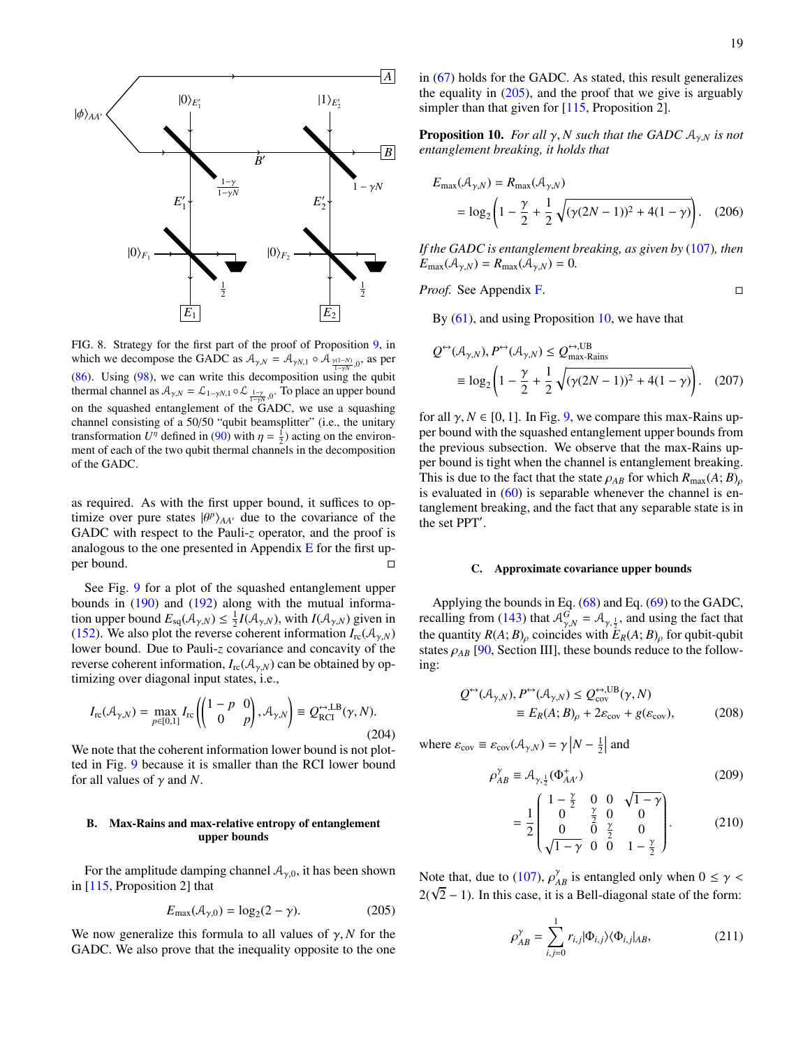FIG. 8. Strategy for the first part of the proof of Proposition 9, in which we decompose the GADC as $\mathcal{A}_{\gamma,N} = \mathcal{A}_{\gamma N,1} \circ \mathcal{A}_{\frac{\gamma(1-N)}{1-\gamma N},0}$, as per (86). Using (98), we can write this decomposition using the qubit thermal channel as $\mathcal{A}_{\gamma,N} = \mathcal{L}_{1-\gamma N,1} \circ \mathcal{L}_{\frac{1-\gamma}{1-\gamma N},0}$. To place an upper bound on the squashed entanglement of the GADC, we use a squashing channel consisting of a 50/50 "qubit beamsplitter" (i.e., the unitary transformation $U^{\eta}$ defined in (90) with $\eta = \frac{1}{2}$) acting on the environment of each of the two qubit thermal channels in the decomposition of the GADC.

as required. As with the first upper bound, it suffices to optimize over pure states $|\theta^p\rangle_{AA'}$ due to the covariance of the GADC with respect to the Pauli-$z$ operator, and the proof is analogous to the one presented in Appendix E for the first upper bound. □

See Fig. 9 for a plot of the squashed entanglement upper bounds in (190) and (192) along with the mutual information upper bound $E_{\text{sq}}(\mathcal{A}_{\gamma,N}) \leq \frac{1}{2} I(\mathcal{A}_{\gamma,N})$, with $I(\mathcal{A}_{\gamma,N})$ given in (152). We also plot the reverse coherent information $I_{\text{rc}}(\mathcal{A}_{\gamma,N})$ lower bound. Due to Pauli-$z$ covariance and concavity of the reverse coherent information, $I_{\text{rc}}(\mathcal{A}_{\gamma,N})$ can be obtained by optimizing over diagonal input states, i.e.,

$$I_{\text{rc}}(\mathcal{A}_{\gamma,N}) = \max_{p\in[0,1]} I_{\text{rc}}\left(\begin{pmatrix} 1-p & 0 \\ 0 & p \end{pmatrix}, \mathcal{A}_{\gamma,N}\right) \equiv Q^{\leftrightarrow,\text{LB}}_{\text{RCI}}(\gamma, N). \tag{204}$$

We note that the coherent information lower bound is not plotted in Fig. 9 because it is smaller than the RCI lower bound for all values of $\gamma$ and $N$.

### B. Max-Rains and max-relative entropy of entanglement upper bounds

For the amplitude damping channel $\mathcal{A}_{\gamma,0}$, it has been shown in [115, Proposition 2] that

$$E_{\max}(\mathcal{A}_{\gamma,0}) = \log_2(2 - \gamma). \tag{205}$$

We now generalize this formula to all values of $\gamma, N$ for the GADC. We also prove that the inequality opposite to the one in (67) holds for the GADC. As stated, this result generalizes the equality in (205), and the proof that we give is arguably simpler than that given for [115, Proposition 2].

**Proposition 10.** *For all $\gamma, N$ such that the GADC $\mathcal{A}_{\gamma,N}$ is not entanglement breaking, it holds that*

$$\begin{aligned} E_{\max}(\mathcal{A}_{\gamma,N}) &= R_{\max}(\mathcal{A}_{\gamma,N}) \\ &= \log_2\left(1 - \frac{\gamma}{2} + \frac{1}{2}\sqrt{(\gamma(2N-1))^2 + 4(1-\gamma)}\right). \end{aligned} \tag{206}$$

*If the GADC is entanglement breaking, as given by (107), then $E_{\max}(\mathcal{A}_{\gamma,N}) = R_{\max}(\mathcal{A}_{\gamma,N}) = 0$.*

*Proof.* See Appendix F. □

By (61), and using Proposition 10, we have that

$$\begin{aligned} Q^{\leftrightarrow}(\mathcal{A}_{\gamma,N}), P^{\leftrightarrow}(\mathcal{A}_{\gamma,N}) &\leq Q^{\leftrightarrow,\text{UB}}_{\text{max-Rains}} \\ &\equiv \log_2\left(1 - \frac{\gamma}{2} + \frac{1}{2}\sqrt{(\gamma(2N-1))^2 + 4(1-\gamma)}\right). \end{aligned} \tag{207}$$

for all $\gamma, N \in [0, 1]$. In Fig. 9, we compare this max-Rains upper bound with the squashed entanglement upper bounds from the previous subsection. We observe that the max-Rains upper bound is tight when the channel is entanglement breaking. This is due to the fact that the state $\rho_{AB}$ for which $R_{\max}(A; B)_{\rho}$ is evaluated in (60) is separable whenever the channel is entanglement breaking, and the fact that any separable state is in the set PPT$'$.

### C. Approximate covariance upper bounds

Applying the bounds in Eq. (68) and Eq. (69) to the GADC, recalling from (143) that $\mathcal{A}^{G}_{\gamma,N} = \mathcal{A}_{\gamma,\frac{1}{2}}$, and using the fact that the quantity $R(A; B)_{\rho}$ coincides with $E_R(A; B)_{\rho}$ for qubit-qubit states $\rho_{AB}$ [90, Section III], these bounds reduce to the following:

$$\begin{aligned} Q^{\leftrightarrow}(\mathcal{A}_{\gamma,N}), P^{\leftrightarrow}(\mathcal{A}_{\gamma,N}) &\leq Q^{\leftrightarrow,\text{UB}}_{\text{cov}}(\gamma, N) \\ &\equiv E_R(A; B)_{\rho} + 2\varepsilon_{\text{cov}} + g(\varepsilon_{\text{cov}}), \end{aligned} \tag{208}$$

where $\varepsilon_{\text{cov}} \equiv \varepsilon_{\text{cov}}(\mathcal{A}_{\gamma,N}) = \gamma\left|N - \frac{1}{2}\right|$ and

$$\rho^{\gamma}_{AB} \equiv \mathcal{A}_{\gamma,\frac{1}{2}}(\Phi^{+}_{AA'}) \tag{209}$$

$$= \frac{1}{2}\begin{pmatrix} 1-\frac{\gamma}{2} & 0 & 0 & \sqrt{1-\gamma} \\ 0 & \frac{\gamma}{2} & 0 & 0 \\ 0 & 0 & \frac{\gamma}{2} & 0 \\ \sqrt{1-\gamma} & 0 & 0 & 1-\frac{\gamma}{2} \end{pmatrix}. \tag{210}$$

Note that, due to (107), $\rho^{\gamma}_{AB}$ is entangled only when $0 \leq \gamma < 2(\sqrt{2} - 1)$. In this case, it is a Bell-diagonal state of the form:

$$\rho^{\gamma}_{AB} = \sum_{i,j=0}^{1} r_{i,j} |\Phi_{i,j}\rangle\langle\Phi_{i,j}|_{AB}, \tag{211}$$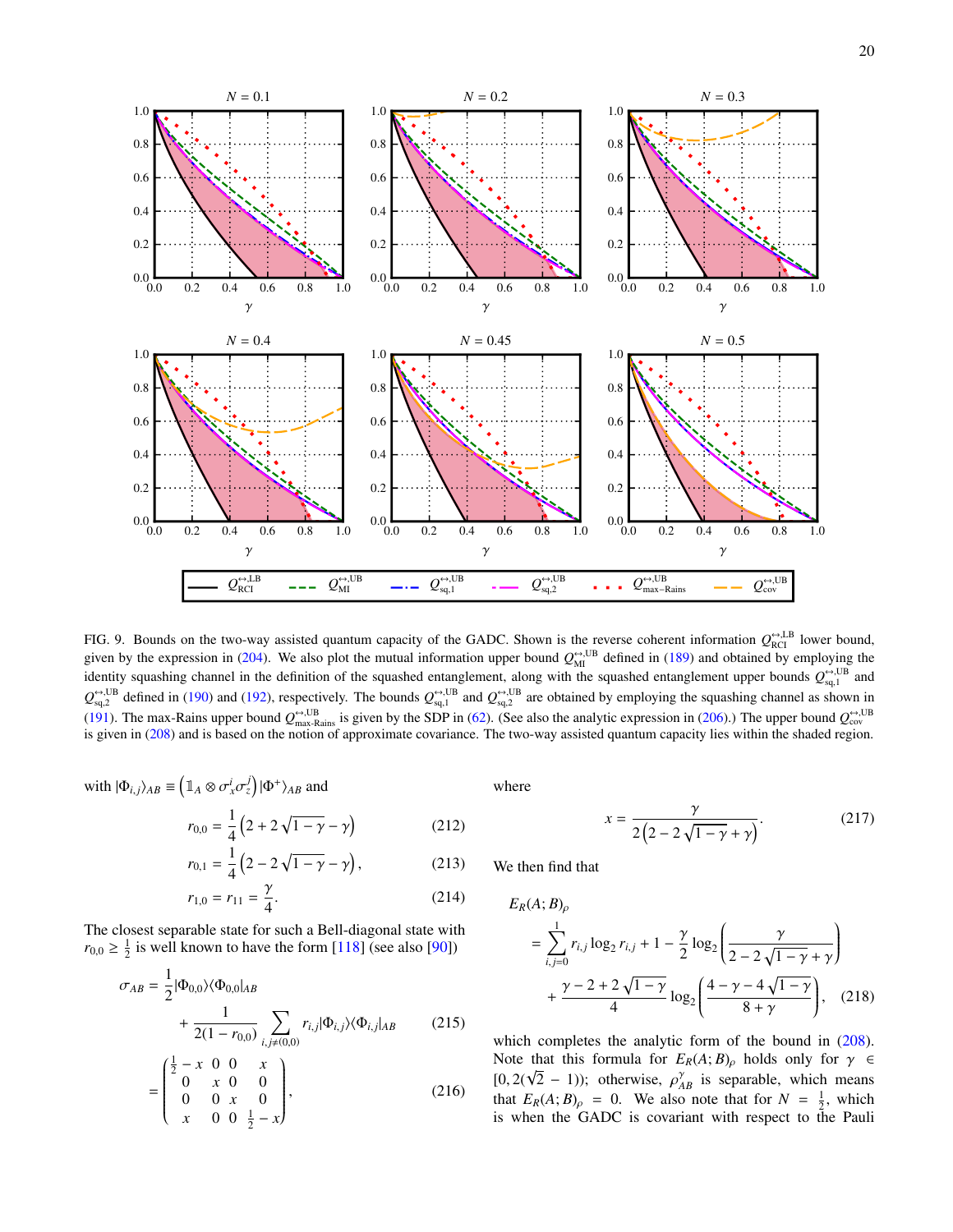FIG. 9. Bounds on the two-way assisted quantum capacity of the GADC. Shown is the reverse coherent information $Q_{\rm RCI}^{\leftrightarrow,\rm LB}$ lower bound, given by the expression in (204). We also plot the mutual information upper bound $Q_{\rm MI}^{\leftrightarrow,\rm UB}$ defined in (189) and obtained by employing the identity squashing channel in the definition of the squashed entanglement, along with the squashed entanglement upper bounds $Q_{\rm sq,1}^{\leftrightarrow,\rm UB}$ and $Q_{\rm sq,2}^{\leftrightarrow,\rm UB}$ defined in (190) and (192), respectively. The bounds $Q_{\rm sq,1}^{\leftrightarrow,\rm UB}$ and $Q_{\rm sq,2}^{\leftrightarrow,\rm UB}$ are obtained by employing the squashing channel as shown in (191). The max-Rains upper bound $Q_{\rm max-Rains}^{\leftrightarrow,\rm UB}$ is given by the SDP in (62). (See also the analytic expression in (206).) The upper bound $Q_{\rm cov}^{\leftrightarrow,\rm UB}$ is given in (208) and is based on the notion of approximate covariance. The two-way assisted quantum capacity lies within the shaded region.

with $|\Phi_{i,j}\rangle_{AB} \equiv \left(\mathbb{1}_A \otimes \sigma_x^i \sigma_z^j\right)|\Phi^+\rangle_{AB}$ and

$$r_{0,0} = \frac{1}{4}\left(2 + 2\sqrt{1-\gamma} - \gamma\right) \tag{212}$$

$$r_{0,1} = \frac{1}{4}\left(2 - 2\sqrt{1-\gamma} - \gamma\right), \tag{213}$$

$$r_{1,0} = r_{11} = \frac{\gamma}{4}. \tag{214}$$

The closest separable state for such a Bell-diagonal state with $r_{0,0} \geq \frac{1}{2}$ is well known to have the form [118] (see also [90])

$$\sigma_{AB} = \frac{1}{2}|\Phi_{0,0}\rangle\langle\Phi_{0,0}|_{AB} + \frac{1}{2(1-r_{0,0})}\sum_{i,j\neq(0,0)} r_{i,j}|\Phi_{i,j}\rangle\langle\Phi_{i,j}|_{AB} \tag{215}$$

$$= \begin{pmatrix} \frac{1}{2}-x & 0 & 0 & x \\ 0 & x & 0 & 0 \\ 0 & 0 & x & 0 \\ x & 0 & 0 & \frac{1}{2}-x \end{pmatrix}, \tag{216}$$

where

$$x = \frac{\gamma}{2\left(2-2\sqrt{1-\gamma}+\gamma\right)}. \tag{217}$$

We then find that

$$E_R(A;B)_\rho = \sum_{i,j=0}^{1} r_{i,j}\log_2 r_{i,j} + 1 - \frac{\gamma}{2}\log_2\left(\frac{\gamma}{2-2\sqrt{1-\gamma}+\gamma}\right) + \frac{\gamma-2+2\sqrt{1-\gamma}}{4}\log_2\left(\frac{4-\gamma-4\sqrt{1-\gamma}}{8+\gamma}\right), \tag{218}$$

which completes the analytic form of the bound in (208). Note that this formula for $E_R(A;B)_\rho$ holds only for $\gamma \in [0, 2(\sqrt{2}-1))$; otherwise, $\rho_{AB}^{\gamma}$ is separable, which means that $E_R(A;B)_\rho = 0$. We also note that for $N = \frac{1}{2}$, which is when the GADC is covariant with respect to the Pauli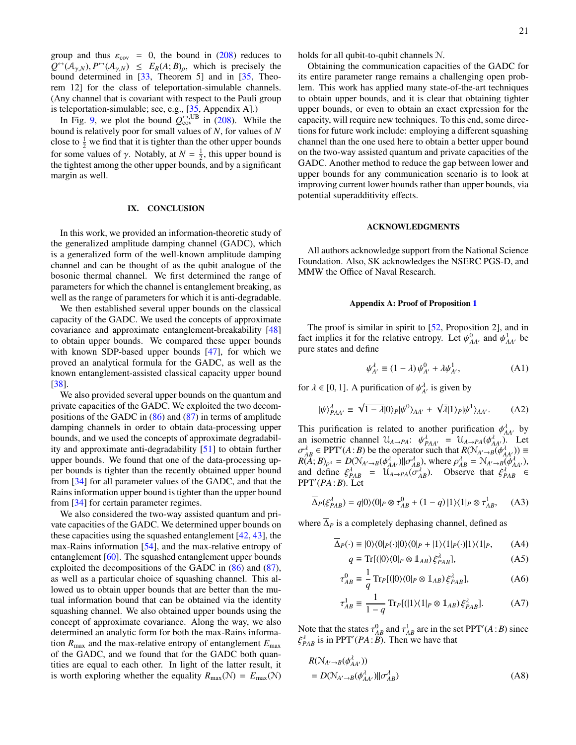group and thus $\varepsilon_{\text{cov}} = 0$, the bound in (208) reduces to $Q^{\leftrightarrow}(\mathcal{A}_{\gamma,N}), P^{\leftrightarrow}(\mathcal{A}_{\gamma,N}) \leq E_R(A;B)_\rho$, which is precisely the bound determined in [33, Theorem 5] and in [35, Theorem 12] for the class of teleportation-simulable channels. (Any channel that is covariant with respect to the Pauli group is teleportation-simulable; see, e.g., [35, Appendix A].)

In Fig. 9, we plot the bound $Q_{\text{cov}}^{\leftrightarrow,\text{UB}}$ in (208). While the bound is relatively poor for small values of $N$, for values of $N$ close to $\frac{1}{2}$ we find that it is tighter than the other upper bounds for some values of $\gamma$. Notably, at $N = \frac{1}{2}$, this upper bound is the tightest among the other upper bounds, and by a significant margin as well.

## IX. CONCLUSION

In this work, we provided an information-theoretic study of the generalized amplitude damping channel (GADC), which is a generalized form of the well-known amplitude damping channel and can be thought of as the qubit analogue of the bosonic thermal channel. We first determined the range of parameters for which the channel is entanglement breaking, as well as the range of parameters for which it is anti-degradable.

We then established several upper bounds on the classical capacity of the GADC. We used the concepts of approximate covariance and approximate entanglement-breakability [48] to obtain upper bounds. We compared these upper bounds with known SDP-based upper bounds [47], for which we proved an analytical formula for the GADC, as well as the known entanglement-assisted classical capacity upper bound [38].

We also provided several upper bounds on the quantum and private capacities of the GADC. We exploited the two decompositions of the GADC in (86) and (87) in terms of amplitude damping channels in order to obtain data-processing upper bounds, and we used the concepts of approximate degradability and approximate anti-degradability [51] to obtain further upper bounds. We found that one of the data-processing upper bounds is tighter than the recently obtained upper bound from [34] for all parameter values of the GADC, and that the Rains information upper bound is tighter than the upper bound from [34] for certain parameter regimes.

We also considered the two-way assisted quantum and private capacities of the GADC. We determined upper bounds on these capacities using the squashed entanglement [42, 43], the max-Rains information [54], and the max-relative entropy of entanglement [60]. The squashed entanglement upper bounds exploited the decompositions of the GADC in (86) and (87), as well as a particular choice of squashing channel. This allowed us to obtain upper bounds that are better than the mutual information bound that can be obtained via the identity squashing channel. We also obtained upper bounds using the concept of approximate covariance. Along the way, we also determined an analytic form for both the max-Rains information $R_{\max}$ and the max-relative entropy of entanglement $E_{\max}$ of the GADC, and we found that for the GADC both quantities are equal to each other. In light of the latter result, it is worth exploring whether the equality $R_{\max}(\mathcal{N}) = E_{\max}(\mathcal{N})$ holds for all qubit-to-qubit channels $\mathcal{N}$.

Obtaining the communication capacities of the GADC for its entire parameter range remains a challenging open problem. This work has applied many state-of-the-art techniques to obtain upper bounds, and it is clear that obtaining tighter upper bounds, or even to obtain an exact expression for the capacity, will require new techniques. To this end, some directions for future work include: employing a different squashing channel than the one used here to obtain a better upper bound on the two-way assisted quantum and private capacities of the GADC. Another method to reduce the gap between lower and upper bounds for any communication scenario is to look at improving current lower bounds rather than upper bounds, via potential superadditivity effects.

## ACKNOWLEDGMENTS

All authors acknowledge support from the National Science Foundation. Also, SK acknowledges the NSERC PGS-D, and MMW the Office of Naval Research.

## Appendix A: Proof of Proposition 1

The proof is similar in spirit to [52, Proposition 2], and in fact implies it for the relative entropy. Let $\psi^0_{AA'}$ and $\psi^1_{AA'}$ be pure states and define

$$\psi^\lambda_{A'} \equiv (1-\lambda)\,\psi^0_{A'} + \lambda\psi^1_{A'}, \tag{A1}$$

for $\lambda \in [0,1]$. A purification of $\psi^\lambda_{A'}$ is given by

$$|\psi\rangle^\lambda_{PAA'} \equiv \sqrt{1-\lambda}|0\rangle_P|\psi^0\rangle_{AA'} + \sqrt{\lambda}|1\rangle_P|\psi^1\rangle_{AA'}. \tag{A2}$$

This purification is related to another purification $\phi^\lambda_{AA'}$ by an isometric channel $\mathcal{U}_{A\to PA}$: $\psi^\lambda_{PAA'} = \mathcal{U}_{A\to PA}(\phi^\lambda_{AA'})$. Let $\sigma^\lambda_{AB} \in \text{PPT}'(A\!:\!B)$ be the operator such that $R(\mathcal{N}_{A'\to B}(\phi^\lambda_{AA'})) \equiv R(A;B)_{\rho^\lambda} = D(\mathcal{N}_{A'\to B}(\phi^\lambda_{AA'})\|\sigma^\lambda_{AB})$, where $\rho^\lambda_{AB} = \mathcal{N}_{A'\to B}(\phi^\lambda_{AA'})$, and define $\xi^\lambda_{PAB} = \mathcal{U}_{A\to PA}(\sigma^\lambda_{AB})$. Observe that $\xi^\lambda_{PAB} \in \text{PPT}'(PA\!:\!B)$. Let

$$\overline{\Delta}_P(\xi^\lambda_{PAB}) = q|0\rangle\langle 0|_P \otimes \tau^0_{AB} + (1-q)\,|1\rangle\langle 1|_P \otimes \tau^1_{AB}, \tag{A3}$$

where $\overline{\Delta}_P$ is a completely dephasing channel, defined as

$$\overline{\Delta}_P(\cdot) \equiv |0\rangle\langle 0|_P(\cdot)|0\rangle\langle 0|_P + |1\rangle\langle 1|_P(\cdot)|1\rangle\langle 1|_P, \tag{A4}$$

$$q \equiv \text{Tr}[(|0\rangle\langle 0|_P \otimes \mathbb{1}_{AB})\,\xi^\lambda_{PAB}], \tag{A5}$$

$$\tau^0_{AB} \equiv \frac{1}{q}\,\text{Tr}_P[(|0\rangle\langle 0|_P \otimes \mathbb{1}_{AB})\,\xi^\lambda_{PAB}], \tag{A6}$$

$$\tau^1_{AB} \equiv \frac{1}{1-q}\,\text{Tr}_P[(|1\rangle\langle 1|_P \otimes \mathbb{1}_{AB})\,\xi^\lambda_{PAB}]. \tag{A7}$$

Note that the states $\tau^0_{AB}$ and $\tau^1_{AB}$ are in the set $\text{PPT}'(A\!:\!B)$ since $\xi^\lambda_{PAB}$ is in $\text{PPT}'(PA\!:\!B)$. Then we have that

$$\begin{aligned} &R(\mathcal{N}_{A'\to B}(\phi^\lambda_{AA'})) \\ &= D(\mathcal{N}_{A'\to B}(\phi^\lambda_{AA'})\|\sigma^\lambda_{AB}) \end{aligned} \tag{A8}$$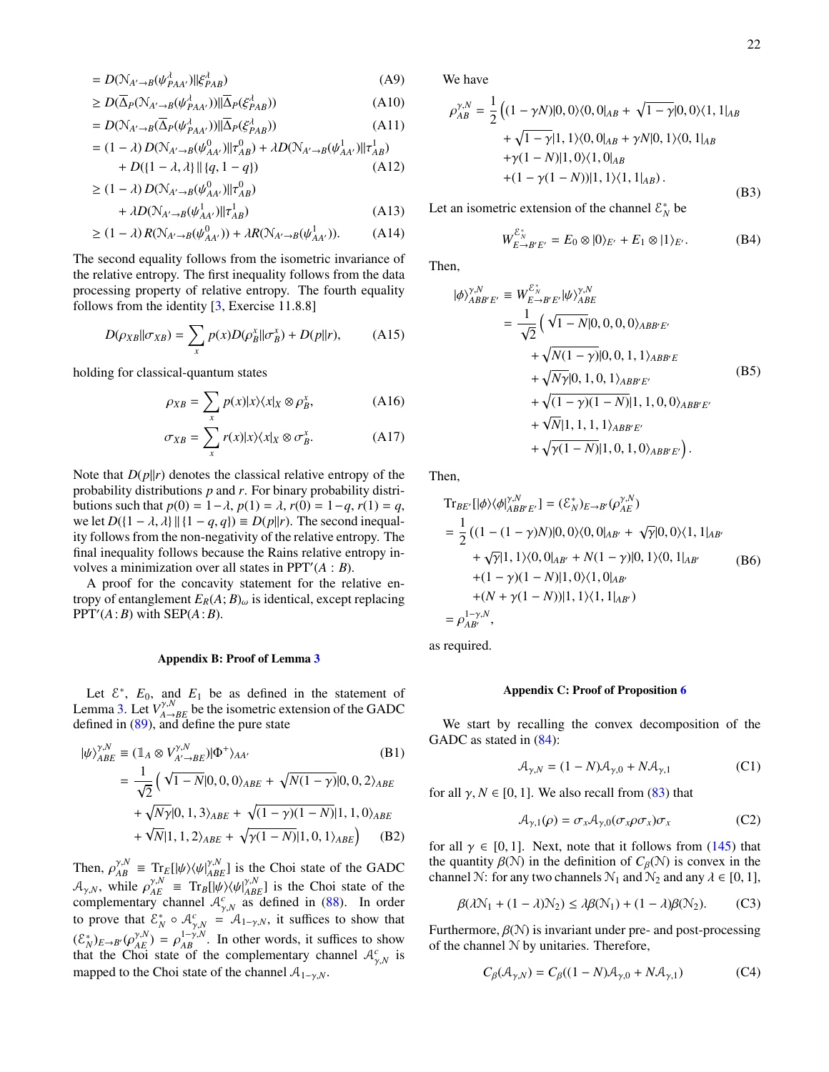$$= D(\mathcal{N}_{A'\to B}(\psi^{\lambda}_{PAA'})\|\xi^{\lambda}_{PAB}) \tag{A9}$$

$$\geq D(\overline{\Delta}_P(\mathcal{N}_{A'\to B}(\psi^{\lambda}_{PAA'}))\|\overline{\Delta}_P(\xi^{\lambda}_{PAB})) \tag{A10}$$

$$= D(\mathcal{N}_{A'\to B}(\overline{\Delta}_P(\psi^{\lambda}_{PAA'}))\|\overline{\Delta}_P(\xi^{\lambda}_{PAB})) \tag{A11}$$

$$= (1-\lambda)\, D(\mathcal{N}_{A'\to B}(\psi^{0}_{AA'})\|\tau^{0}_{AB}) + \lambda D(\mathcal{N}_{A'\to B}(\psi^{1}_{AA'})\|\tau^{1}_{AB}) + D(\{1-\lambda,\lambda\}\,\|\,\{q,1-q\}) \tag{A12}$$

$$\geq (1-\lambda)\, D(\mathcal{N}_{A'\to B}(\psi^{0}_{AA'})\|\tau^{0}_{AB}) + \lambda D(\mathcal{N}_{A'\to B}(\psi^{1}_{AA'})\|\tau^{1}_{AB}) \tag{A13}$$

$$\geq (1-\lambda)\, R(\mathcal{N}_{A'\to B}(\psi^{0}_{AA'})) + \lambda R(\mathcal{N}_{A'\to B}(\psi^{1}_{AA'})). \tag{A14}$$

The second equality follows from the isometric invariance of the relative entropy. The first inequality follows from the data processing property of relative entropy. The fourth equality follows from the identity [3, Exercise 11.8.8]

$$D(\rho_{XB}\|\sigma_{XB}) = \sum_x p(x) D(\rho^x_B\|\sigma^x_B) + D(p\|r), \tag{A15}$$

holding for classical-quantum states

$$\rho_{XB} = \sum_x p(x)|x\rangle\langle x|_X \otimes \rho^x_B, \tag{A16}$$

$$\sigma_{XB} = \sum_x r(x)|x\rangle\langle x|_X \otimes \sigma^x_B. \tag{A17}$$

Note that $D(p\|r)$ denotes the classical relative entropy of the probability distributions $p$ and $r$. For binary probability distributions such that $p(0) = 1-\lambda$, $p(1) = \lambda$, $r(0) = 1-q$, $r(1) = q$, we let $D(\{1-\lambda,\lambda\}\,\|\,\{1-q,q\}) \equiv D(p\|r)$. The second inequality follows from the non-negativity of the relative entropy. The final inequality follows because the Rains relative entropy involves a minimization over all states in $\mathrm{PPT}'(A:B)$.

A proof for the concavity statement for the relative entropy of entanglement $E_R(A;B)_\omega$ is identical, except replacing $\mathrm{PPT}'(A:B)$ with $\mathrm{SEP}(A:B)$.

## Appendix B: Proof of Lemma 3

Let $\mathcal{E}^*$, $E_0$, and $E_1$ be as defined in the statement of Lemma 3. Let $V^{\gamma,N}_{A\to BE}$ be the isometric extension of the GADC defined in (89), and define the pure state

$$|\psi\rangle^{\gamma,N}_{ABE} \equiv (\mathbb{1}_A \otimes V^{\gamma,N}_{A'\to BE})|\Phi^+\rangle_{AA'} \tag{B1}$$

$$= \frac{1}{\sqrt{2}}\Big(\sqrt{1-N}|0,0,0\rangle_{ABE} + \sqrt{N(1-\gamma)}|0,0,2\rangle_{ABE} + \sqrt{N\gamma}|0,1,3\rangle_{ABE} + \sqrt{(1-\gamma)(1-N)}|1,1,0\rangle_{ABE} + \sqrt{N}|1,1,2\rangle_{ABE} + \sqrt{\gamma(1-N)}|1,0,1\rangle_{ABE}\Big) \tag{B2}$$

Then, $\rho^{\gamma,N}_{AB} \equiv \mathrm{Tr}_E[|\psi\rangle\langle\psi|^{\gamma,N}_{ABE}]$ is the Choi state of the GADC $\mathcal{A}_{\gamma,N}$, while $\rho^{\gamma,N}_{AE} \equiv \mathrm{Tr}_B[|\psi\rangle\langle\psi|^{\gamma,N}_{ABE}]$ is the Choi state of the complementary channel $\mathcal{A}^c_{\gamma,N}$ as defined in (88). In order to prove that $\mathcal{E}^*_N \circ \mathcal{A}^c_{\gamma,N} = \mathcal{A}_{1-\gamma,N}$, it suffices to show that $(\mathcal{E}^*_N)_{E\to B'}(\rho^{\gamma,N}_{AE}) = \rho^{1-\gamma,N}_{AB}$. In other words, it suffices to show that the Choi state of the complementary channel $\mathcal{A}^c_{\gamma,N}$ is mapped to the Choi state of the channel $\mathcal{A}_{1-\gamma,N}$.

We have

$$\rho^{\gamma,N}_{AB} = \frac{1}{2}\Big((1-\gamma N)|0,0\rangle\langle 0,0|_{AB} + \sqrt{1-\gamma}|0,0\rangle\langle 1,1|_{AB} + \sqrt{1-\gamma}|1,1\rangle\langle 0,0|_{AB} + \gamma N|0,1\rangle\langle 0,1|_{AB} + \gamma(1-N)|1,0\rangle\langle 1,0|_{AB} + (1-\gamma(1-N))|1,1\rangle\langle 1,1|_{AB}\Big). \tag{B3}$$

Let an isometric extension of the channel $\mathcal{E}^*_N$ be

$$W^{\mathcal{E}^*_N}_{E\to B'E'} = E_0 \otimes |0\rangle_{E'} + E_1 \otimes |1\rangle_{E'}. \tag{B4}$$

Then,

$$|\phi\rangle^{\gamma,N}_{ABB'E'} \equiv W^{\mathcal{E}^*_N}_{E\to B'E'}|\psi\rangle^{\gamma,N}_{ABE} = \frac{1}{\sqrt{2}}\Big(\sqrt{1-N}|0,0,0,0\rangle_{ABB'E'} + \sqrt{N(1-\gamma)}|0,0,1,1\rangle_{ABB'E} + \sqrt{N\gamma}|0,1,0,1\rangle_{ABB'E'} + \sqrt{(1-\gamma)(1-N)}|1,1,0,0\rangle_{ABB'E'} + \sqrt{N}|1,1,1,1\rangle_{ABB'E'} + \sqrt{\gamma(1-N)}|1,0,1,0\rangle_{ABB'E'}\Big). \tag{B5}$$

Then,

$$\begin{aligned}
&\mathrm{Tr}_{BE'}[|\phi\rangle\langle\phi|^{\gamma,N}_{ABB'E'}] = (\mathcal{E}^*_N)_{E\to B'}(\rho^{\gamma,N}_{AE}) \\
&= \frac{1}{2}\big((1-(1-\gamma)N)|0,0\rangle\langle 0,0|_{AB'} + \sqrt{\gamma}|0,0\rangle\langle 1,1|_{AB'} + \sqrt{\gamma}|1,1\rangle\langle 0,0|_{AB'} + N(1-\gamma)|0,1\rangle\langle 0,1|_{AB'} \\
&\quad + (1-\gamma)(1-N)|1,0\rangle\langle 1,0|_{AB'} + (N+\gamma(1-N))|1,1\rangle\langle 1,1|_{AB'}\big) \\
&= \rho^{1-\gamma,N}_{AB'},
\end{aligned} \tag{B6}$$

as required.

## Appendix C: Proof of Proposition 6

We start by recalling the convex decomposition of the GADC as stated in (84):

$$\mathcal{A}_{\gamma,N} = (1-N)\mathcal{A}_{\gamma,0} + N\mathcal{A}_{\gamma,1} \tag{C1}$$

for all $\gamma, N \in [0,1]$. We also recall from (83) that

$$\mathcal{A}_{\gamma,1}(\rho) = \sigma_x \mathcal{A}_{\gamma,0}(\sigma_x\rho\sigma_x)\sigma_x \tag{C2}$$

for all $\gamma \in [0,1]$. Next, note that it follows from (145) that the quantity $\beta(\mathcal{N})$ in the definition of $C_\beta(\mathcal{N})$ is convex in the channel $\mathcal{N}$: for any two channels $\mathcal{N}_1$ and $\mathcal{N}_2$ and any $\lambda \in [0,1]$,

$$\beta(\lambda\mathcal{N}_1 + (1-\lambda)\mathcal{N}_2) \leq \lambda\beta(\mathcal{N}_1) + (1-\lambda)\beta(\mathcal{N}_2). \tag{C3}$$

Furthermore, $\beta(\mathcal{N})$ is invariant under pre- and post-processing of the channel $\mathcal{N}$ by unitaries. Therefore,

$$C_\beta(\mathcal{A}_{\gamma,N}) = C_\beta((1-N)\mathcal{A}_{\gamma,0} + N\mathcal{A}_{\gamma,1}) \tag{C4}$$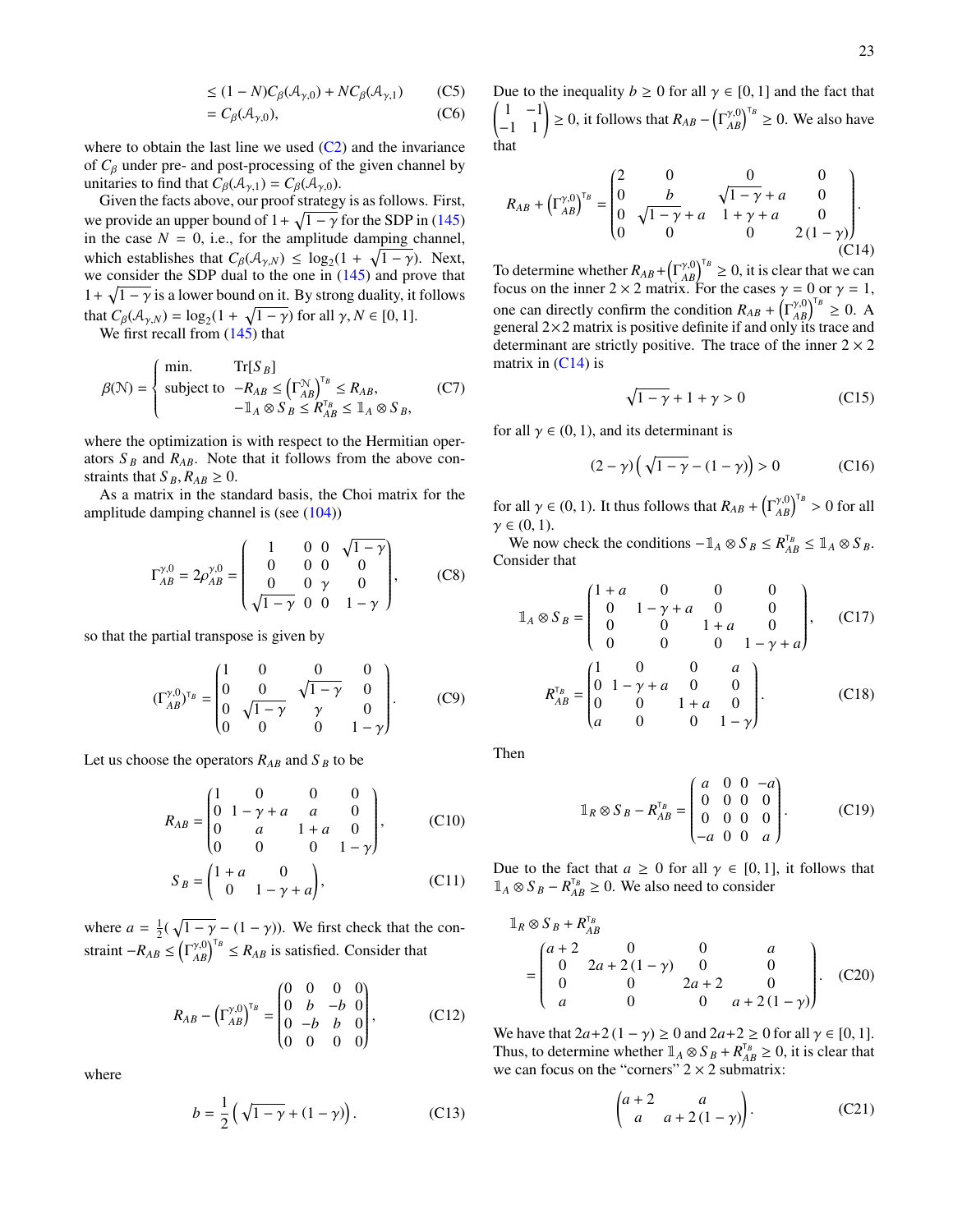$$\leq (1-N) C_\beta(\mathcal{A}_{\gamma,0}) + N C_\beta(\mathcal{A}_{\gamma,1}) \tag{C5}$$

$$= C_\beta(\mathcal{A}_{\gamma,0}), \tag{C6}$$

where to obtain the last line we used (C2) and the invariance of $C_\beta$ under pre- and post-processing of the given channel by unitaries to find that $C_\beta(\mathcal{A}_{\gamma,1}) = C_\beta(\mathcal{A}_{\gamma,0})$.

Given the facts above, our proof strategy is as follows. First, we provide an upper bound of $1+\sqrt{1-\gamma}$ for the SDP in (145) in the case $N=0$, i.e., for the amplitude damping channel, which establishes that $C_\beta(\mathcal{A}_{\gamma,N}) \leq \log_2(1+\sqrt{1-\gamma})$. Next, we consider the SDP dual to the one in (145) and prove that $1+\sqrt{1-\gamma}$ is a lower bound on it. By strong duality, it follows that $C_\beta(\mathcal{A}_{\gamma,N}) = \log_2(1+\sqrt{1-\gamma})$ for all $\gamma, N \in [0,1]$.

We first recall from (145) that

$$\beta(\mathcal{N}) = \begin{cases} \text{min.} & \operatorname{Tr}[S_B] \\ \text{subject to} & -R_{AB} \leq \left(\Gamma^{\mathcal{N}}_{AB}\right)^{\mathsf{T}_B} \leq R_{AB}, \\ & -\mathbb{1}_A \otimes S_B \leq R_{AB}^{\mathsf{T}_B} \leq \mathbb{1}_A \otimes S_B, \end{cases} \tag{C7}$$

where the optimization is with respect to the Hermitian operators $S_B$ and $R_{AB}$. Note that it follows from the above constraints that $S_B, R_{AB} \geq 0$.

As a matrix in the standard basis, the Choi matrix for the amplitude damping channel is (see (104))

$$\Gamma^{\gamma,0}_{AB} = 2\rho^{\gamma,0}_{AB} = \begin{pmatrix} 1 & 0 & 0 & \sqrt{1-\gamma} \\ 0 & 0 & 0 & 0 \\ 0 & 0 & \gamma & 0 \\ \sqrt{1-\gamma} & 0 & 0 & 1-\gamma \end{pmatrix}, \tag{C8}$$

so that the partial transpose is given by

$$(\Gamma^{\gamma,0}_{AB})^{\mathsf{T}_B} = \begin{pmatrix} 1 & 0 & 0 & 0 \\ 0 & 0 & \sqrt{1-\gamma} & 0 \\ 0 & \sqrt{1-\gamma} & \gamma & 0 \\ 0 & 0 & 0 & 1-\gamma \end{pmatrix}. \tag{C9}$$

Let us choose the operators $R_{AB}$ and $S_B$ to be

$$R_{AB} = \begin{pmatrix} 1 & 0 & 0 & 0 \\ 0 & 1-\gamma+a & a & 0 \\ 0 & a & 1+a & 0 \\ 0 & 0 & 0 & 1-\gamma \end{pmatrix}, \tag{C10}$$

$$S_B = \begin{pmatrix} 1+a & 0 \\ 0 & 1-\gamma+a \end{pmatrix}, \tag{C11}$$

where $a = \frac{1}{2}(\sqrt{1-\gamma} - (1-\gamma))$. We first check that the constraint $-R_{AB} \leq \left(\Gamma^{\gamma,0}_{AB}\right)^{\mathsf{T}_B} \leq R_{AB}$ is satisfied. Consider that

$$R_{AB} - \left(\Gamma^{\gamma,0}_{AB}\right)^{\mathsf{T}_B} = \begin{pmatrix} 0 & 0 & 0 & 0 \\ 0 & b & -b & 0 \\ 0 & -b & b & 0 \\ 0 & 0 & 0 & 0 \end{pmatrix}, \tag{C12}$$

where

$$b = \frac{1}{2}\left(\sqrt{1-\gamma} + (1-\gamma)\right). \tag{C13}$$

Due to the inequality $b \geq 0$ for all $\gamma \in [0,1]$ and the fact that $\begin{pmatrix} 1 & -1 \\ -1 & 1 \end{pmatrix} \geq 0$, it follows that $R_{AB} - \left(\Gamma^{\gamma,0}_{AB}\right)^{\mathsf{T}_B} \geq 0$. We also have that

$$R_{AB} + \left(\Gamma^{\gamma,0}_{AB}\right)^{\mathsf{T}_B} = \begin{pmatrix} 2 & 0 & 0 & 0 \\ 0 & b & \sqrt{1-\gamma}+a & 0 \\ 0 & \sqrt{1-\gamma}+a & 1+\gamma+a & 0 \\ 0 & 0 & 0 & 2(1-\gamma) \end{pmatrix}. \tag{C14}$$

To determine whether $R_{AB} + \left(\Gamma^{\gamma,0}_{AB}\right)^{\mathsf{T}_B} \geq 0$, it is clear that we can focus on the inner $2\times 2$ matrix. For the cases $\gamma=0$ or $\gamma=1$, one can directly confirm the condition $R_{AB} + \left(\Gamma^{\gamma,0}_{AB}\right)^{\mathsf{T}_B} \geq 0$. A general $2\times 2$ matrix is positive definite if and only its trace and determinant are strictly positive. The trace of the inner $2\times 2$ matrix in (C14) is

$$\sqrt{1-\gamma} + 1 + \gamma > 0 \tag{C15}$$

for all $\gamma \in (0,1)$, and its determinant is

$$(2-\gamma)\left(\sqrt{1-\gamma} - (1-\gamma)\right) > 0 \tag{C16}$$

for all $\gamma \in (0,1)$. It thus follows that $R_{AB} + \left(\Gamma^{\gamma,0}_{AB}\right)^{\mathsf{T}_B} > 0$ for all $\gamma \in (0,1)$.

We now check the conditions $-\mathbb{1}_A \otimes S_B \leq R_{AB}^{\mathsf{T}_B} \leq \mathbb{1}_A \otimes S_B$. Consider that

$$\mathbb{1}_A \otimes S_B = \begin{pmatrix} 1+a & 0 & 0 & 0 \\ 0 & 1-\gamma+a & 0 & 0 \\ 0 & 0 & 1+a & 0 \\ 0 & 0 & 0 & 1-\gamma+a \end{pmatrix}, \tag{C17}$$

$$R_{AB}^{\mathsf{T}_B} = \begin{pmatrix} 1 & 0 & 0 & a \\ 0 & 1-\gamma+a & 0 & 0 \\ 0 & 0 & 1+a & 0 \\ a & 0 & 0 & 1-\gamma \end{pmatrix}. \tag{C18}$$

Then

$$\mathbb{1}_R \otimes S_B - R_{AB}^{\mathsf{T}_B} = \begin{pmatrix} a & 0 & 0 & -a \\ 0 & 0 & 0 & 0 \\ 0 & 0 & 0 & 0 \\ -a & 0 & 0 & a \end{pmatrix}. \tag{C19}$$

Due to the fact that $a \geq 0$ for all $\gamma \in [0,1]$, it follows that $\mathbb{1}_A \otimes S_B - R_{AB}^{\mathsf{T}_B} \geq 0$. We also need to consider

$$\mathbb{1}_R \otimes S_B + R_{AB}^{\mathsf{T}_B} = \begin{pmatrix} a+2 & 0 & 0 & a \\ 0 & 2a+2(1-\gamma) & 0 & 0 \\ 0 & 0 & 2a+2 & 0 \\ a & 0 & 0 & a+2(1-\gamma) \end{pmatrix}. \tag{C20}$$

We have that $2a+2(1-\gamma) \geq 0$ and $2a+2 \geq 0$ for all $\gamma \in [0,1]$. Thus, to determine whether $\mathbb{1}_A \otimes S_B + R_{AB}^{\mathsf{T}_B} \geq 0$, it is clear that we can focus on the "corners" $2\times 2$ submatrix:

$$\begin{pmatrix} a+2 & a \\ a & a+2(1-\gamma) \end{pmatrix}. \tag{C21}$$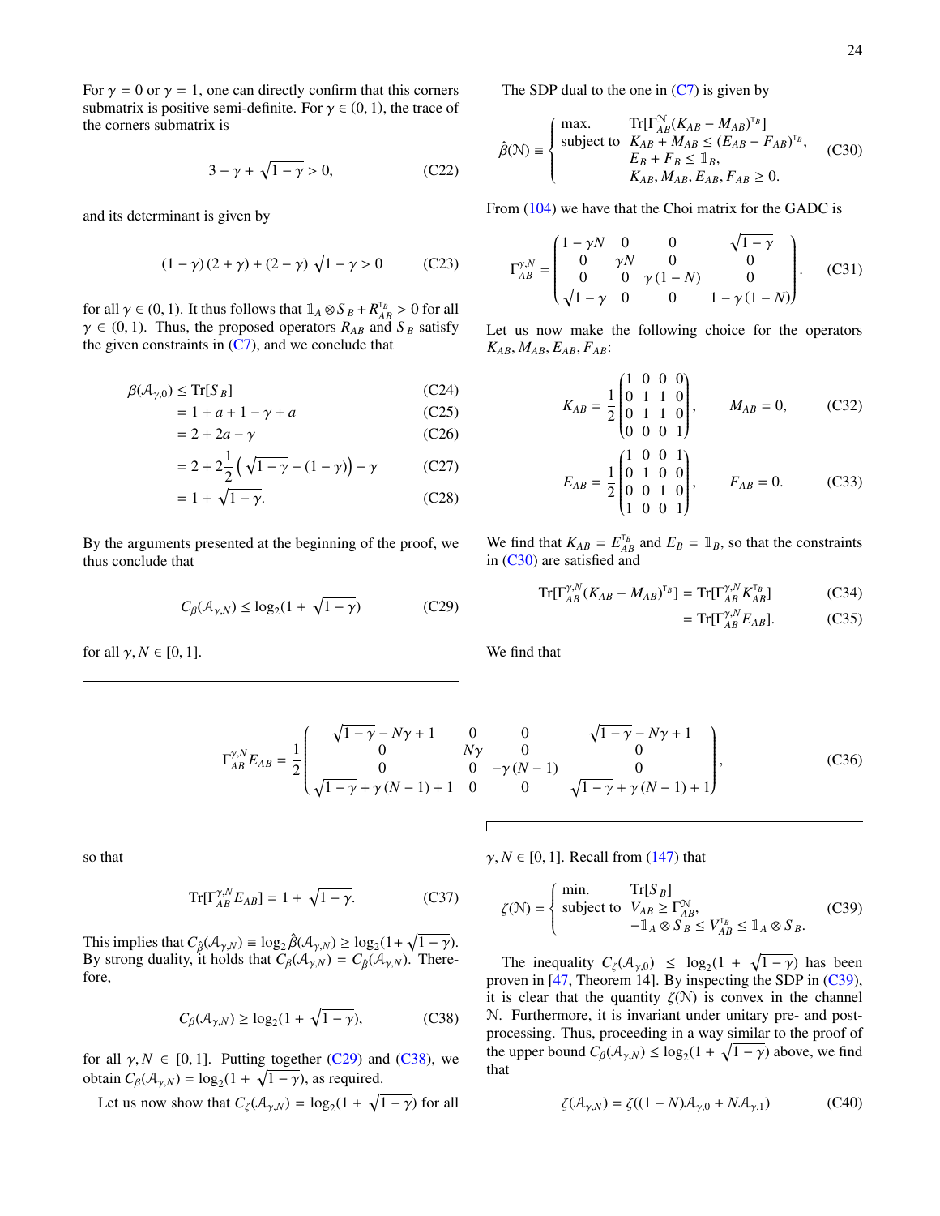For $\gamma = 0$ or $\gamma = 1$, one can directly confirm that this corners submatrix is positive semi-definite. For $\gamma \in (0,1)$, the trace of the corners submatrix is

$$3 - \gamma + \sqrt{1-\gamma} > 0, \tag{C22}$$

and its determinant is given by

$$(1-\gamma)(2+\gamma) + (2-\gamma)\sqrt{1-\gamma} > 0 \tag{C23}$$

for all $\gamma \in (0,1)$. It thus follows that $\mathbb{1}_A \otimes S_B + R_{AB}^{\mathsf{T}_B} > 0$ for all $\gamma \in (0,1)$. Thus, the proposed operators $R_{AB}$ and $S_B$ satisfy the given constraints in (C7), and we conclude that

$$\begin{aligned}
\beta(\mathcal{A}_{\gamma,0}) &\leq \operatorname{Tr}[S_B] &\text{(C24)}\\
&= 1 + a + 1 - \gamma + a &\text{(C25)}\\
&= 2 + 2a - \gamma &\text{(C26)}\\
&= 2 + 2\frac{1}{2}\left(\sqrt{1-\gamma} - (1-\gamma)\right) - \gamma &\text{(C27)}\\
&= 1 + \sqrt{1-\gamma}. &\text{(C28)}
\end{aligned}$$

By the arguments presented at the beginning of the proof, we thus conclude that

$$C_\beta(\mathcal{A}_{\gamma,N}) \leq \log_2(1 + \sqrt{1-\gamma}) \tag{C29}$$

for all $\gamma, N \in [0,1]$.

The SDP dual to the one in (C7) is given by

$$\hat{\beta}(\mathcal{N}) \equiv \begin{cases} \text{max.} & \operatorname{Tr}[\Gamma_{AB}^{\mathcal{N}}(K_{AB} - M_{AB})^{\mathsf{T}_B}] \\ \text{subject to} & K_{AB} + M_{AB} \leq (E_{AB} - F_{AB})^{\mathsf{T}_B}, \\ & E_B + F_B \leq \mathbb{1}_B, \\ & K_{AB}, M_{AB}, E_{AB}, F_{AB} \geq 0. \end{cases} \tag{C30}$$

From (104) we have that the Choi matrix for the GADC is

$$\Gamma_{AB}^{\gamma,N} = \begin{pmatrix} 1-\gamma N & 0 & 0 & \sqrt{1-\gamma} \\ 0 & \gamma N & 0 & 0 \\ 0 & 0 & \gamma(1-N) & 0 \\ \sqrt{1-\gamma} & 0 & 0 & 1-\gamma(1-N) \end{pmatrix}. \tag{C31}$$

Let us now make the following choice for the operators $K_{AB}, M_{AB}, E_{AB}, F_{AB}$:

$$K_{AB} = \frac{1}{2}\begin{pmatrix} 1 & 0 & 0 & 0 \\ 0 & 1 & 1 & 0 \\ 0 & 1 & 1 & 0 \\ 0 & 0 & 0 & 1 \end{pmatrix}, \qquad M_{AB} = 0, \tag{C32}$$

$$E_{AB} = \frac{1}{2}\begin{pmatrix} 1 & 0 & 0 & 1 \\ 0 & 1 & 0 & 0 \\ 0 & 0 & 1 & 0 \\ 1 & 0 & 0 & 1 \end{pmatrix}, \qquad F_{AB} = 0. \tag{C33}$$

We find that $K_{AB} = E_{AB}^{\mathsf{T}_B}$ and $E_B = \mathbb{1}_B$, so that the constraints in (C30) are satisfied and

$$\begin{aligned}
\operatorname{Tr}[\Gamma_{AB}^{\gamma,N}(K_{AB} - M_{AB})^{\mathsf{T}_B}] &= \operatorname{Tr}[\Gamma_{AB}^{\gamma,N} K_{AB}^{\mathsf{T}_B}] &\text{(C34)}\\
&= \operatorname{Tr}[\Gamma_{AB}^{\gamma,N} E_{AB}]. &\text{(C35)}
\end{aligned}$$

We find that

$$\Gamma_{AB}^{\gamma,N} E_{AB} = \frac{1}{2}\begin{pmatrix} \sqrt{1-\gamma} - N\gamma + 1 & 0 & 0 & \sqrt{1-\gamma} - N\gamma + 1 \\ 0 & N\gamma & 0 & 0 \\ 0 & 0 & -\gamma(N-1) & 0 \\ \sqrt{1-\gamma} + \gamma(N-1) + 1 & 0 & 0 & \sqrt{1-\gamma} + \gamma(N-1) + 1 \end{pmatrix}, \tag{C36}$$

so that

$$\operatorname{Tr}[\Gamma_{AB}^{\gamma,N} E_{AB}] = 1 + \sqrt{1-\gamma}. \tag{C37}$$

This implies that $C_{\hat{\beta}}(\mathcal{A}_{\gamma,N}) \equiv \log_2 \hat{\beta}(\mathcal{A}_{\gamma,N}) \geq \log_2(1+\sqrt{1-\gamma})$. By strong duality, it holds that $C_\beta(\mathcal{A}_{\gamma,N}) = C_{\hat{\beta}}(\mathcal{A}_{\gamma,N})$. Therefore,

$$C_\beta(\mathcal{A}_{\gamma,N}) \geq \log_2(1 + \sqrt{1-\gamma}), \tag{C38}$$

for all $\gamma, N \in [0,1]$. Putting together (C29) and (C38), we obtain $C_\beta(\mathcal{A}_{\gamma,N}) = \log_2(1 + \sqrt{1-\gamma})$, as required.

Let us now show that $C_\zeta(\mathcal{A}_{\gamma,N}) = \log_2(1 + \sqrt{1-\gamma})$ for all $\gamma, N \in [0,1]$. Recall from (147) that

$$\zeta(\mathcal{N}) = \begin{cases} \text{min.} & \operatorname{Tr}[S_B] \\ \text{subject to} & V_{AB} \geq \Gamma_{AB}^{\mathcal{N}}, \\ & -\mathbb{1}_A \otimes S_B \leq V_{AB}^{\mathsf{T}_B} \leq \mathbb{1}_A \otimes S_B. \end{cases} \tag{C39}$$

The inequality $C_\zeta(\mathcal{A}_{\gamma,0}) \leq \log_2(1 + \sqrt{1-\gamma})$ has been proven in [47, Theorem 14]. By inspecting the SDP in (C39), it is clear that the quantity $\zeta(\mathcal{N})$ is convex in the channel $\mathcal{N}$. Furthermore, it is invariant under unitary pre- and post-processing. Thus, proceeding in a way similar to the proof of the upper bound $C_\beta(\mathcal{A}_{\gamma,N}) \leq \log_2(1 + \sqrt{1-\gamma})$ above, we find that

$$\zeta(\mathcal{A}_{\gamma,N}) = \zeta((1-N)\mathcal{A}_{\gamma,0} + N\mathcal{A}_{\gamma,1}) \tag{C40}$$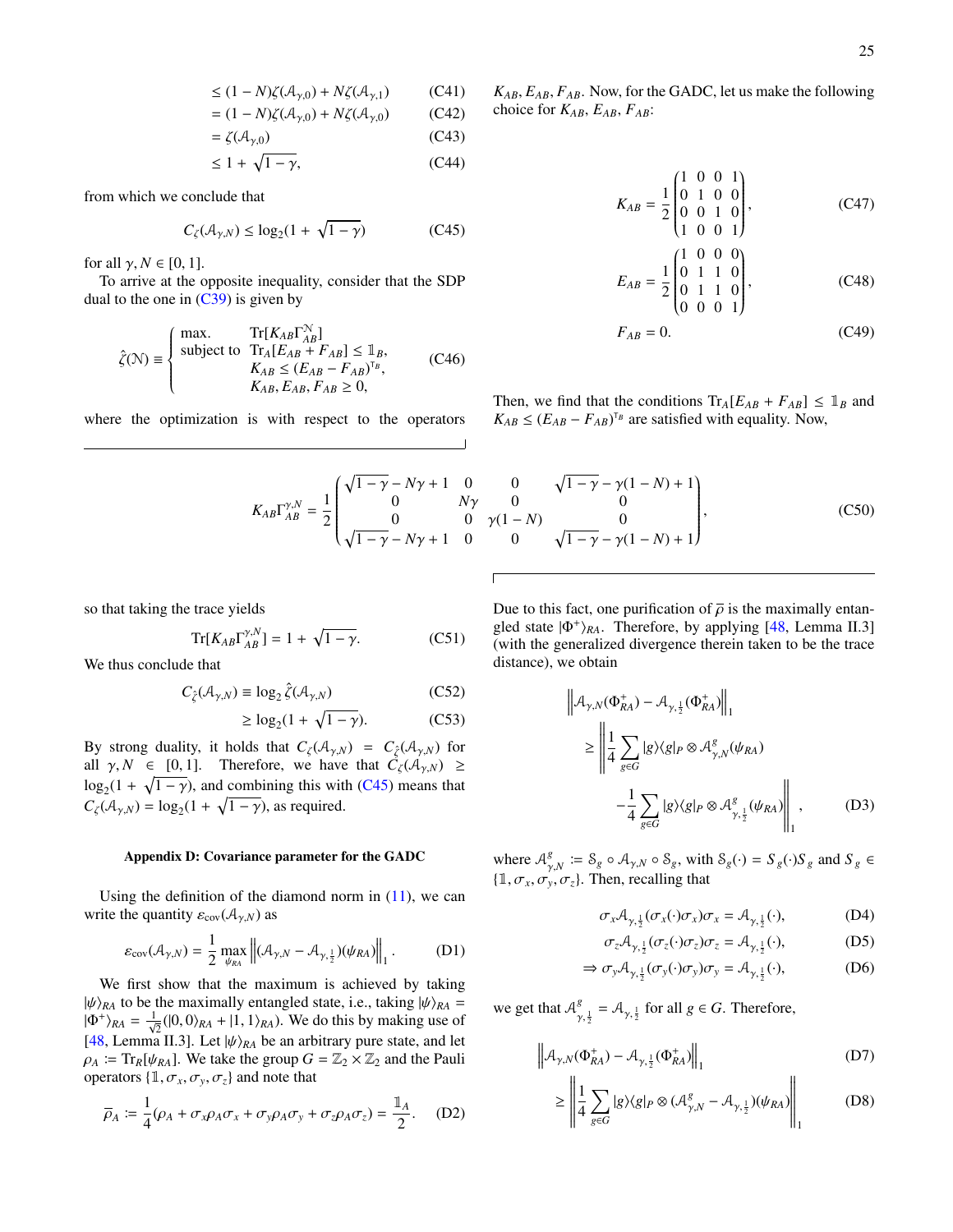$$\leq (1-N)\zeta(\mathcal{A}_{\gamma,0}) + N\zeta(\mathcal{A}_{\gamma,1}) \tag{C41}$$
$$= (1-N)\zeta(\mathcal{A}_{\gamma,0}) + N\zeta(\mathcal{A}_{\gamma,0}) \tag{C42}$$
$$= \zeta(\mathcal{A}_{\gamma,0}) \tag{C43}$$
$$\leq 1 + \sqrt{1-\gamma}, \tag{C44}$$

from which we conclude that

$$C_\zeta(\mathcal{A}_{\gamma,N}) \leq \log_2(1+\sqrt{1-\gamma}) \tag{C45}$$

for all $\gamma, N \in [0,1]$.

To arrive at the opposite inequality, consider that the SDP dual to the one in (C39) is given by

$$\hat{\zeta}(\mathcal{N}) \equiv \begin{cases} \text{max.} & \mathrm{Tr}[K_{AB}\Gamma^{\mathcal{N}}_{AB}] \\ \text{subject to} & \mathrm{Tr}_A[E_{AB}+F_{AB}] \leq \mathbb{1}_B, \\ & K_{AB} \leq (E_{AB}-F_{AB})^{\mathsf{T}_B}, \\ & K_{AB}, E_{AB}, F_{AB} \geq 0, \end{cases} \tag{C46}$$

where the optimization is with respect to the operators $K_{AB}, E_{AB}, F_{AB}$. Now, for the GADC, let us make the following choice for $K_{AB}, E_{AB}, F_{AB}$:

$$K_{AB} = \frac{1}{2}\begin{pmatrix} 1 & 0 & 0 & 1 \\ 0 & 1 & 0 & 0 \\ 0 & 0 & 1 & 0 \\ 1 & 0 & 0 & 1 \end{pmatrix}, \tag{C47}$$

$$E_{AB} = \frac{1}{2}\begin{pmatrix} 1 & 0 & 0 & 0 \\ 0 & 1 & 1 & 0 \\ 0 & 1 & 1 & 0 \\ 0 & 0 & 0 & 1 \end{pmatrix}, \tag{C48}$$

$$F_{AB} = 0. \tag{C49}$$

Then, we find that the conditions $\mathrm{Tr}_A[E_{AB}+F_{AB}] \leq \mathbb{1}_B$ and $K_{AB} \leq (E_{AB}-F_{AB})^{\mathsf{T}_B}$ are satisfied with equality. Now,

$$K_{AB}\Gamma^{\gamma,N}_{AB} = \frac{1}{2}\begin{pmatrix} \sqrt{1-\gamma}-N\gamma+1 & 0 & 0 & \sqrt{1-\gamma}-\gamma(1-N)+1 \\ 0 & N\gamma & 0 & 0 \\ 0 & 0 & \gamma(1-N) & 0 \\ \sqrt{1-\gamma}-N\gamma+1 & 0 & 0 & \sqrt{1-\gamma}-\gamma(1-N)+1 \end{pmatrix}, \tag{C50}$$

so that taking the trace yields

$$\mathrm{Tr}[K_{AB}\Gamma^{\gamma,N}_{AB}] = 1+\sqrt{1-\gamma}. \tag{C51}$$

We thus conclude that

$$C_{\hat{\zeta}}(\mathcal{A}_{\gamma,N}) \equiv \log_2 \hat{\zeta}(\mathcal{A}_{\gamma,N}) \tag{C52}$$
$$\geq \log_2(1+\sqrt{1-\gamma}). \tag{C53}$$

By strong duality, it holds that $C_\zeta(\mathcal{A}_{\gamma,N}) = C_{\hat{\zeta}}(\mathcal{A}_{\gamma,N})$ for all $\gamma, N \in [0,1]$. Therefore, we have that $C_\zeta(\mathcal{A}_{\gamma,N}) \geq \log_2(1+\sqrt{1-\gamma})$, and combining this with (C45) means that $C_\zeta(\mathcal{A}_{\gamma,N}) = \log_2(1+\sqrt{1-\gamma})$, as required.

### Appendix D: Covariance parameter for the GADC

Using the definition of the diamond norm in (11), we can write the quantity $\varepsilon_{\mathrm{cov}}(\mathcal{A}_{\gamma,N})$ as

$$\varepsilon_{\mathrm{cov}}(\mathcal{A}_{\gamma,N}) = \frac{1}{2}\max_{\psi_{RA}} \left\| (\mathcal{A}_{\gamma,N} - \mathcal{A}_{\gamma,\frac{1}{2}})(\psi_{RA}) \right\|_1. \tag{D1}$$

We first show that the maximum is achieved by taking $|\psi\rangle_{RA}$ to be the maximally entangled state, i.e., taking $|\psi\rangle_{RA} = |\Phi^+\rangle_{RA} = \frac{1}{\sqrt{2}}(|0,0\rangle_{RA} + |1,1\rangle_{RA})$. We do this by making use of [48, Lemma II.3]. Let $|\psi\rangle_{RA}$ be an arbitrary pure state, and let $\rho_A := \mathrm{Tr}_R[\psi_{RA}]$. We take the group $G = \mathbb{Z}_2 \times \mathbb{Z}_2$ and the Pauli operators $\{\mathbb{1}, \sigma_x, \sigma_y, \sigma_z\}$ and note that

$$\overline{\rho}_A := \frac{1}{4}(\rho_A + \sigma_x\rho_A\sigma_x + \sigma_y\rho_A\sigma_y + \sigma_z\rho_A\sigma_z) = \frac{\mathbb{1}_A}{2}. \tag{D2}$$

Due to this fact, one purification of $\overline{\rho}$ is the maximally entangled state $|\Phi^+\rangle_{RA}$. Therefore, by applying [48, Lemma II.3] (with the generalized divergence therein taken to be the trace distance), we obtain

$$\begin{aligned} &\left\| \mathcal{A}_{\gamma,N}(\Phi^+_{RA}) - \mathcal{A}_{\gamma,\frac{1}{2}}(\Phi^+_{RA}) \right\|_1 \\ &\geq \left\| \frac{1}{4}\sum_{g\in G} |g\rangle\langle g|_P \otimes \mathcal{A}^g_{\gamma,N}(\psi_{RA}) \right. \\ &\qquad \left. - \frac{1}{4}\sum_{g\in G} |g\rangle\langle g|_P \otimes \mathcal{A}^g_{\gamma,\frac{1}{2}}(\psi_{RA}) \right\|_1, \end{aligned} \tag{D3}$$

where $\mathcal{A}^g_{\gamma,N} := \mathcal{S}_g \circ \mathcal{A}_{\gamma,N} \circ \mathcal{S}_g$, with $\mathcal{S}_g(\cdot) = S_g(\cdot)S_g$ and $S_g \in \{\mathbb{1}, \sigma_x, \sigma_y, \sigma_z\}$. Then, recalling that

$$\sigma_x \mathcal{A}_{\gamma,\frac{1}{2}}(\sigma_x(\cdot)\sigma_x)\sigma_x = \mathcal{A}_{\gamma,\frac{1}{2}}(\cdot), \tag{D4}$$
$$\sigma_z \mathcal{A}_{\gamma,\frac{1}{2}}(\sigma_z(\cdot)\sigma_z)\sigma_z = \mathcal{A}_{\gamma,\frac{1}{2}}(\cdot), \tag{D5}$$
$$\Rightarrow \sigma_y \mathcal{A}_{\gamma,\frac{1}{2}}(\sigma_y(\cdot)\sigma_y)\sigma_y = \mathcal{A}_{\gamma,\frac{1}{2}}(\cdot), \tag{D6}$$

we get that $\mathcal{A}^g_{\gamma,\frac{1}{2}} = \mathcal{A}_{\gamma,\frac{1}{2}}$ for all $g \in G$. Therefore,

$$\left\| \mathcal{A}_{\gamma,N}(\Phi^+_{RA}) - \mathcal{A}_{\gamma,\frac{1}{2}}(\Phi^+_{RA}) \right\|_1 \tag{D7}$$
$$\geq \left\| \frac{1}{4}\sum_{g\in G} |g\rangle\langle g|_P \otimes (\mathcal{A}^g_{\gamma,N} - \mathcal{A}_{\gamma,\frac{1}{2}})(\psi_{RA}) \right\|_1 \tag{D8}$$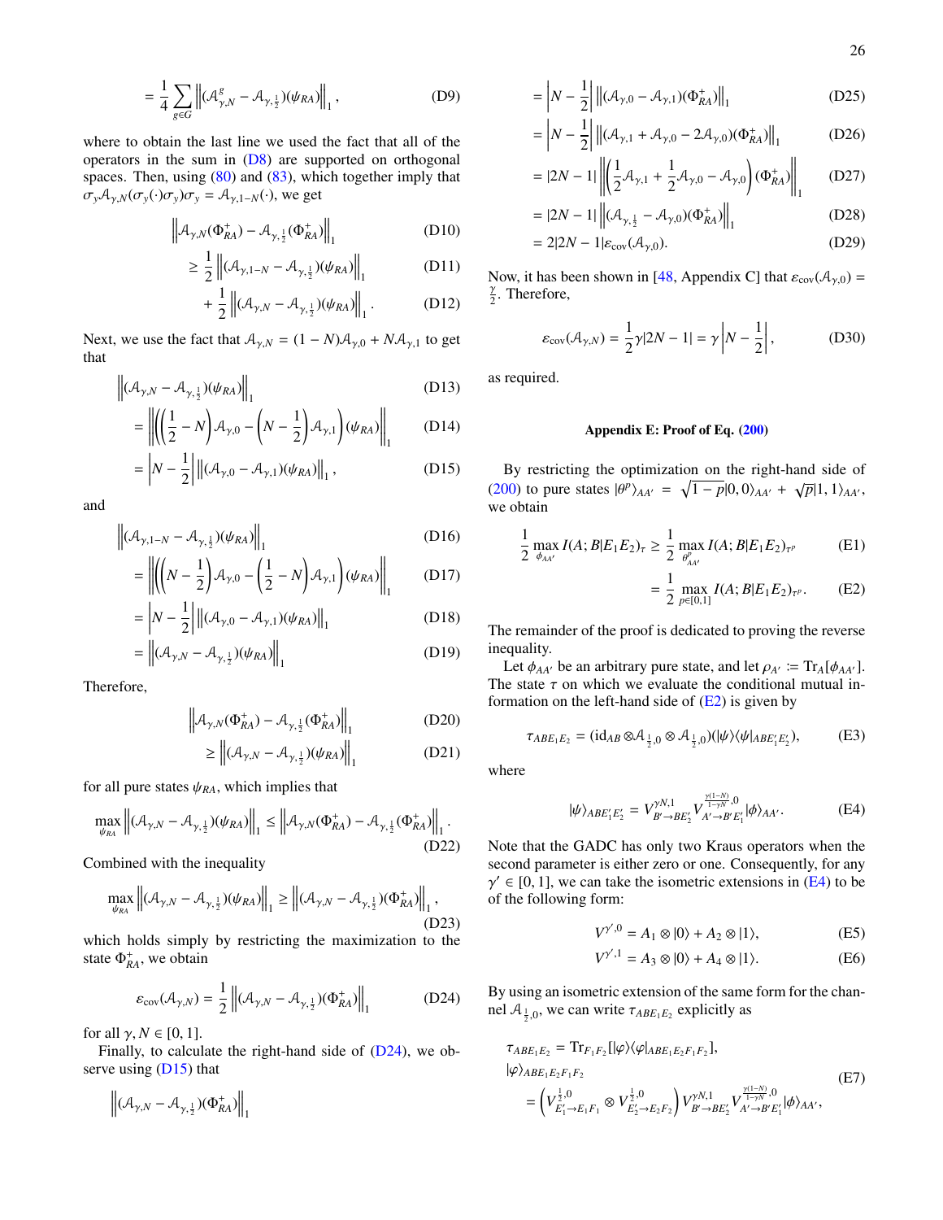$$= \frac{1}{4} \sum_{g \in G} \left\| (\mathcal{A}^g_{\gamma,N} - \mathcal{A}_{\gamma,\frac{1}{2}})(\psi_{RA}) \right\|_1 , \tag{D9}$$

where to obtain the last line we used the fact that all of the operators in the sum in (D8) are supported on orthogonal spaces. Then, using (80) and (83), which together imply that $\sigma_y \mathcal{A}_{\gamma,N}(\sigma_y(\cdot)\sigma_y)\sigma_y = \mathcal{A}_{\gamma,1-N}(\cdot)$, we get

$$\left\| \mathcal{A}_{\gamma,N}(\Phi^+_{RA}) - \mathcal{A}_{\gamma,\frac{1}{2}}(\Phi^+_{RA}) \right\|_1 \tag{D10}$$

$$\geq \frac{1}{2} \left\| (\mathcal{A}_{\gamma,1-N} - \mathcal{A}_{\gamma,\frac{1}{2}})(\psi_{RA}) \right\|_1 \tag{D11}$$

$$+ \frac{1}{2} \left\| (\mathcal{A}_{\gamma,N} - \mathcal{A}_{\gamma,\frac{1}{2}})(\psi_{RA}) \right\|_1 . \tag{D12}$$

Next, we use the fact that $\mathcal{A}_{\gamma,N} = (1-N)\mathcal{A}_{\gamma,0} + N\mathcal{A}_{\gamma,1}$ to get that

$$\left\| (\mathcal{A}_{\gamma,N} - \mathcal{A}_{\gamma,\frac{1}{2}})(\psi_{RA}) \right\|_1 \tag{D13}$$

$$= \left\| \left( \left( \frac{1}{2} - N \right) \mathcal{A}_{\gamma,0} - \left( N - \frac{1}{2} \right) \mathcal{A}_{\gamma,1} \right) (\psi_{RA}) \right\|_1 \tag{D14}$$

$$= \left| N - \frac{1}{2} \right| \left\| (\mathcal{A}_{\gamma,0} - \mathcal{A}_{\gamma,1})(\psi_{RA}) \right\|_1 , \tag{D15}$$

and

$$\left\| (\mathcal{A}_{\gamma,1-N} - \mathcal{A}_{\gamma,\frac{1}{2}})(\psi_{RA}) \right\|_1 \tag{D16}$$

$$= \left\| \left( \left( N - \frac{1}{2} \right) \mathcal{A}_{\gamma,0} - \left( \frac{1}{2} - N \right) \mathcal{A}_{\gamma,1} \right) (\psi_{RA}) \right\|_1 \tag{D17}$$

$$= \left| N - \frac{1}{2} \right| \left\| (\mathcal{A}_{\gamma,0} - \mathcal{A}_{\gamma,1})(\psi_{RA}) \right\|_1 \tag{D18}$$

$$= \left\| (\mathcal{A}_{\gamma,N} - \mathcal{A}_{\gamma,\frac{1}{2}})(\psi_{RA}) \right\|_1 \tag{D19}$$

Therefore,

$$\left\| \mathcal{A}_{\gamma,N}(\Phi^+_{RA}) - \mathcal{A}_{\gamma,\frac{1}{2}}(\Phi^+_{RA}) \right\|_1 \tag{D20}$$

$$\geq \left\| (\mathcal{A}_{\gamma,N} - \mathcal{A}_{\gamma,\frac{1}{2}})(\psi_{RA}) \right\|_1 \tag{D21}$$

for all pure states $\psi_{RA}$, which implies that

$$\max_{\psi_{RA}} \left\| (\mathcal{A}_{\gamma,N} - \mathcal{A}_{\gamma,\frac{1}{2}})(\psi_{RA}) \right\|_1 \leq \left\| \mathcal{A}_{\gamma,N}(\Phi^+_{RA}) - \mathcal{A}_{\gamma,\frac{1}{2}}(\Phi^+_{RA}) \right\|_1 . \tag{D22}$$

Combined with the inequality

$$\max_{\psi_{RA}} \left\| (\mathcal{A}_{\gamma,N} - \mathcal{A}_{\gamma,\frac{1}{2}})(\psi_{RA}) \right\|_1 \geq \left\| (\mathcal{A}_{\gamma,N} - \mathcal{A}_{\gamma,\frac{1}{2}})(\Phi^+_{RA}) \right\|_1 , \tag{D23}$$

which holds simply by restricting the maximization to the state $\Phi^+_{RA}$, we obtain

$$\varepsilon_{\text{cov}}(\mathcal{A}_{\gamma,N}) = \frac{1}{2} \left\| (\mathcal{A}_{\gamma,N} - \mathcal{A}_{\gamma,\frac{1}{2}})(\Phi^+_{RA}) \right\|_1 \tag{D24}$$

for all $\gamma, N \in [0,1]$.

Finally, to calculate the right-hand side of (D24), we observe using (D15) that

$$\left\| (\mathcal{A}_{\gamma,N} - \mathcal{A}_{\gamma,\frac{1}{2}})(\Phi^+_{RA}) \right\|_1$$

$$= \left| N - \frac{1}{2} \right| \left\| (\mathcal{A}_{\gamma,0} - \mathcal{A}_{\gamma,1})(\Phi^+_{RA}) \right\|_1 \tag{D25}$$

$$= \left| N - \frac{1}{2} \right| \left\| (\mathcal{A}_{\gamma,1} + \mathcal{A}_{\gamma,0} - 2\mathcal{A}_{\gamma,0})(\Phi^+_{RA}) \right\|_1 \tag{D26}$$

$$= |2N-1| \left\| \left( \frac{1}{2}\mathcal{A}_{\gamma,1} + \frac{1}{2}\mathcal{A}_{\gamma,0} - \mathcal{A}_{\gamma,0} \right) (\Phi^+_{RA}) \right\|_1 \tag{D27}$$

$$= |2N-1| \left\| (\mathcal{A}_{\gamma,\frac{1}{2}} - \mathcal{A}_{\gamma,0})(\Phi^+_{RA}) \right\|_1 \tag{D28}$$

$$= 2|2N-1|\varepsilon_{\text{cov}}(\mathcal{A}_{\gamma,0}). \tag{D29}$$

Now, it has been shown in [48, Appendix C] that $\varepsilon_{\text{cov}}(\mathcal{A}_{\gamma,0}) = \frac{\gamma}{2}$. Therefore,

$$\varepsilon_{\text{cov}}(\mathcal{A}_{\gamma,N}) = \frac{1}{2}\gamma|2N-1| = \gamma\left| N - \frac{1}{2} \right|, \tag{D30}$$

as required.

## Appendix E: Proof of Eq. (200)

By restricting the optimization on the right-hand side of (200) to pure states $|\theta^p\rangle_{AA'} = \sqrt{1-p}|0,0\rangle_{AA'} + \sqrt{p}|1,1\rangle_{AA'}$, we obtain

$$\frac{1}{2}\max_{\phi_{AA'}} I(A;B|E_1E_2)_\tau \geq \frac{1}{2}\max_{\theta^p_{AA'}} I(A;B|E_1E_2)_{\tau^p} \tag{E1}$$

$$= \frac{1}{2}\max_{p\in[0,1]} I(A;B|E_1E_2)_{\tau^p}. \tag{E2}$$

The remainder of the proof is dedicated to proving the reverse inequality.

Let $\phi_{AA'}$ be an arbitrary pure state, and let $\rho_{A'} := \text{Tr}_A[\phi_{AA'}]$. The state $\tau$ on which we evaluate the conditional mutual information on the left-hand side of (E2) is given by

$$\tau_{ABE_1E_2} = (\text{id}_{AB} \otimes \mathcal{A}_{\frac{1}{2},0} \otimes \mathcal{A}_{\frac{1}{2},0})(|\psi\rangle\langle\psi|_{ABE_1'E_2'}), \tag{E3}$$

where

$$|\psi\rangle_{ABE_1'E_2'} = V^{\gamma N,1}_{B'\to BE_2'} V^{\frac{\gamma(1-N)}{1-\gamma N},0}_{A'\to B'E_1'} |\phi\rangle_{AA'}. \tag{E4}$$

Note that the GADC has only two Kraus operators when the second parameter is either zero or one. Consequently, for any $\gamma' \in [0,1]$, we can take the isometric extensions in (E4) to be of the following form:

$$V^{\gamma',0} = A_1 \otimes |0\rangle + A_2 \otimes |1\rangle, \tag{E5}$$

$$V^{\gamma',1} = A_3 \otimes |0\rangle + A_4 \otimes |1\rangle. \tag{E6}$$

By using an isometric extension of the same form for the channel $\mathcal{A}_{\frac{1}{2},0}$, we can write $\tau_{ABE_1E_2}$ explicitly as

$$\begin{aligned}
&\tau_{ABE_1E_2} = \text{Tr}_{F_1F_2}[|\varphi\rangle\langle\varphi|_{ABE_1E_2F_1F_2}], \\
&|\varphi\rangle_{ABE_1E_2F_1F_2} \\
&\quad = \left( V^{\frac{1}{2},0}_{E_1'\to E_1F_1} \otimes V^{\frac{1}{2},0}_{E_2'\to E_2F_2} \right) V^{\gamma N,1}_{B'\to BE_2'} V^{\frac{\gamma(1-N)}{1-\gamma N},0}_{A'\to B'E_1'} |\phi\rangle_{AA'},
\end{aligned} \tag{E7}$$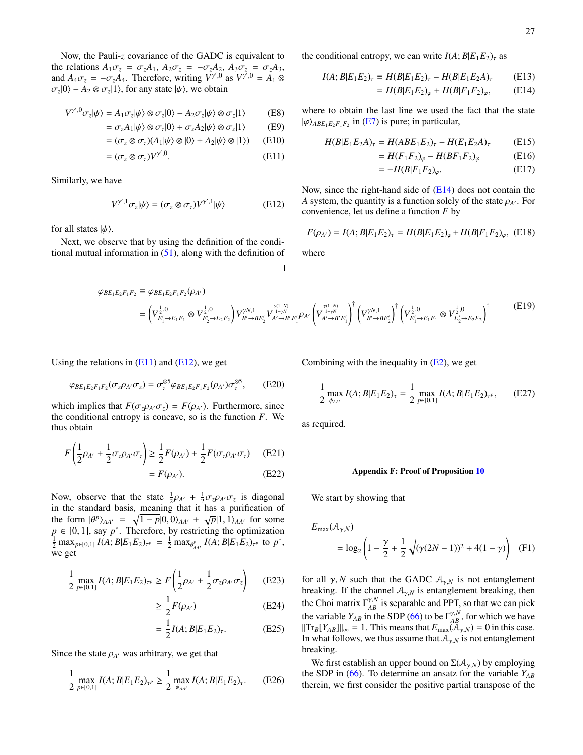Now, the Pauli-$z$ covariance of the GADC is equivalent to the relations $A_1\sigma_z = \sigma_z A_1$, $A_2\sigma_z = -\sigma_z A_2$, $A_3\sigma_z = \sigma_z A_3$, and $A_4\sigma_z = -\sigma_z A_4$. Therefore, writing $V^{\gamma',0}$ as $V^{\gamma',0} = A_1 \otimes \sigma_z|0\rangle - A_2 \otimes \sigma_z|1\rangle$, for any state $|\psi\rangle$, we obtain

$$
\begin{aligned}
V^{\gamma',0}\sigma_z|\psi\rangle &= A_1\sigma_z|\psi\rangle \otimes \sigma_z|0\rangle - A_2\sigma_z|\psi\rangle \otimes \sigma_z|1\rangle && \text{(E8)}\\
&= \sigma_z A_1|\psi\rangle \otimes \sigma_z|0\rangle + \sigma_z A_2|\psi\rangle \otimes \sigma_z|1\rangle && \text{(E9)}\\
&= (\sigma_z \otimes \sigma_z)(A_1|\psi\rangle \otimes |0\rangle + A_2|\psi\rangle \otimes |1\rangle) && \text{(E10)}\\
&= (\sigma_z \otimes \sigma_z)V^{\gamma',0}. && \text{(E11)}
\end{aligned}
$$

Similarly, we have

$$
V^{\gamma',1}\sigma_z|\psi\rangle = (\sigma_z \otimes \sigma_z)V^{\gamma',1}|\psi\rangle \tag{E12}
$$

for all states $|\psi\rangle$.

Next, we observe that by using the definition of the conditional mutual information in (51), along with the definition of the conditional entropy, we can write $I(A;B|E_1E_2)_\tau$ as

$$
\begin{aligned}
I(A;B|E_1E_2)_\tau &= H(B|E_1E_2)_\tau - H(B|E_1E_2A)_\tau && \text{(E13)}\\
&= H(B|E_1E_2)_\varphi + H(B|F_1F_2)_\varphi, && \text{(E14)}
\end{aligned}
$$

where to obtain the last line we used the fact that the state $|\varphi\rangle_{ABE_1E_2F_1F_2}$ in (E7) is pure; in particular,

$$
\begin{aligned}
H(B|E_1E_2A)_\tau &= H(ABE_1E_2)_\tau - H(E_1E_2A)_\tau && \text{(E15)}\\
&= H(F_1F_2)_\varphi - H(BF_1F_2)_\varphi && \text{(E16)}\\
&= -H(B|F_1F_2)_\varphi. && \text{(E17)}
\end{aligned}
$$

Now, since the right-hand side of (E14) does not contain the $A$ system, the quantity is a function solely of the state $\rho_{A'}$. For convenience, let us define a function $F$ by

$$
F(\rho_{A'}) = I(A;B|E_1E_2)_\tau = H(B|E_1E_2)_\varphi + H(B|F_1F_2)_\varphi, \tag{E18}
$$

where

$$
\begin{aligned}
\varphi_{BE_1E_2F_1F_2} &\equiv \varphi_{BE_1E_2F_1F_2}(\rho_{A'})\\
&= \left(V^{\frac{1}{2},0}_{E_1'\to E_1F_1} \otimes V^{\frac{1}{2},0}_{E_2'\to E_2F_2}\right) V^{\gamma N,1}_{B'\to BE_2'} V^{\frac{\gamma(1-N)}{1-\gamma N}}_{A'\to B'E_1'} \rho_{A'} \left(V^{\frac{\gamma(1-N)}{1-\gamma N}}_{A'\to B'E_1'}\right)^\dagger \left(V^{\gamma N,1}_{B'\to BE_2'}\right)^\dagger \left(V^{\frac{1}{2},0}_{E_1'\to E_1F_1} \otimes V^{\frac{1}{2},0}_{E_2'\to E_2F_2}\right)^\dagger
\end{aligned}
\tag{E19}
$$

Using the relations in (E11) and (E12), we get

$$
\varphi_{BE_1E_2F_1F_2}(\sigma_z\rho_{A'}\sigma_z) = \sigma_z^{\otimes 5}\varphi_{BE_1E_2F_1F_2}(\rho_{A'})\sigma_z^{\otimes 5}, \tag{E20}
$$

which implies that $F(\sigma_z\rho_{A'}\sigma_z) = F(\rho_{A'})$. Furthermore, since the conditional entropy is concave, so is the function $F$. We thus obtain

$$
\begin{aligned}
F\left(\frac{1}{2}\rho_{A'} + \frac{1}{2}\sigma_z\rho_{A'}\sigma_z\right) &\geq \frac{1}{2}F(\rho_{A'}) + \frac{1}{2}F(\sigma_z\rho_{A'}\sigma_z) && \text{(E21)}\\
&= F(\rho_{A'}). && \text{(E22)}
\end{aligned}
$$

Now, observe that the state $\frac{1}{2}\rho_{A'} + \frac{1}{2}\sigma_z\rho_{A'}\sigma_z$ is diagonal in the standard basis, meaning that it has a purification of the form $|\theta^p\rangle_{AA'} = \sqrt{1-p}|0,0\rangle_{AA'} + \sqrt{p}|1,1\rangle_{AA'}$ for some $p \in [0,1]$, say $p^*$. Therefore, by restricting the optimization $\frac{1}{2}\max_{p\in[0,1]} I(A;B|E_1E_2)_{\tau^p} = \frac{1}{2}\max_{\theta^p_{AA'}} I(A;B|E_1E_2)_{\tau^p}$ to $p^*$, we get

$$
\begin{aligned}
\frac{1}{2}\max_{p\in[0,1]} I(A;B|E_1E_2)_{\tau^p} &\geq F\left(\frac{1}{2}\rho_{A'} + \frac{1}{2}\sigma_z\rho_{A'}\sigma_z\right) && \text{(E23)}\\
&\geq \frac{1}{2}F(\rho_{A'}) && \text{(E24)}\\
&= \frac{1}{2}I(A;B|E_1E_2)_\tau. && \text{(E25)}
\end{aligned}
$$

Since the state $\rho_{A'}$ was arbitrary, we get that

$$
\frac{1}{2}\max_{p\in[0,1]} I(A;B|E_1E_2)_{\tau^p} \geq \frac{1}{2}\max_{\phi_{AA'}} I(A;B|E_1E_2)_\tau. \tag{E26}
$$

Combining with the inequality in (E2), we get

$$
\frac{1}{2}\max_{\phi_{AA'}} I(A;B|E_1E_2)_\tau = \frac{1}{2}\max_{p\in[0,1]} I(A;B|E_1E_2)_{\tau^p}, \tag{E27}
$$

as required.

## Appendix F: Proof of Proposition 10

We start by showing that

$$
E_{\max}(\mathcal{A}_{\gamma,N}) = \log_2\left(1 - \frac{\gamma}{2} + \frac{1}{2}\sqrt{(\gamma(2N-1))^2 + 4(1-\gamma)}\right) \tag{F1}
$$

for all $\gamma, N$ such that the GADC $\mathcal{A}_{\gamma,N}$ is not entanglement breaking. If the channel $\mathcal{A}_{\gamma,N}$ is entanglement breaking, then the Choi matrix $\Gamma^{\gamma,N}_{AB}$ is separable and PPT, so that we can pick the variable $Y_{AB}$ in the SDP (66) to be $\Gamma^{\gamma,N}_{AB}$, for which we have $\|\mathrm{Tr}_B[Y_{AB}]\|_\infty = 1$. This means that $E_{\max}(\mathcal{A}_{\gamma,N}) = 0$ in this case. In what follows, we thus assume that $\mathcal{A}_{\gamma,N}$ is not entanglement breaking.

We first establish an upper bound on $\Sigma(\mathcal{A}_{\gamma,N})$ by employing the SDP in (66). To determine an ansatz for the variable $Y_{AB}$ therein, we first consider the positive partial transpose of the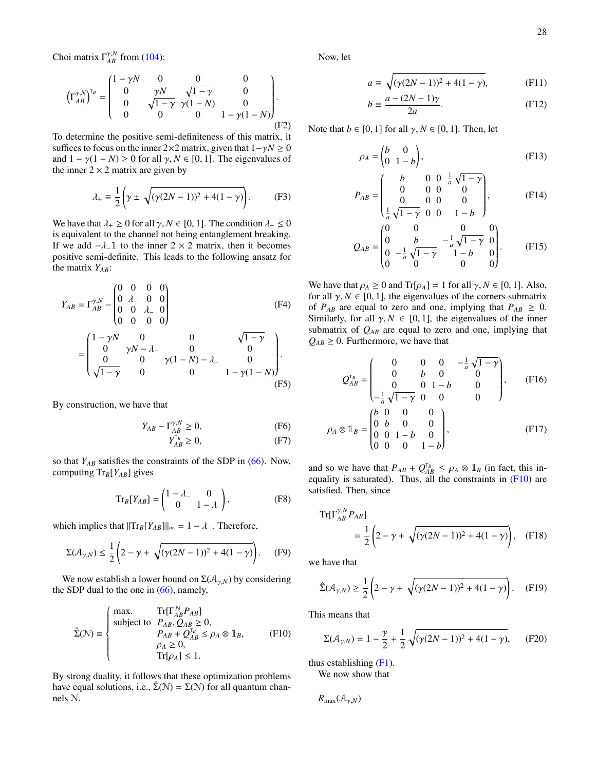Choi matrix $\Gamma^{\gamma,N}_{AB}$ from (104):

$$
\left(\Gamma^{\gamma,N}_{AB}\right)^{\mathsf{T}_B} = \begin{pmatrix} 1-\gamma N & 0 & 0 & 0 \\ 0 & \gamma N & \sqrt{1-\gamma} & 0 \\ 0 & \sqrt{1-\gamma} & \gamma(1-N) & 0 \\ 0 & 0 & 0 & 1-\gamma(1-N) \end{pmatrix}. \tag{F2}
$$

To determine the positive semi-definiteness of this matrix, it suffices to focus on the inner $2\times 2$ matrix, given that $1-\gamma N \geq 0$ and $1-\gamma(1-N) \geq 0$ for all $\gamma, N \in [0,1]$. The eigenvalues of the inner $2\times 2$ matrix are given by

$$
\lambda_\pm \equiv \frac{1}{2}\left(\gamma \pm \sqrt{(\gamma(2N-1))^2 + 4(1-\gamma)}\right). \tag{F3}
$$

We have that $\lambda_+ \geq 0$ for all $\gamma, N \in [0,1]$. The condition $\lambda_- \leq 0$ is equivalent to the channel not being entanglement breaking. If we add $-\lambda_- \mathbb{1}$ to the inner $2\times 2$ matrix, then it becomes positive semi-definite. This leads to the following ansatz for the matrix $Y_{AB}$:

$$
Y_{AB} = \Gamma^{\gamma,N}_{AB} - \begin{pmatrix} 0 & 0 & 0 & 0 \\ 0 & \lambda_- & 0 & 0 \\ 0 & 0 & \lambda_- & 0 \\ 0 & 0 & 0 & 0 \end{pmatrix} \tag{F4}
$$

$$
= \begin{pmatrix} 1-\gamma N & 0 & 0 & \sqrt{1-\gamma} \\ 0 & \gamma N - \lambda_- & 0 & 0 \\ 0 & 0 & \gamma(1-N)-\lambda_- & 0 \\ \sqrt{1-\gamma} & 0 & 0 & 1-\gamma(1-N) \end{pmatrix}. \tag{F5}
$$

By construction, we have that

$$
Y_{AB} - \Gamma^{\gamma,N}_{AB} \geq 0, \tag{F6}
$$

$$
Y_{AB}^{\mathsf{T}_B} \geq 0, \tag{F7}
$$

so that $Y_{AB}$ satisfies the constraints of the SDP in (66). Now, computing $\mathrm{Tr}_B[Y_{AB}]$ gives

$$
\mathrm{Tr}_B[Y_{AB}] = \begin{pmatrix} 1-\lambda_- & 0 \\ 0 & 1-\lambda_- \end{pmatrix}, \tag{F8}
$$

which implies that $\|\mathrm{Tr}_B[Y_{AB}]\|_\infty = 1-\lambda_-$. Therefore,

$$
\Sigma(\mathcal{A}_{\gamma,N}) \leq \frac{1}{2}\left(2-\gamma + \sqrt{(\gamma(2N-1))^2 + 4(1-\gamma)}\right). \tag{F9}
$$

We now establish a lower bound on $\Sigma(\mathcal{A}_{\gamma,N})$ by considering the SDP dual to the one in (66), namely,

$$
\hat{\Sigma}(\mathcal{N}) \equiv \begin{cases} \text{max.} & \mathrm{Tr}[\Gamma^{\mathcal{N}}_{AB} P_{AB}] \\ \text{subject to} & P_{AB}, Q_{AB} \geq 0, \\ & P_{AB} + Q_{AB}^{\mathsf{T}_B} \leq \rho_A \otimes \mathbb{1}_B, \\ & \rho_A \geq 0, \\ & \mathrm{Tr}[\rho_A] \leq 1. \end{cases} \tag{F10}
$$

By strong duality, it follows that these optimization problems have equal solutions, i.e., $\hat{\Sigma}(\mathcal{N}) = \Sigma(\mathcal{N})$ for all quantum channels $\mathcal{N}$.

Now, let

$$
a \equiv \sqrt{(\gamma(2N-1))^2 + 4(1-\gamma)}, \tag{F11}
$$

$$
b \equiv \frac{a-(2N-1)\gamma}{2a}. \tag{F12}
$$

Note that $b \in [0,1]$ for all $\gamma, N \in [0,1]$. Then, let

$$
\rho_A = \begin{pmatrix} b & 0 \\ 0 & 1-b \end{pmatrix}, \tag{F13}
$$

$$
P_{AB} = \begin{pmatrix} b & 0 & 0 & \frac{1}{a}\sqrt{1-\gamma} \\ 0 & 0 & 0 & 0 \\ 0 & 0 & 0 & 0 \\ \frac{1}{a}\sqrt{1-\gamma} & 0 & 0 & 1-b \end{pmatrix}, \tag{F14}
$$

$$
Q_{AB} = \begin{pmatrix} 0 & 0 & 0 & 0 \\ 0 & b & -\frac{1}{a}\sqrt{1-\gamma} & 0 \\ 0 & -\frac{1}{a}\sqrt{1-\gamma} & 1-b & 0 \\ 0 & 0 & 0 & 0 \end{pmatrix}. \tag{F15}
$$

We have that $\rho_A \geq 0$ and $\mathrm{Tr}[\rho_A] = 1$ for all $\gamma, N \in [0,1]$. Also, for all $\gamma, N \in [0,1]$, the eigenvalues of the corners submatrix of $P_{AB}$ are equal to zero and one, implying that $P_{AB} \geq 0$. Similarly, for all $\gamma, N \in [0,1]$, the eigenvalues of the inner submatrix of $Q_{AB}$ are equal to zero and one, implying that $Q_{AB} \geq 0$. Furthermore, we have that

$$
Q_{AB}^{\mathsf{T}_B} = \begin{pmatrix} 0 & 0 & 0 & -\frac{1}{a}\sqrt{1-\gamma} \\ 0 & b & 0 & 0 \\ 0 & 0 & 1-b & 0 \\ -\frac{1}{a}\sqrt{1-\gamma} & 0 & 0 & 0 \end{pmatrix}, \tag{F16}
$$

$$
\rho_A \otimes \mathbb{1}_B = \begin{pmatrix} b & 0 & 0 & 0 \\ 0 & b & 0 & 0 \\ 0 & 0 & 1-b & 0 \\ 0 & 0 & 0 & 1-b \end{pmatrix}, \tag{F17}
$$

and so we have that $P_{AB} + Q_{AB}^{\mathsf{T}_B} \leq \rho_A \otimes \mathbb{1}_B$ (in fact, this inequality is saturated). Thus, all the constraints in (F10) are satisfied. Then, since

$$
\mathrm{Tr}[\Gamma^{\gamma,N}_{AB} P_{AB}] = \frac{1}{2}\left(2-\gamma + \sqrt{(\gamma(2N-1))^2 + 4(1-\gamma)}\right), \tag{F18}
$$

we have that

$$
\hat{\Sigma}(\mathcal{A}_{\gamma,N}) \geq \frac{1}{2}\left(2-\gamma + \sqrt{(\gamma(2N-1))^2 + 4(1-\gamma)}\right). \tag{F19}
$$

This means that

$$
\Sigma(\mathcal{A}_{\gamma,N}) = 1 - \frac{\gamma}{2} + \frac{1}{2}\sqrt{(\gamma(2N-1))^2 + 4(1-\gamma)}, \tag{F20}
$$

thus establishing (F1).

We now show that

$R_{\max}(\mathcal{A}_{\gamma,N})$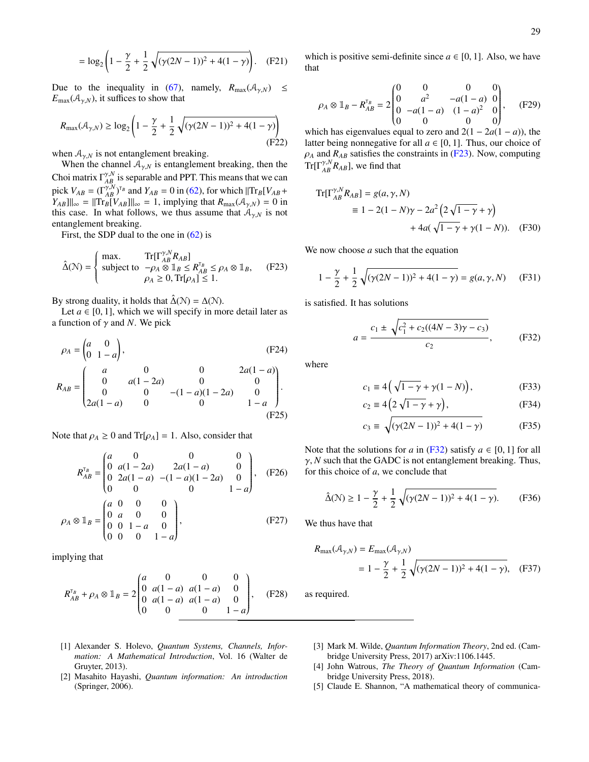$$= \log_2\left(1 - \frac{\gamma}{2} + \frac{1}{2}\sqrt{(\gamma(2N-1))^2 + 4(1-\gamma)}\right). \quad \text{(F21)}$$

Due to the inequality in (67), namely, $R_{\max}(\mathcal{A}_{\gamma,N}) \leq E_{\max}(\mathcal{A}_{\gamma,N})$, it suffices to show that

$$R_{\max}(\mathcal{A}_{\gamma,N}) \geq \log_2\left(1 - \frac{\gamma}{2} + \frac{1}{2}\sqrt{(\gamma(2N-1))^2 + 4(1-\gamma)}\right) \quad \text{(F22)}$$

when $\mathcal{A}_{\gamma,N}$ is not entanglement breaking.

When the channel $\mathcal{A}_{\gamma,N}$ is entanglement breaking, then the Choi matrix $\Gamma^{\gamma,N}_{AB}$ is separable and PPT. This means that we can pick $V_{AB} = (\Gamma^{\gamma,N}_{AB})^{\mathsf{T}_B}$ and $Y_{AB} = 0$ in (62), for which $\|\mathrm{Tr}_B[V_{AB} + Y_{AB}]\|_\infty = \|\mathrm{Tr}_B[V_{AB}]\|_\infty = 1$, implying that $R_{\max}(\mathcal{A}_{\gamma,N}) = 0$ in this case. In what follows, we thus assume that $\mathcal{A}_{\gamma,N}$ is not entanglement breaking.

First, the SDP dual to the one in (62) is

$$\hat{\Delta}(\mathcal{N}) = \left\{ \begin{array}{ll} \max. & \mathrm{Tr}[\Gamma^{\gamma,N}_{AB} R_{AB}] \\ \text{subject to} & -\rho_A \otimes \mathbb{1}_B \leq R^{\mathsf{T}_B}_{AB} \leq \rho_A \otimes \mathbb{1}_B, \\ & \rho_A \geq 0, \mathrm{Tr}[\rho_A] \leq 1. \end{array} \right. \quad \text{(F23)}$$

By strong duality, it holds that $\hat{\Delta}(\mathcal{N}) = \Delta(\mathcal{N})$.

Let $a \in [0,1]$, which we will specify in more detail later as a function of $\gamma$ and $N$. We pick

$$\rho_A = \begin{pmatrix} a & 0 \\ 0 & 1-a \end{pmatrix}, \quad \text{(F24)}$$

$$R_{AB} = \begin{pmatrix} a & 0 & 0 & 2a(1-a) \\ 0 & a(1-2a) & 0 & 0 \\ 0 & 0 & -(1-a)(1-2a) & 0 \\ 2a(1-a) & 0 & 0 & 1-a \end{pmatrix}. \quad \text{(F25)}$$

Note that $\rho_A \geq 0$ and $\mathrm{Tr}[\rho_A] = 1$. Also, consider that

$$R^{\mathsf{T}_B}_{AB} = \begin{pmatrix} a & 0 & 0 & 0 \\ 0 & a(1-2a) & 2a(1-a) & 0 \\ 0 & 2a(1-a) & -(1-a)(1-2a) & 0 \\ 0 & 0 & 0 & 1-a \end{pmatrix}, \quad \text{(F26)}$$

$$\rho_A \otimes \mathbb{1}_B = \begin{pmatrix} a & 0 & 0 & 0 \\ 0 & a & 0 & 0 \\ 0 & 0 & 1-a & 0 \\ 0 & 0 & 0 & 1-a \end{pmatrix}, \quad \text{(F27)}$$

implying that

$$R^{\mathsf{T}_B}_{AB} + \rho_A \otimes \mathbb{1}_B = 2\begin{pmatrix} a & 0 & 0 & 0 \\ 0 & a(1-a) & a(1-a) & 0 \\ 0 & a(1-a) & a(1-a) & 0 \\ 0 & 0 & 0 & 1-a \end{pmatrix}, \quad \text{(F28)}$$

which is positive semi-definite since $a \in [0,1]$. Also, we have that

$$\rho_A \otimes \mathbb{1}_B - R^{\mathsf{T}_B}_{AB} = 2\begin{pmatrix} 0 & 0 & 0 & 0 \\ 0 & a^2 & -a(1-a) & 0 \\ 0 & -a(1-a) & (1-a)^2 & 0 \\ 0 & 0 & 0 & 0 \end{pmatrix}, \quad \text{(F29)}$$

which has eigenvalues equal to zero and $2(1-2a(1-a))$, the latter being nonnegative for all $a \in [0,1]$. Thus, our choice of $\rho_A$ and $R_{AB}$ satisfies the constraints in (F23). Now, computing $\mathrm{Tr}[\Gamma^{\gamma,N}_{AB} R_{AB}]$, we find that

$$\begin{aligned} \mathrm{Tr}[\Gamma^{\gamma,N}_{AB} R_{AB}] &= g(a,\gamma,N) \\ &\equiv 1 - 2(1-N)\gamma - 2a^2\left(2\sqrt{1-\gamma} + \gamma\right) \\ &\quad + 4a(\sqrt{1-\gamma} + \gamma(1-N)). \end{aligned} \quad \text{(F30)}$$

We now choose $a$ such that the equation

$$1 - \frac{\gamma}{2} + \frac{1}{2}\sqrt{(\gamma(2N-1))^2 + 4(1-\gamma)} = g(a,\gamma,N) \quad \text{(F31)}$$

is satisfied. It has solutions

$$a = \frac{c_1 \pm \sqrt{c_1^2 + c_2((4N-3)\gamma - c_3)}}{c_2}, \quad \text{(F32)}$$

where

$$c_1 \equiv 4\left(\sqrt{1-\gamma} + \gamma(1-N)\right), \quad \text{(F33)}$$

$$c_2 \equiv 4\left(2\sqrt{1-\gamma} + \gamma\right), \quad \text{(F34)}$$

$$c_3 \equiv \sqrt{(\gamma(2N-1))^2 + 4(1-\gamma)} \quad \text{(F35)}$$

Note that the solutions for $a$ in (F32) satisfy $a \in [0,1]$ for all $\gamma, N$ such that the GADC is not entanglement breaking. Thus, for this choice of $a$, we conclude that

$$\hat{\Delta}(\mathcal{N}) \geq 1 - \frac{\gamma}{2} + \frac{1}{2}\sqrt{(\gamma(2N-1))^2 + 4(1-\gamma)}. \quad \text{(F36)}$$

We thus have that

$$\begin{aligned} R_{\max}(\mathcal{A}_{\gamma,N}) &= E_{\max}(\mathcal{A}_{\gamma,N}) \\ &= 1 - \frac{\gamma}{2} + \frac{1}{2}\sqrt{(\gamma(2N-1))^2 + 4(1-\gamma)}, \end{aligned} \quad \text{(F37)}$$

as required.

---

[1] Alexander S. Holevo, *Quantum Systems, Channels, Information: A Mathematical Introduction*, Vol. 16 (Walter de Gruyter, 2013).

[2] Masahito Hayashi, *Quantum information: An introduction* (Springer, 2006).

[3] Mark M. Wilde, *Quantum Information Theory*, 2nd ed. (Cambridge University Press, 2017) arXiv:1106.1445.

[4] John Watrous, *The Theory of Quantum Information* (Cambridge University Press, 2018).

[5] Claude E. Shannon, "A mathematical theory of communica-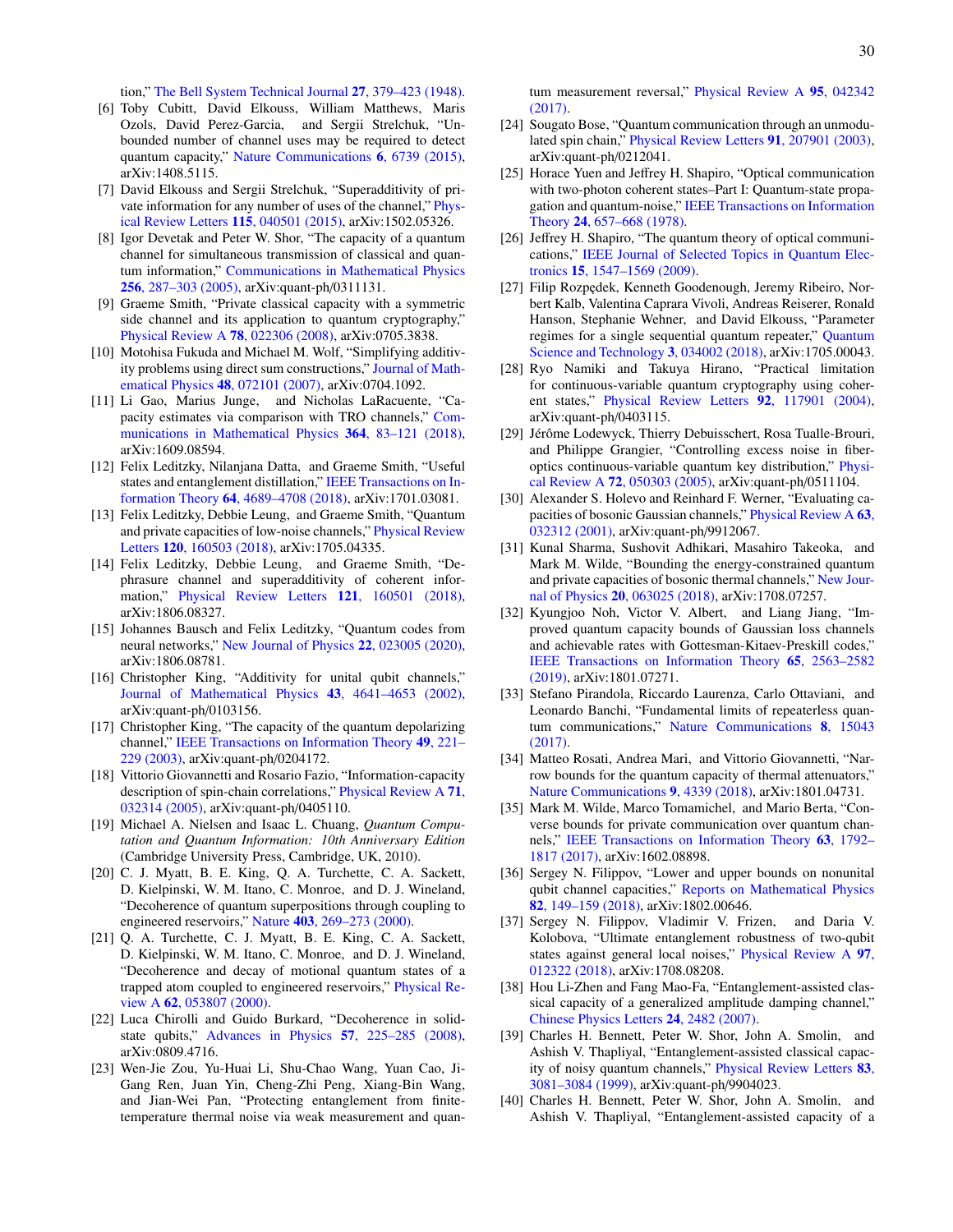tion," The Bell System Technical Journal **27**, 379–423 (1948).

[6] Toby Cubitt, David Elkouss, William Matthews, Maris Ozols, David Perez-Garcia, and Sergii Strelchuk, "Unbounded number of channel uses may be required to detect quantum capacity," Nature Communications **6**, 6739 (2015), arXiv:1408.5115.

[7] David Elkouss and Sergii Strelchuk, "Superadditivity of private information for any number of uses of the channel," Physical Review Letters **115**, 040501 (2015), arXiv:1502.05326.

[8] Igor Devetak and Peter W. Shor, "The capacity of a quantum channel for simultaneous transmission of classical and quantum information," Communications in Mathematical Physics **256**, 287–303 (2005), arXiv:quant-ph/0311131.

[9] Graeme Smith, "Private classical capacity with a symmetric side channel and its application to quantum cryptography," Physical Review A **78**, 022306 (2008), arXiv:0705.3838.

[10] Motohisa Fukuda and Michael M. Wolf, "Simplifying additivity problems using direct sum constructions," Journal of Mathematical Physics **48**, 072101 (2007), arXiv:0704.1092.

[11] Li Gao, Marius Junge, and Nicholas LaRacuente, "Capacity estimates via comparison with TRO channels," Communications in Mathematical Physics **364**, 83–121 (2018), arXiv:1609.08594.

[12] Felix Leditzky, Nilanjana Datta, and Graeme Smith, "Useful states and entanglement distillation," IEEE Transactions on Information Theory **64**, 4689–4708 (2018), arXiv:1701.03081.

[13] Felix Leditzky, Debbie Leung, and Graeme Smith, "Quantum and private capacities of low-noise channels," Physical Review Letters **120**, 160503 (2018), arXiv:1705.04335.

[14] Felix Leditzky, Debbie Leung, and Graeme Smith, "Dephrasure channel and superadditivity of coherent information," Physical Review Letters **121**, 160501 (2018), arXiv:1806.08327.

[15] Johannes Bausch and Felix Leditzky, "Quantum codes from neural networks," New Journal of Physics **22**, 023005 (2020), arXiv:1806.08781.

[16] Christopher King, "Additivity for unital qubit channels," Journal of Mathematical Physics **43**, 4641–4653 (2002), arXiv:quant-ph/0103156.

[17] Christopher King, "The capacity of the quantum depolarizing channel," IEEE Transactions on Information Theory **49**, 221–229 (2003), arXiv:quant-ph/0204172.

[18] Vittorio Giovannetti and Rosario Fazio, "Information-capacity description of spin-chain correlations," Physical Review A **71**, 032314 (2005), arXiv:quant-ph/0405110.

[19] Michael A. Nielsen and Isaac L. Chuang, *Quantum Computation and Quantum Information: 10th Anniversary Edition* (Cambridge University Press, Cambridge, UK, 2010).

[20] C. J. Myatt, B. E. King, Q. A. Turchette, C. A. Sackett, D. Kielpinski, W. M. Itano, C. Monroe, and D. J. Wineland, "Decoherence of quantum superpositions through coupling to engineered reservoirs," Nature **403**, 269–273 (2000).

[21] Q. A. Turchette, C. J. Myatt, B. E. King, C. A. Sackett, D. Kielpinski, W. M. Itano, C. Monroe, and D. J. Wineland, "Decoherence and decay of motional quantum states of a trapped atom coupled to engineered reservoirs," Physical Review A **62**, 053807 (2000).

[22] Luca Chirolli and Guido Burkard, "Decoherence in solid-state qubits," Advances in Physics **57**, 225–285 (2008), arXiv:0809.4716.

[23] Wen-Jie Zou, Yu-Huai Li, Shu-Chao Wang, Yuan Cao, Ji-Gang Ren, Juan Yin, Cheng-Zhi Peng, Xiang-Bin Wang, and Jian-Wei Pan, "Protecting entanglement from finite-temperature thermal noise via weak measurement and quantum measurement reversal," Physical Review A **95**, 042342 (2017).

[24] Sougato Bose, "Quantum communication through an unmodulated spin chain," Physical Review Letters **91**, 207901 (2003), arXiv:quant-ph/0212041.

[25] Horace Yuen and Jeffrey H. Shapiro, "Optical communication with two-photon coherent states–Part I: Quantum-state propagation and quantum-noise," IEEE Transactions on Information Theory **24**, 657–668 (1978).

[26] Jeffrey H. Shapiro, "The quantum theory of optical communications," IEEE Journal of Selected Topics in Quantum Electronics **15**, 1547–1569 (2009).

[27] Filip Rozpędek, Kenneth Goodenough, Jeremy Ribeiro, Norbert Kalb, Valentina Caprara Vivoli, Andreas Reiserer, Ronald Hanson, Stephanie Wehner, and David Elkouss, "Parameter regimes for a single sequential quantum repeater," Quantum Science and Technology **3**, 034002 (2018), arXiv:1705.00043.

[28] Ryo Namiki and Takuya Hirano, "Practical limitation for continuous-variable quantum cryptography using coherent states," Physical Review Letters **92**, 117901 (2004), arXiv:quant-ph/0403115.

[29] Jérôme Lodewyck, Thierry Debuisschert, Rosa Tualle-Brouri, and Philippe Grangier, "Controlling excess noise in fiber-optics continuous-variable quantum key distribution," Physical Review A **72**, 050303 (2005), arXiv:quant-ph/0511104.

[30] Alexander S. Holevo and Reinhard F. Werner, "Evaluating capacities of bosonic Gaussian channels," Physical Review A **63**, 032312 (2001), arXiv:quant-ph/9912067.

[31] Kunal Sharma, Sushovit Adhikari, Masahiro Takeoka, and Mark M. Wilde, "Bounding the energy-constrained quantum and private capacities of bosonic thermal channels," New Journal of Physics **20**, 063025 (2018), arXiv:1708.07257.

[32] Kyungjoo Noh, Victor V. Albert, and Liang Jiang, "Improved quantum capacity bounds of Gaussian loss channels and achievable rates with Gottesman-Kitaev-Preskill codes," IEEE Transactions on Information Theory **65**, 2563–2582 (2019), arXiv:1801.07271.

[33] Stefano Pirandola, Riccardo Laurenza, Carlo Ottaviani, and Leonardo Banchi, "Fundamental limits of repeaterless quantum communications," Nature Communications **8**, 15043 (2017).

[34] Matteo Rosati, Andrea Mari, and Vittorio Giovannetti, "Narrow bounds for the quantum capacity of thermal attenuators," Nature Communications **9**, 4339 (2018), arXiv:1801.04731.

[35] Mark M. Wilde, Marco Tomamichel, and Mario Berta, "Converse bounds for private communication over quantum channels," IEEE Transactions on Information Theory **63**, 1792–1817 (2017), arXiv:1602.08898.

[36] Sergey N. Filippov, "Lower and upper bounds on nonunital qubit channel capacities," Reports on Mathematical Physics **82**, 149–159 (2018), arXiv:1802.00646.

[37] Sergey N. Filippov, Vladimir V. Frizen, and Daria V. Kolobova, "Ultimate entanglement robustness of two-qubit states against general local noises," Physical Review A **97**, 012322 (2018), arXiv:1708.08208.

[38] Hou Li-Zhen and Fang Mao-Fa, "Entanglement-assisted classical capacity of a generalized amplitude damping channel," Chinese Physics Letters **24**, 2482 (2007).

[39] Charles H. Bennett, Peter W. Shor, John A. Smolin, and Ashish V. Thapliyal, "Entanglement-assisted classical capacity of noisy quantum channels," Physical Review Letters **83**, 3081–3084 (1999), arXiv:quant-ph/9904023.

[40] Charles H. Bennett, Peter W. Shor, John A. Smolin, and Ashish V. Thapliyal, "Entanglement-assisted capacity of a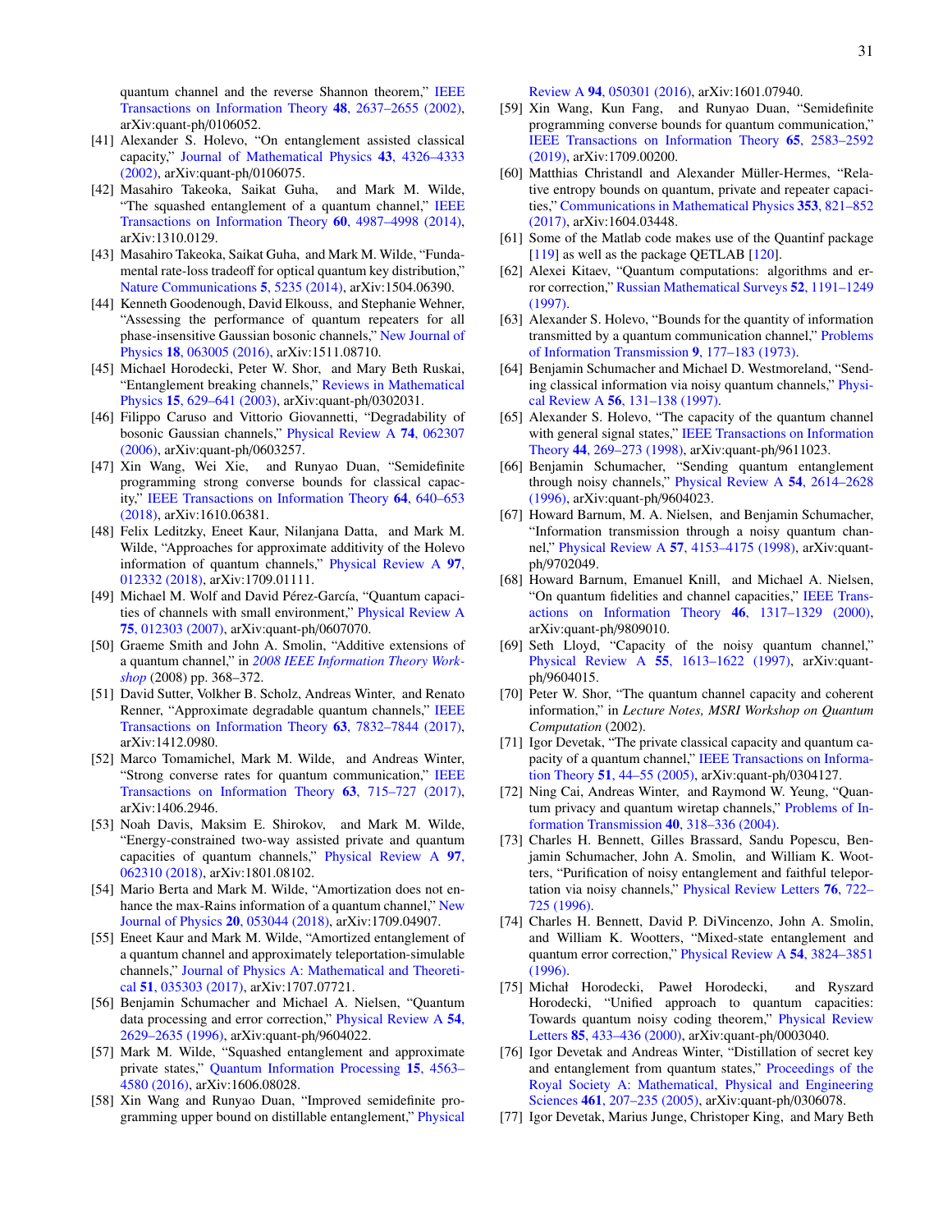quantum channel and the reverse Shannon theorem," IEEE Transactions on Information Theory **48**, 2637–2655 (2002), arXiv:quant-ph/0106052.

[41] Alexander S. Holevo, "On entanglement assisted classical capacity," Journal of Mathematical Physics **43**, 4326–4333 (2002), arXiv:quant-ph/0106075.

[42] Masahiro Takeoka, Saikat Guha, and Mark M. Wilde, "The squashed entanglement of a quantum channel," IEEE Transactions on Information Theory **60**, 4987–4998 (2014), arXiv:1310.0129.

[43] Masahiro Takeoka, Saikat Guha, and Mark M. Wilde, "Fundamental rate-loss tradeoff for optical quantum key distribution," Nature Communications **5**, 5235 (2014), arXiv:1504.06390.

[44] Kenneth Goodenough, David Elkouss, and Stephanie Wehner, "Assessing the performance of quantum repeaters for all phase-insensitive Gaussian bosonic channels," New Journal of Physics **18**, 063005 (2016), arXiv:1511.08710.

[45] Michael Horodecki, Peter W. Shor, and Mary Beth Ruskai, "Entanglement breaking channels," Reviews in Mathematical Physics **15**, 629–641 (2003), arXiv:quant-ph/0302031.

[46] Filippo Caruso and Vittorio Giovannetti, "Degradability of bosonic Gaussian channels," Physical Review A **74**, 062307 (2006), arXiv:quant-ph/0603257.

[47] Xin Wang, Wei Xie, and Runyao Duan, "Semidefinite programming strong converse bounds for classical capacity," IEEE Transactions on Information Theory **64**, 640–653 (2018), arXiv:1610.06381.

[48] Felix Leditzky, Eneet Kaur, Nilanjana Datta, and Mark M. Wilde, "Approaches for approximate additivity of the Holevo information of quantum channels," Physical Review A **97**, 012332 (2018), arXiv:1709.01111.

[49] Michael M. Wolf and David Pérez-García, "Quantum capacities of channels with small environment," Physical Review A **75**, 012303 (2007), arXiv:quant-ph/0607070.

[50] Graeme Smith and John A. Smolin, "Additive extensions of a quantum channel," in *2008 IEEE Information Theory Workshop* (2008) pp. 368–372.

[51] David Sutter, Volkher B. Scholz, Andreas Winter, and Renato Renner, "Approximate degradable quantum channels," IEEE Transactions on Information Theory **63**, 7832–7844 (2017), arXiv:1412.0980.

[52] Marco Tomamichel, Mark M. Wilde, and Andreas Winter, "Strong converse rates for quantum communication," IEEE Transactions on Information Theory **63**, 715–727 (2017), arXiv:1406.2946.

[53] Noah Davis, Maksim E. Shirokov, and Mark M. Wilde, "Energy-constrained two-way assisted private and quantum capacities of quantum channels," Physical Review A **97**, 062310 (2018), arXiv:1801.08102.

[54] Mario Berta and Mark M. Wilde, "Amortization does not enhance the max-Rains information of a quantum channel," New Journal of Physics **20**, 053044 (2018), arXiv:1709.04907.

[55] Eneet Kaur and Mark M. Wilde, "Amortized entanglement of a quantum channel and approximately teleportation-simulable channels," Journal of Physics A: Mathematical and Theoretical **51**, 035303 (2017), arXiv:1707.07721.

[56] Benjamin Schumacher and Michael A. Nielsen, "Quantum data processing and error correction," Physical Review A **54**, 2629–2635 (1996), arXiv:quant-ph/9604022.

[57] Mark M. Wilde, "Squashed entanglement and approximate private states," Quantum Information Processing **15**, 4563–4580 (2016), arXiv:1606.08028.

[58] Xin Wang and Runyao Duan, "Improved semidefinite programming upper bound on distillable entanglement," Physical Review A **94**, 050301 (2016), arXiv:1601.07940.

[59] Xin Wang, Kun Fang, and Runyao Duan, "Semidefinite programming converse bounds for quantum communication," IEEE Transactions on Information Theory **65**, 2583–2592 (2019), arXiv:1709.00200.

[60] Matthias Christandl and Alexander Müller-Hermes, "Relative entropy bounds on quantum, private and repeater capacities," Communications in Mathematical Physics **353**, 821–852 (2017), arXiv:1604.03448.

[61] Some of the Matlab code makes use of the Quantinf package [119] as well as the package QETLAB [120].

[62] Alexei Kitaev, "Quantum computations: algorithms and error correction," Russian Mathematical Surveys **52**, 1191–1249 (1997).

[63] Alexander S. Holevo, "Bounds for the quantity of information transmitted by a quantum communication channel," Problems of Information Transmission **9**, 177–183 (1973).

[64] Benjamin Schumacher and Michael D. Westmoreland, "Sending classical information via noisy quantum channels," Physical Review A **56**, 131–138 (1997).

[65] Alexander S. Holevo, "The capacity of the quantum channel with general signal states," IEEE Transactions on Information Theory **44**, 269–273 (1998), arXiv:quant-ph/9611023.

[66] Benjamin Schumacher, "Sending quantum entanglement through noisy channels," Physical Review A **54**, 2614–2628 (1996), arXiv:quant-ph/9604023.

[67] Howard Barnum, M. A. Nielsen, and Benjamin Schumacher, "Information transmission through a noisy quantum channel," Physical Review A **57**, 4153–4175 (1998), arXiv:quant-ph/9702049.

[68] Howard Barnum, Emanuel Knill, and Michael A. Nielsen, "On quantum fidelities and channel capacities," IEEE Transactions on Information Theory **46**, 1317–1329 (2000), arXiv:quant-ph/9809010.

[69] Seth Lloyd, "Capacity of the noisy quantum channel," Physical Review A **55**, 1613–1622 (1997), arXiv:quant-ph/9604015.

[70] Peter W. Shor, "The quantum channel capacity and coherent information," in *Lecture Notes, MSRI Workshop on Quantum Computation* (2002).

[71] Igor Devetak, "The private classical capacity and quantum capacity of a quantum channel," IEEE Transactions on Information Theory **51**, 44–55 (2005), arXiv:quant-ph/0304127.

[72] Ning Cai, Andreas Winter, and Raymond W. Yeung, "Quantum privacy and quantum wiretap channels," Problems of Information Transmission **40**, 318–336 (2004).

[73] Charles H. Bennett, Gilles Brassard, Sandu Popescu, Benjamin Schumacher, John A. Smolin, and William K. Wootters, "Purification of noisy entanglement and faithful teleportation via noisy channels," Physical Review Letters **76**, 722–725 (1996).

[74] Charles H. Bennett, David P. DiVincenzo, John A. Smolin, and William K. Wootters, "Mixed-state entanglement and quantum error correction," Physical Review A **54**, 3824–3851 (1996).

[75] Michał Horodecki, Paweł Horodecki, and Ryszard Horodecki, "Unified approach to quantum capacities: Towards quantum noisy coding theorem," Physical Review Letters **85**, 433–436 (2000), arXiv:quant-ph/0003040.

[76] Igor Devetak and Andreas Winter, "Distillation of secret key and entanglement from quantum states," Proceedings of the Royal Society A: Mathematical, Physical and Engineering Sciences **461**, 207–235 (2005), arXiv:quant-ph/0306078.

[77] Igor Devetak, Marius Junge, Christoper King, and Mary Beth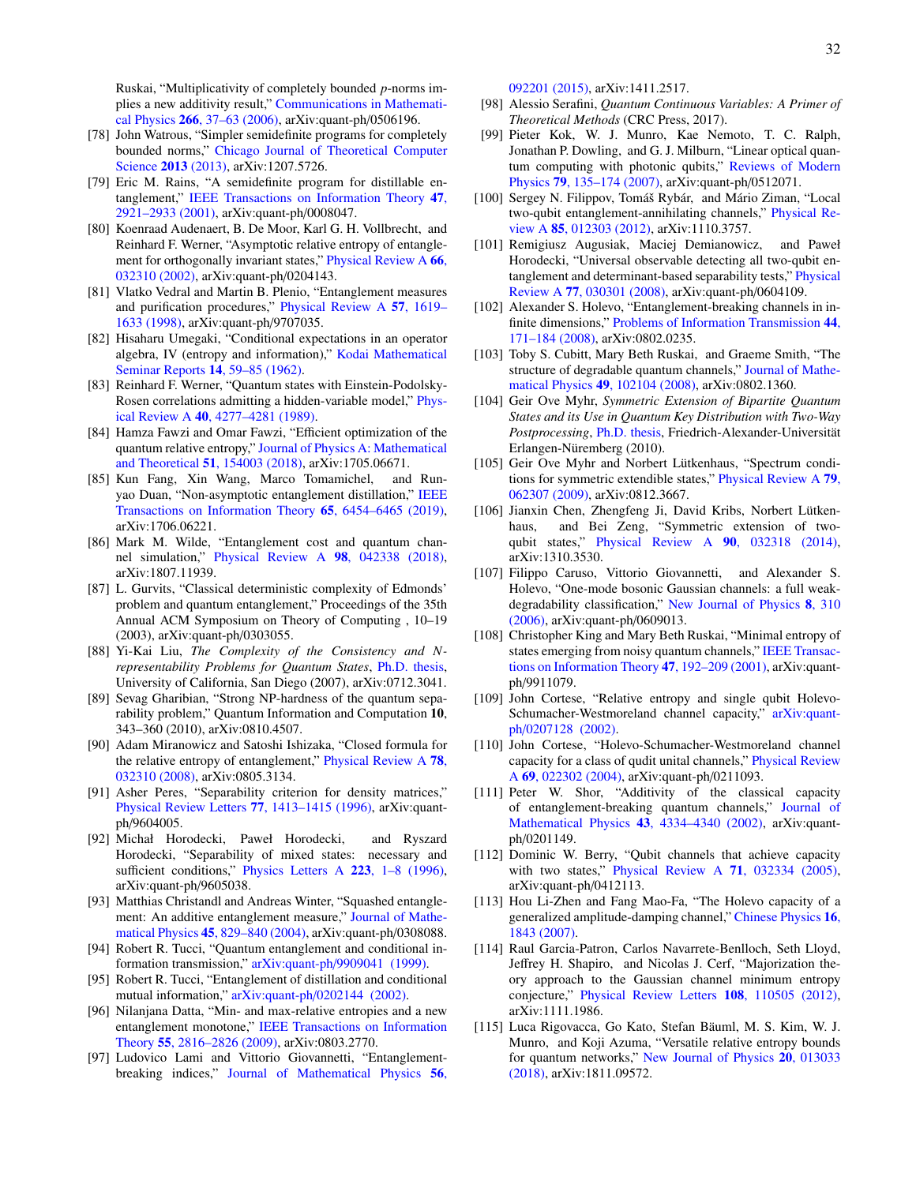Ruskai, "Multiplicativity of completely bounded $p$-norms implies a new additivity result," Communications in Mathematical Physics **266**, 37–63 (2006), arXiv:quant-ph/0506196.

[78] John Watrous, "Simpler semidefinite programs for completely bounded norms," Chicago Journal of Theoretical Computer Science **2013** (2013), arXiv:1207.5726.

[79] Eric M. Rains, "A semidefinite program for distillable entanglement," IEEE Transactions on Information Theory **47**, 2921–2933 (2001), arXiv:quant-ph/0008047.

[80] Koenraad Audenaert, B. De Moor, Karl G. H. Vollbrecht, and Reinhard F. Werner, "Asymptotic relative entropy of entanglement for orthogonally invariant states," Physical Review A **66**, 032310 (2002), arXiv:quant-ph/0204143.

[81] Vlatko Vedral and Martin B. Plenio, "Entanglement measures and purification procedures," Physical Review A **57**, 1619–1633 (1998), arXiv:quant-ph/9707035.

[82] Hisaharu Umegaki, "Conditional expectations in an operator algebra, IV (entropy and information)," Kodai Mathematical Seminar Reports **14**, 59–85 (1962).

[83] Reinhard F. Werner, "Quantum states with Einstein-Podolsky-Rosen correlations admitting a hidden-variable model," Physical Review A **40**, 4277–4281 (1989).

[84] Hamza Fawzi and Omar Fawzi, "Efficient optimization of the quantum relative entropy," Journal of Physics A: Mathematical and Theoretical **51**, 154003 (2018), arXiv:1705.06671.

[85] Kun Fang, Xin Wang, Marco Tomamichel, and Runyao Duan, "Non-asymptotic entanglement distillation," IEEE Transactions on Information Theory **65**, 6454–6465 (2019), arXiv:1706.06221.

[86] Mark M. Wilde, "Entanglement cost and quantum channel simulation," Physical Review A **98**, 042338 (2018), arXiv:1807.11939.

[87] L. Gurvits, "Classical deterministic complexity of Edmonds' problem and quantum entanglement," Proceedings of the 35th Annual ACM Symposium on Theory of Computing , 10–19 (2003), arXiv:quant-ph/0303055.

[88] Yi-Kai Liu, *The Complexity of the Consistency and N-representability Problems for Quantum States*, Ph.D. thesis, University of California, San Diego (2007), arXiv:0712.3041.

[89] Sevag Gharibian, "Strong NP-hardness of the quantum separability problem," Quantum Information and Computation **10**, 343–360 (2010), arXiv:0810.4507.

[90] Adam Miranowicz and Satoshi Ishizaka, "Closed formula for the relative entropy of entanglement," Physical Review A **78**, 032310 (2008), arXiv:0805.3134.

[91] Asher Peres, "Separability criterion for density matrices," Physical Review Letters **77**, 1413–1415 (1996), arXiv:quant-ph/9604005.

[92] Michał Horodecki, Paweł Horodecki, and Ryszard Horodecki, "Separability of mixed states: necessary and sufficient conditions," Physics Letters A **223**, 1–8 (1996), arXiv:quant-ph/9605038.

[93] Matthias Christandl and Andreas Winter, "Squashed entanglement: An additive entanglement measure," Journal of Mathematical Physics **45**, 829–840 (2004), arXiv:quant-ph/0308088.

[94] Robert R. Tucci, "Quantum entanglement and conditional information transmission," arXiv:quant-ph/9909041 (1999).

[95] Robert R. Tucci, "Entanglement of distillation and conditional mutual information," arXiv:quant-ph/0202144 (2002).

[96] Nilanjana Datta, "Min- and max-relative entropies and a new entanglement monotone," IEEE Transactions on Information Theory **55**, 2816–2826 (2009), arXiv:0803.2770.

[97] Ludovico Lami and Vittorio Giovannetti, "Entanglement-breaking indices," Journal of Mathematical Physics **56**, 092201 (2015), arXiv:1411.2517.

[98] Alessio Serafini, *Quantum Continuous Variables: A Primer of Theoretical Methods* (CRC Press, 2017).

[99] Pieter Kok, W. J. Munro, Kae Nemoto, T. C. Ralph, Jonathan P. Dowling, and G. J. Milburn, "Linear optical quantum computing with photonic qubits," Reviews of Modern Physics **79**, 135–174 (2007), arXiv:quant-ph/0512071.

[100] Sergey N. Filippov, Tomáš Rybár, and Mário Ziman, "Local two-qubit entanglement-annihilating channels," Physical Review A **85**, 012303 (2012), arXiv:1110.3757.

[101] Remigiusz Augusiak, Maciej Demianowicz, and Paweł Horodecki, "Universal observable detecting all two-qubit entanglement and determinant-based separability tests," Physical Review A **77**, 030301 (2008), arXiv:quant-ph/0604109.

[102] Alexander S. Holevo, "Entanglement-breaking channels in infinite dimensions," Problems of Information Transmission **44**, 171–184 (2008), arXiv:0802.0235.

[103] Toby S. Cubitt, Mary Beth Ruskai, and Graeme Smith, "The structure of degradable quantum channels," Journal of Mathematical Physics **49**, 102104 (2008), arXiv:0802.1360.

[104] Geir Ove Myhr, *Symmetric Extension of Bipartite Quantum States and its Use in Quantum Key Distribution with Two-Way Postprocessing*, Ph.D. thesis, Friedrich-Alexander-Universität Erlangen-Nürnberg (2010).

[105] Geir Ove Myhr and Norbert Lütkenhaus, "Spectrum conditions for symmetric extendible states," Physical Review A **79**, 062307 (2009), arXiv:0812.3667.

[106] Jianxin Chen, Zhengfeng Ji, David Kribs, Norbert Lütkenhaus, and Bei Zeng, "Symmetric extension of two-qubit states," Physical Review A **90**, 032318 (2014), arXiv:1310.3530.

[107] Filippo Caruso, Vittorio Giovannetti, and Alexander S. Holevo, "One-mode bosonic Gaussian channels: a full weak-degradability classification," New Journal of Physics **8**, 310 (2006), arXiv:quant-ph/0609013.

[108] Christopher King and Mary Beth Ruskai, "Minimal entropy of states emerging from noisy quantum channels," IEEE Transactions on Information Theory **47**, 192–209 (2001), arXiv:quant-ph/9911079.

[109] John Cortese, "Relative entropy and single qubit Holevo-Schumacher-Westmoreland channel capacity," arXiv:quant-ph/0207128 (2002).

[110] John Cortese, "Holevo-Schumacher-Westmoreland channel capacity for a class of qudit unital channels," Physical Review A **69**, 022302 (2004), arXiv:quant-ph/0211093.

[111] Peter W. Shor, "Additivity of the classical capacity of entanglement-breaking quantum channels," Journal of Mathematical Physics **43**, 4334–4340 (2002), arXiv:quant-ph/0201149.

[112] Dominic W. Berry, "Qubit channels that achieve capacity with two states," Physical Review A **71**, 032334 (2005), arXiv:quant-ph/0412113.

[113] Hou Li-Zhen and Fang Mao-Fa, "The Holevo capacity of a generalized amplitude-damping channel," Chinese Physics **16**, 1843 (2007).

[114] Raul Garcia-Patron, Carlos Navarrete-Benlloch, Seth Lloyd, Jeffrey H. Shapiro, and Nicolas J. Cerf, "Majorization theory approach to the Gaussian channel minimum entropy conjecture," Physical Review Letters **108**, 110505 (2012), arXiv:1111.1986.

[115] Luca Rigovacca, Go Kato, Stefan Bäuml, M. S. Kim, W. J. Munro, and Koji Azuma, "Versatile relative entropy bounds for quantum networks," New Journal of Physics **20**, 013033 (2018), arXiv:1811.09572.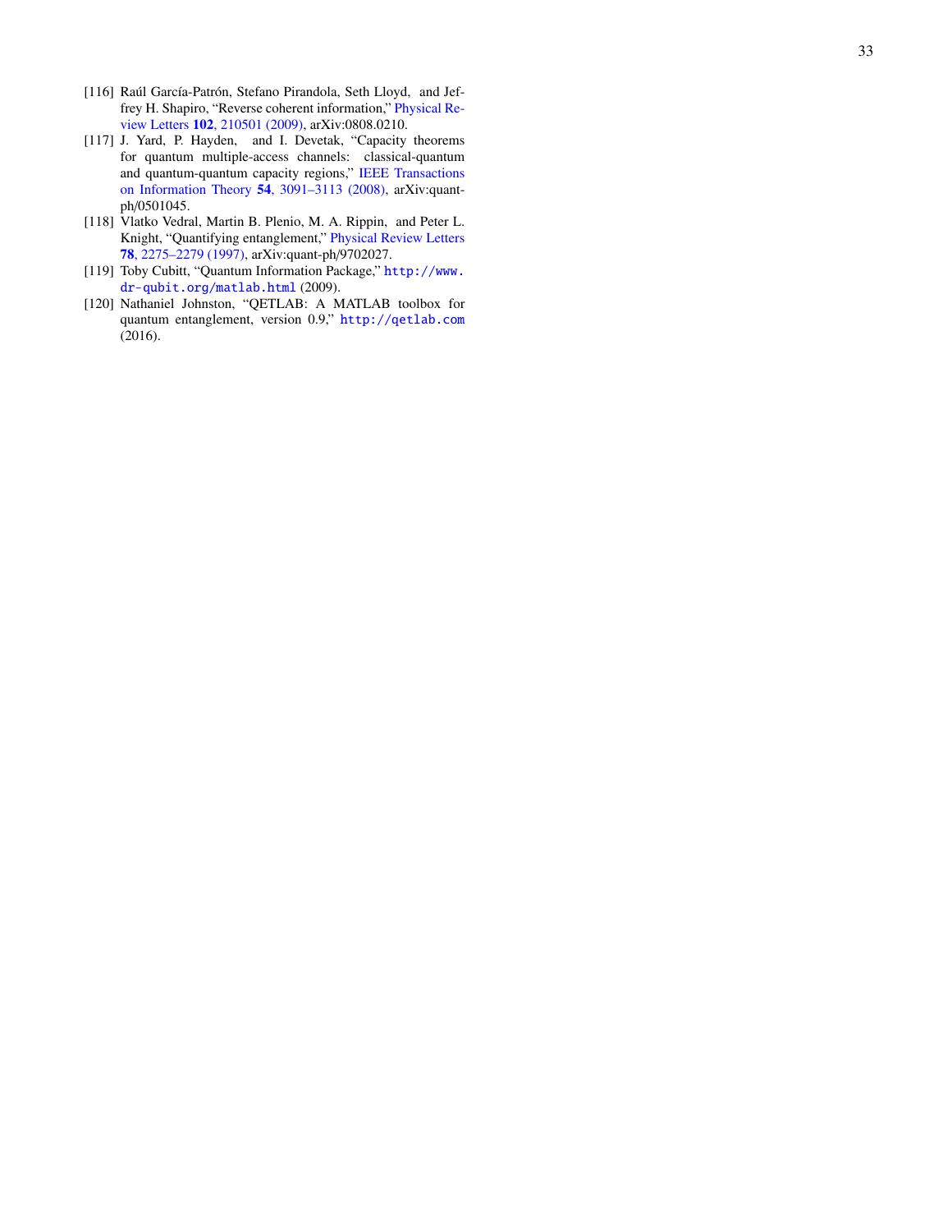[116] Raúl García-Patrón, Stefano Pirandola, Seth Lloyd, and Jeffrey H. Shapiro, "Reverse coherent information," Physical Review Letters **102**, 210501 (2009), arXiv:0808.0210.

[117] J. Yard, P. Hayden, and I. Devetak, "Capacity theorems for quantum multiple-access channels: classical-quantum and quantum-quantum capacity regions," IEEE Transactions on Information Theory **54**, 3091–3113 (2008), arXiv:quant-ph/0501045.

[118] Vlatko Vedral, Martin B. Plenio, M. A. Rippin, and Peter L. Knight, "Quantifying entanglement," Physical Review Letters **78**, 2275–2279 (1997), arXiv:quant-ph/9702027.

[119] Toby Cubitt, "Quantum Information Package," `http://www.dr-qubit.org/matlab.html` (2009).

[120] Nathaniel Johnston, "QETLAB: A MATLAB toolbox for quantum entanglement, version 0.9," `http://qetlab.com` (2016).